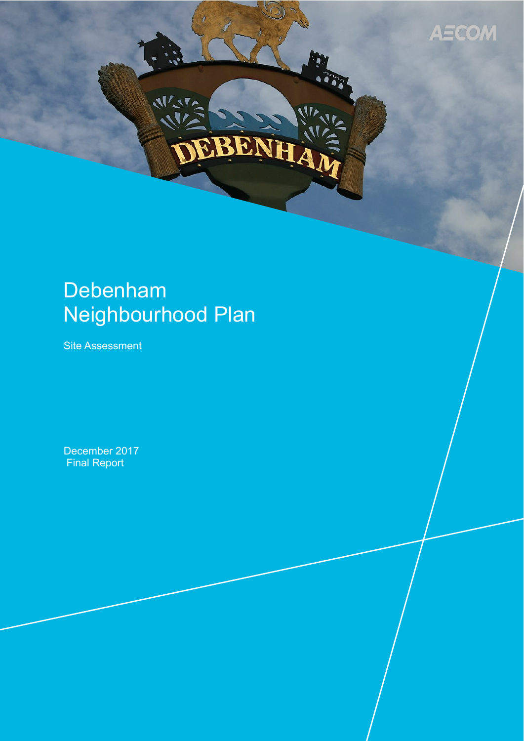# Debenham Neighbourhood Plan

Site Assessment

December 2017
Final Report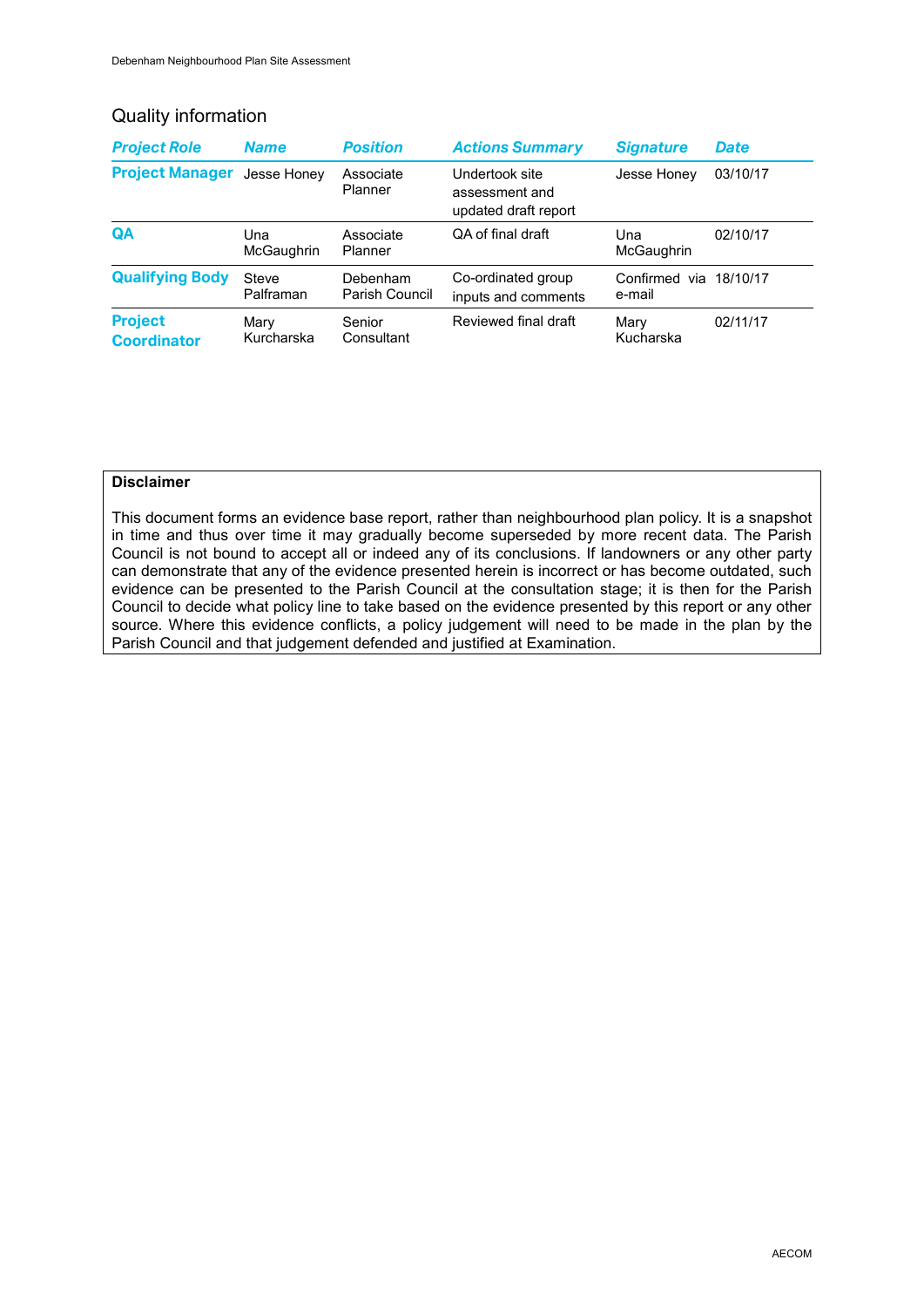## Quality information

| *Project Role* | *Name* | *Position* | *Actions Summary* | *Signature* | *Date* |
|---|---|---|---|---|---|
| **Project Manager** | Jesse Honey | Associate Planner | Undertook site assessment and updated draft report | Jesse Honey | 03/10/17 |
| **QA** | Una McGaughrin | Associate Planner | QA of final draft | Una McGaughrin | 02/10/17 |
| **Qualifying Body** | Steve Palframan | Debenham Parish Council | Co-ordinated group inputs and comments | Confirmed via e-mail | 18/10/17 |
| **Project Coordinator** | Mary Kurcharska | Senior Consultant | Reviewed final draft | Mary Kucharska | 02/11/17 |

**Disclaimer**

This document forms an evidence base report, rather than neighbourhood plan policy. It is a snapshot in time and thus over time it may gradually become superseded by more recent data. The Parish Council is not bound to accept all or indeed any of its conclusions. If landowners or any other party can demonstrate that any of the evidence presented herein is incorrect or has become outdated, such evidence can be presented to the Parish Council at the consultation stage; it is then for the Parish Council to decide what policy line to take based on the evidence presented by this report or any other source. Where this evidence conflicts, a policy judgement will need to be made in the plan by the Parish Council and that judgement defended and justified at Examination.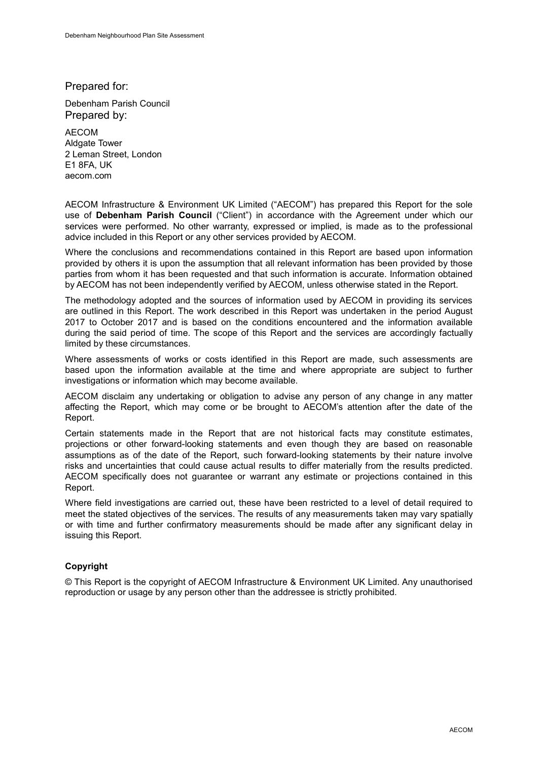Prepared for:

Debenham Parish Council

Prepared by:

AECOM
Aldgate Tower
2 Leman Street, London
E1 8FA, UK
aecom.com

AECOM Infrastructure & Environment UK Limited ("AECOM") has prepared this Report for the sole use of **Debenham Parish Council** ("Client") in accordance with the Agreement under which our services were performed. No other warranty, expressed or implied, is made as to the professional advice included in this Report or any other services provided by AECOM.

Where the conclusions and recommendations contained in this Report are based upon information provided by others it is upon the assumption that all relevant information has been provided by those parties from whom it has been requested and that such information is accurate. Information obtained by AECOM has not been independently verified by AECOM, unless otherwise stated in the Report.

The methodology adopted and the sources of information used by AECOM in providing its services are outlined in this Report. The work described in this Report was undertaken in the period August 2017 to October 2017 and is based on the conditions encountered and the information available during the said period of time. The scope of this Report and the services are accordingly factually limited by these circumstances.

Where assessments of works or costs identified in this Report are made, such assessments are based upon the information available at the time and where appropriate are subject to further investigations or information which may become available.

AECOM disclaim any undertaking or obligation to advise any person of any change in any matter affecting the Report, which may come or be brought to AECOM's attention after the date of the Report.

Certain statements made in the Report that are not historical facts may constitute estimates, projections or other forward-looking statements and even though they are based on reasonable assumptions as of the date of the Report, such forward-looking statements by their nature involve risks and uncertainties that could cause actual results to differ materially from the results predicted. AECOM specifically does not guarantee or warrant any estimate or projections contained in this Report.

Where field investigations are carried out, these have been restricted to a level of detail required to meet the stated objectives of the services. The results of any measurements taken may vary spatially or with time and further confirmatory measurements should be made after any significant delay in issuing this Report.

**Copyright**

© This Report is the copyright of AECOM Infrastructure & Environment UK Limited. Any unauthorised reproduction or usage by any person other than the addressee is strictly prohibited.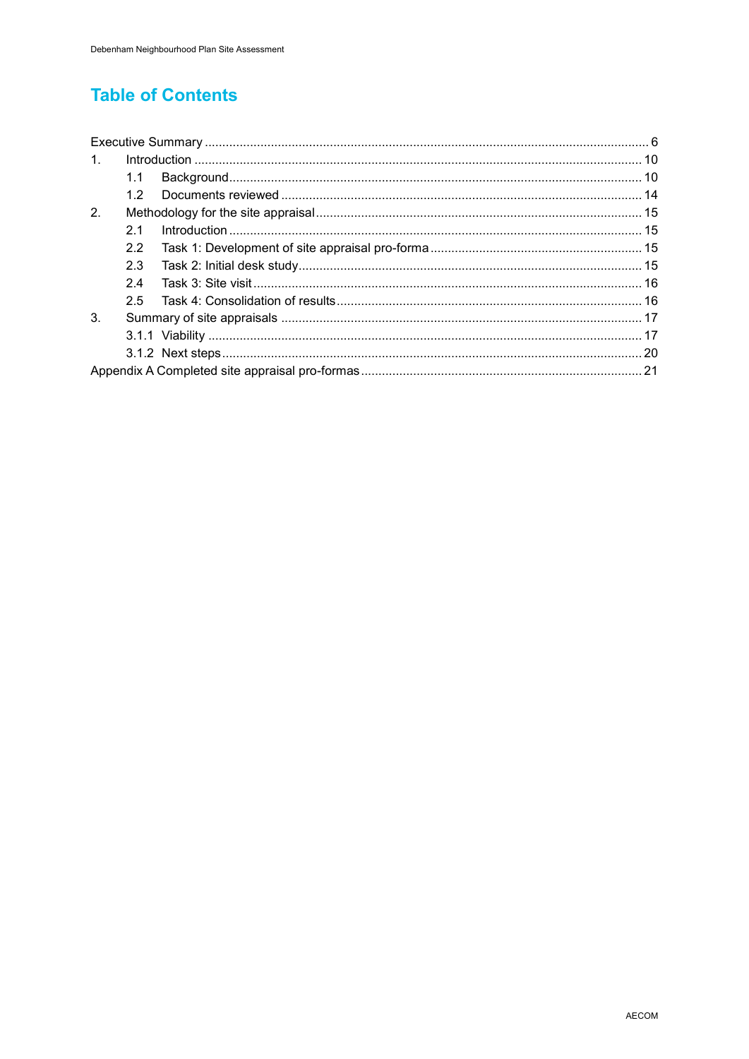# Table of Contents

Executive Summary ........................................................ 6

1. Introduction ........................................................ 10
   - 1.1 Background ........................................................ 10
   - 1.2 Documents reviewed ........................................................ 14
2. Methodology for the site appraisal ........................................................ 15
   - 2.1 Introduction ........................................................ 15
   - 2.2 Task 1: Development of site appraisal pro-forma ........................................................ 15
   - 2.3 Task 2: Initial desk study ........................................................ 15
   - 2.4 Task 3: Site visit ........................................................ 16
   - 2.5 Task 4: Consolidation of results ........................................................ 16
3. Summary of site appraisals ........................................................ 17
   - 3.1.1 Viability ........................................................ 17
   - 3.1.2 Next steps ........................................................ 20

Appendix A Completed site appraisal pro-formas ........................................................ 21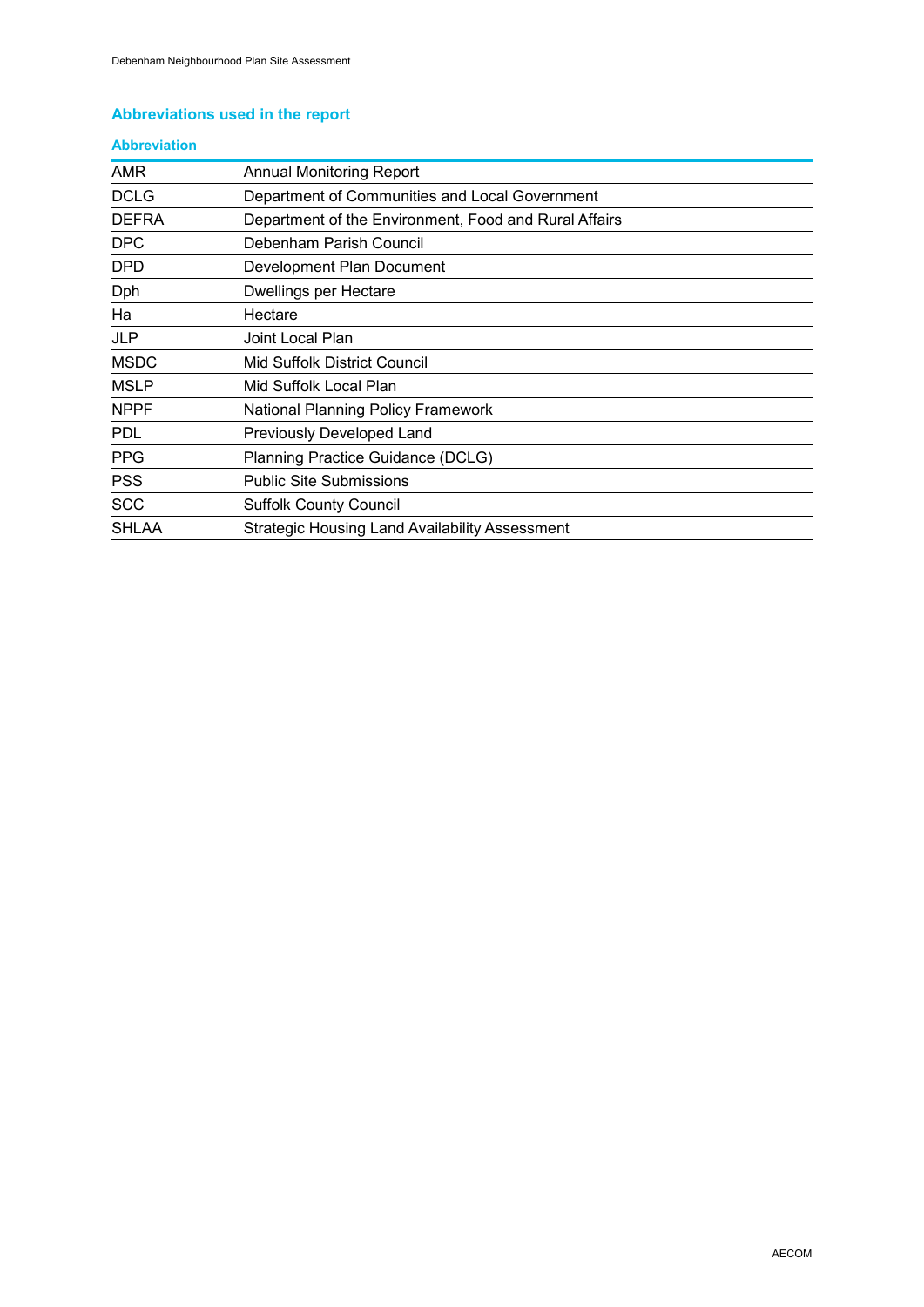## Abbreviations used in the report

| Abbreviation | |
|---|---|
| AMR | Annual Monitoring Report |
| DCLG | Department of Communities and Local Government |
| DEFRA | Department of the Environment, Food and Rural Affairs |
| DPC | Debenham Parish Council |
| DPD | Development Plan Document |
| Dph | Dwellings per Hectare |
| Ha | Hectare |
| JLP | Joint Local Plan |
| MSDC | Mid Suffolk District Council |
| MSLP | Mid Suffolk Local Plan |
| NPPF | National Planning Policy Framework |
| PDL | Previously Developed Land |
| PPG | Planning Practice Guidance (DCLG) |
| PSS | Public Site Submissions |
| SCC | Suffolk County Council |
| SHLAA | Strategic Housing Land Availability Assessment |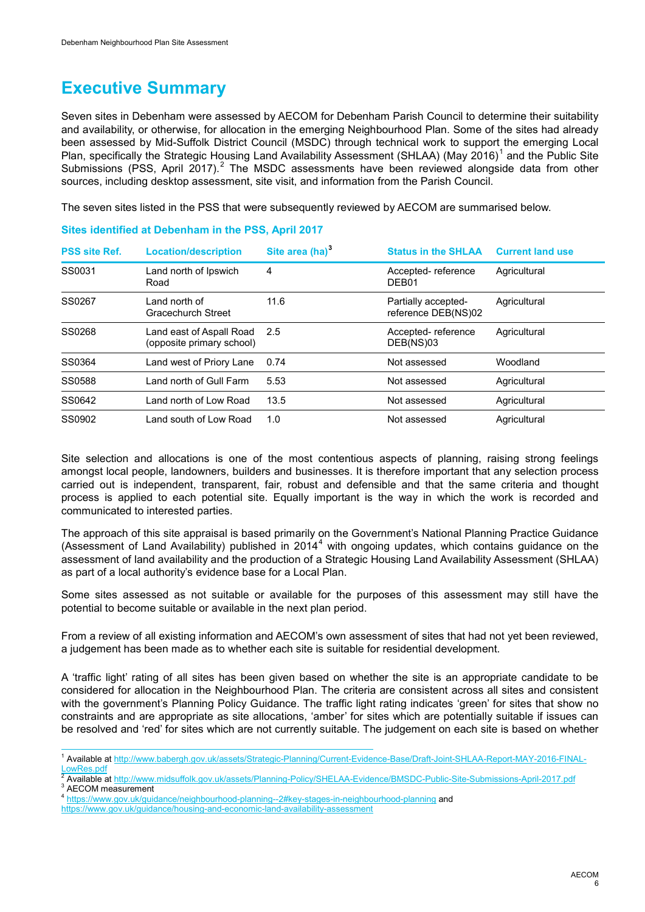# Executive Summary

Seven sites in Debenham were assessed by AECOM for Debenham Parish Council to determine their suitability and availability, or otherwise, for allocation in the emerging Neighbourhood Plan. Some of the sites had already been assessed by Mid-Suffolk District Council (MSDC) through technical work to support the emerging Local Plan, specifically the Strategic Housing Land Availability Assessment (SHLAA) (May 2016)[1] and the Public Site Submissions (PSS, April 2017).[2] The MSDC assessments have been reviewed alongside data from other sources, including desktop assessment, site visit, and information from the Parish Council.

The seven sites listed in the PSS that were subsequently reviewed by AECOM are summarised below.

### Sites identified at Debenham in the PSS, April 2017

| PSS site Ref. | Location/description | Site area (ha)[3] | Status in the SHLAA | Current land use |
|---|---|---|---|---|
| SS0031 | Land north of Ipswich Road | 4 | Accepted- reference DEB01 | Agricultural |
| SS0267 | Land north of Gracechurch Street | 11.6 | Partially accepted- reference DEB(NS)02 | Agricultural |
| SS0268 | Land east of Aspall Road (opposite primary school) | 2.5 | Accepted- reference DEB(NS)03 | Agricultural |
| SS0364 | Land west of Priory Lane | 0.74 | Not assessed | Woodland |
| SS0588 | Land north of Gull Farm | 5.53 | Not assessed | Agricultural |
| SS0642 | Land north of Low Road | 13.5 | Not assessed | Agricultural |
| SS0902 | Land south of Low Road | 1.0 | Not assessed | Agricultural |

Site selection and allocations is one of the most contentious aspects of planning, raising strong feelings amongst local people, landowners, builders and businesses. It is therefore important that any selection process carried out is independent, transparent, fair, robust and defensible and that the same criteria and thought process is applied to each potential site. Equally important is the way in which the work is recorded and communicated to interested parties.

The approach of this site appraisal is based primarily on the Government's National Planning Practice Guidance (Assessment of Land Availability) published in 2014[4] with ongoing updates, which contains guidance on the assessment of land availability and the production of a Strategic Housing Land Availability Assessment (SHLAA) as part of a local authority's evidence base for a Local Plan.

Some sites assessed as not suitable or available for the purposes of this assessment may still have the potential to become suitable or available in the next plan period.

From a review of all existing information and AECOM's own assessment of sites that had not yet been reviewed, a judgement has been made as to whether each site is suitable for residential development.

A 'traffic light' rating of all sites has been given based on whether the site is an appropriate candidate to be considered for allocation in the Neighbourhood Plan. The criteria are consistent across all sites and consistent with the government's Planning Policy Guidance. The traffic light rating indicates 'green' for sites that show no constraints and are appropriate as site allocations, 'amber' for sites which are potentially suitable if issues can be resolved and 'red' for sites which are not currently suitable. The judgement on each site is based on whether

---

[1] Available at http://www.babergh.gov.uk/assets/Strategic-Planning/Current-Evidence-Base/Draft-Joint-SHLAA-Report-MAY-2016-FINAL-LowRes.pdf

[2] Available at http://www.midsuffolk.gov.uk/assets/Planning-Policy/SHELAA-Evidence/BMSDC-Public-Site-Submissions-April-2017.pdf

[3] AECOM measurement

[4] https://www.gov.uk/guidance/neighbourhood-planning--2#key-stages-in-neighbourhood-planning and https://www.gov.uk/guidance/housing-and-economic-land-availability-assessment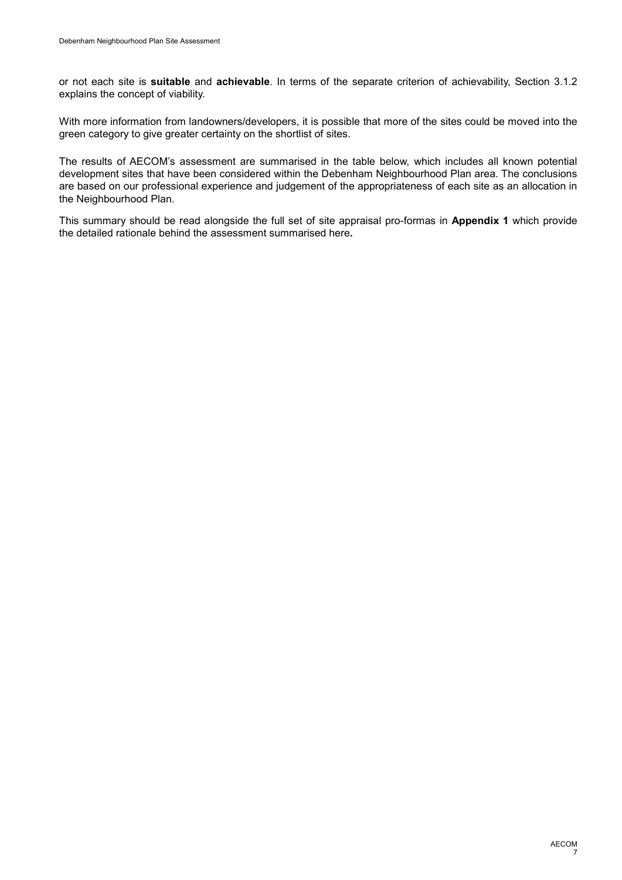or not each site is **suitable** and **achievable**. In terms of the separate criterion of achievability, Section 3.1.2 explains the concept of viability.

With more information from landowners/developers, it is possible that more of the sites could be moved into the green category to give greater certainty on the shortlist of sites.

The results of AECOM's assessment are summarised in the table below, which includes all known potential development sites that have been considered within the Debenham Neighbourhood Plan area. The conclusions are based on our professional experience and judgement of the appropriateness of each site as an allocation in the Neighbourhood Plan.

This summary should be read alongside the full set of site appraisal pro-formas in **Appendix 1** which provide the detailed rationale behind the assessment summarised here**.**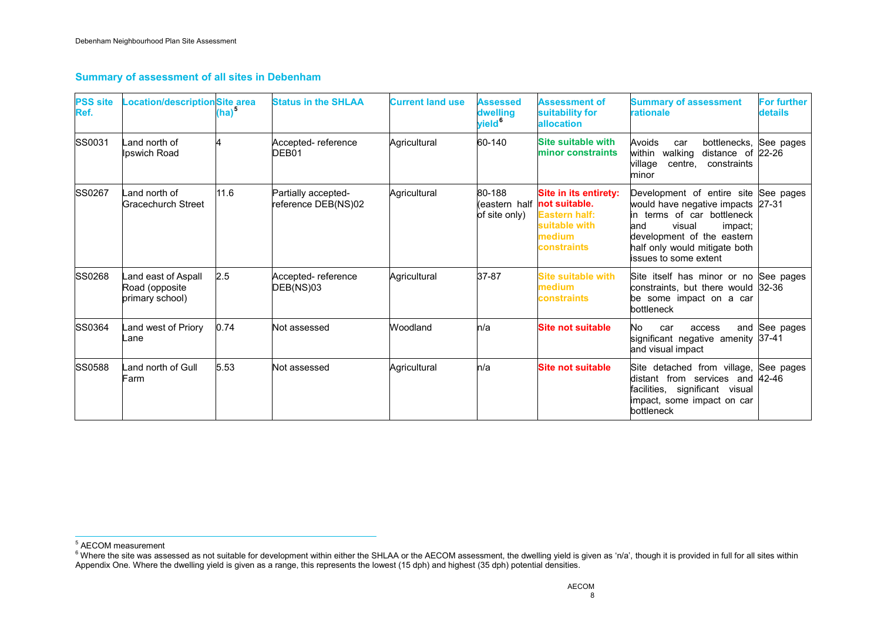## Summary of assessment of all sites in Debenham

| PSS site Ref. | Location/description | Site area (ha)[5] | Status in the SHLAA | Current land use | Assessed dwelling yield[6] | Assessment of suitability for allocation | Summary of assessment rationale | For further details |
|---|---|---|---|---|---|---|---|---|
| SS0031 | Land north of Ipswich Road | 4 | Accepted- reference DEB01 | Agricultural | 60-140 | **Site suitable with minor constraints** | Avoids car bottlenecks, within walking distance of village centre, constraints minor | See pages 22-26 |
| SS0267 | Land north of Gracechurch Street | 11.6 | Partially accepted- reference DEB(NS)02 | Agricultural | 80-188 (eastern half of site only) | **Site in its entirety: not suitable. Eastern half: suitable with medium constraints** | Development of entire site would have negative impacts in terms of car bottleneck and visual impact; development of the eastern half only would mitigate both issues to some extent | See pages 27-31 |
| SS0268 | Land east of Aspall Road (opposite primary school) | 2.5 | Accepted- reference DEB(NS)03 | Agricultural | 37-87 | **Site suitable with medium constraints** | Site itself has minor or no constraints, but there would be some impact on a car bottleneck | See pages 32-36 |
| SS0364 | Land west of Priory Lane | 0.74 | Not assessed | Woodland | n/a | **Site not suitable** | No car access and significant negative amenity and visual impact | See pages 37-41 |
| SS0588 | Land north of Gull Farm | 5.53 | Not assessed | Agricultural | n/a | **Site not suitable** | Site detached from village, distant from services and facilities, significant visual impact, some impact on car bottleneck | See pages 42-46 |

[5] AECOM measurement

[6] Where the site was assessed as not suitable for development within either the SHLAA or the AECOM assessment, the dwelling yield is given as 'n/a', though it is provided in full for all sites within Appendix One. Where the dwelling yield is given as a range, this represents the lowest (15 dph) and highest (35 dph) potential densities.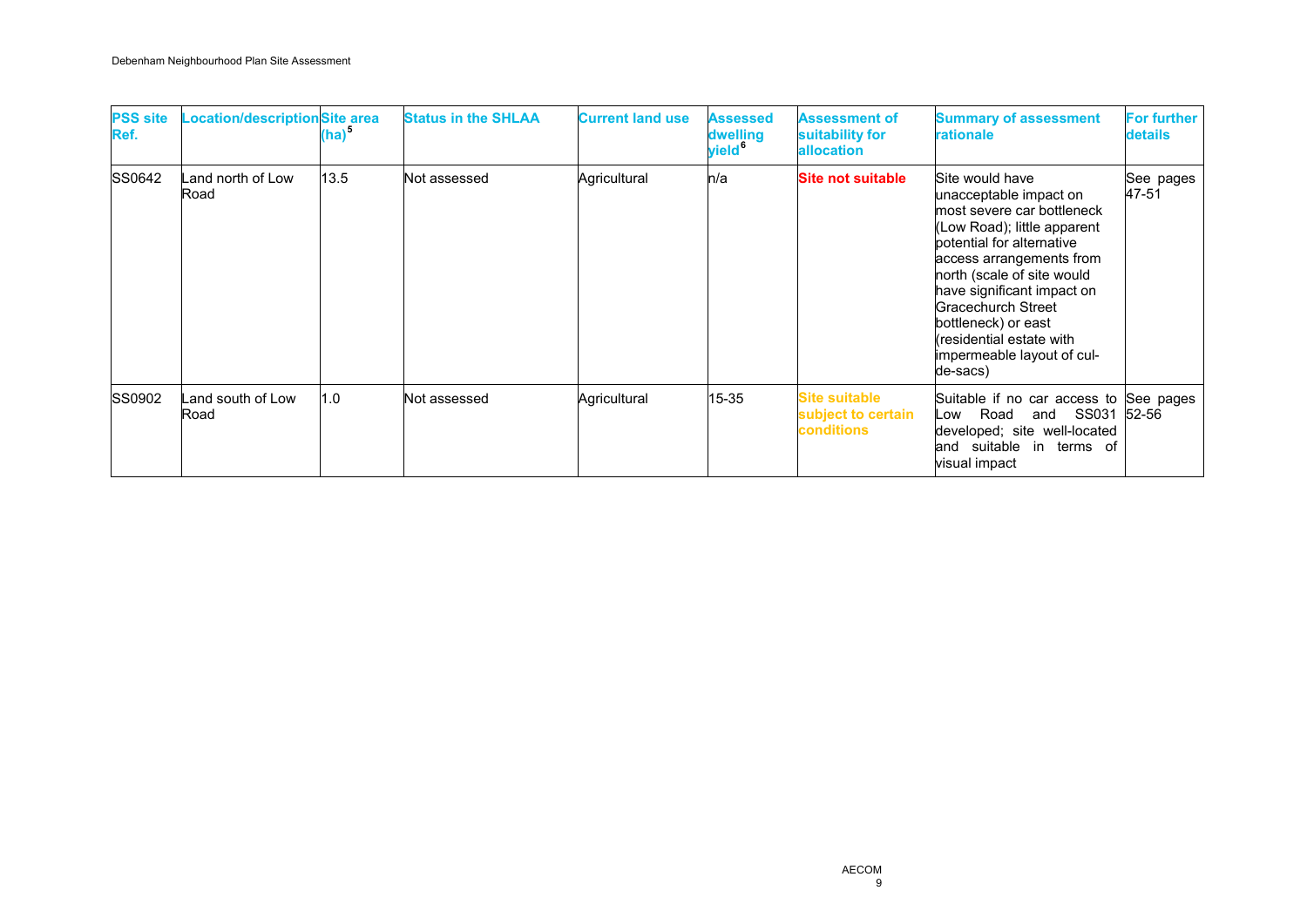| PSS site Ref. | Location/description | Site area (ha)[5] | Status in the SHLAA | Current land use | Assessed dwelling yield[6] | Assessment of suitability for allocation | Summary of assessment rationale | For further details |
|---|---|---|---|---|---|---|---|---|
| SS0642 | Land north of Low Road | 13.5 | Not assessed | Agricultural | n/a | **Site not suitable** | Site would have unacceptable impact on most severe car bottleneck (Low Road); little apparent potential for alternative access arrangements from north (scale of site would have significant impact on Gracechurch Street bottleneck) or east (residential estate with impermeable layout of cul-de-sacs) | See pages 47-51 |
| SS0902 | Land south of Low Road | 1.0 | Not assessed | Agricultural | 15-35 | **Site suitable subject to certain conditions** | Suitable if no car access to Low Road and SS031 developed; site well-located and suitable in terms of visual impact | See pages 52-56 |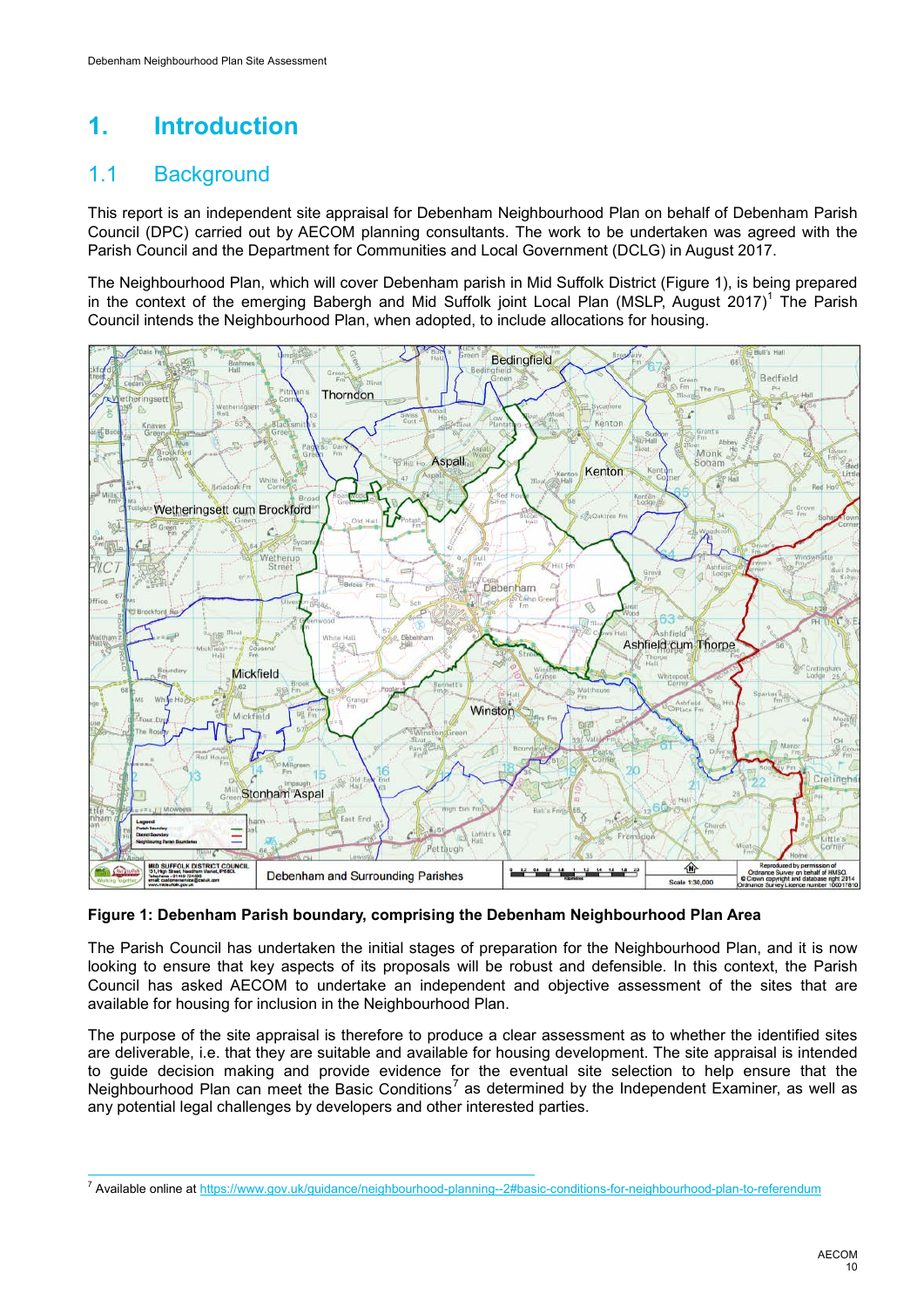# 1. Introduction

## 1.1 Background

This report is an independent site appraisal for Debenham Neighbourhood Plan on behalf of Debenham Parish Council (DPC) carried out by AECOM planning consultants. The work to be undertaken was agreed with the Parish Council and the Department for Communities and Local Government (DCLG) in August 2017.

The Neighbourhood Plan, which will cover Debenham parish in Mid Suffolk District (Figure 1), is being prepared in the context of the emerging Babergh and Mid Suffolk joint Local Plan (MSLP, August 2017)[1] The Parish Council intends the Neighbourhood Plan, when adopted, to include allocations for housing.

**Figure 1: Debenham Parish boundary, comprising the Debenham Neighbourhood Plan Area**

The Parish Council has undertaken the initial stages of preparation for the Neighbourhood Plan, and it is now looking to ensure that key aspects of its proposals will be robust and defensible. In this context, the Parish Council has asked AECOM to undertake an independent and objective assessment of the sites that are available for housing for inclusion in the Neighbourhood Plan.

The purpose of the site appraisal is therefore to produce a clear assessment as to whether the identified sites are deliverable, i.e. that they are suitable and available for housing development. The site appraisal is intended to guide decision making and provide evidence for the eventual site selection to help ensure that the Neighbourhood Plan can meet the Basic Conditions[7] as determined by the Independent Examiner, as well as any potential legal challenges by developers and other interested parties.

[7] Available online at https://www.gov.uk/guidance/neighbourhood-planning--2#basic-conditions-for-neighbourhood-plan-to-referendum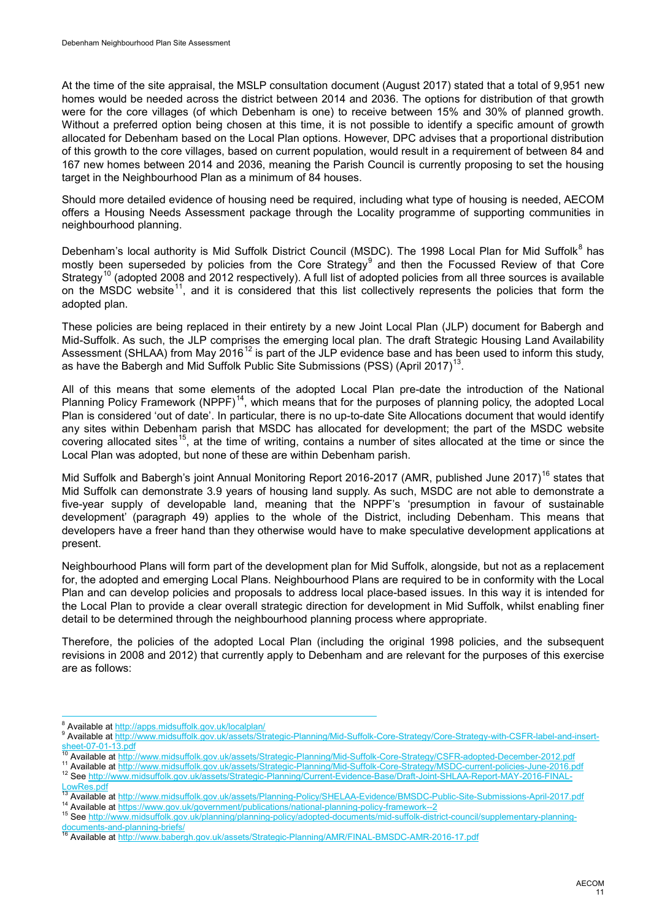At the time of the site appraisal, the MSLP consultation document (August 2017) stated that a total of 9,951 new homes would be needed across the district between 2014 and 2036. The options for distribution of that growth were for the core villages (of which Debenham is one) to receive between 15% and 30% of planned growth. Without a preferred option being chosen at this time, it is not possible to identify a specific amount of growth allocated for Debenham based on the Local Plan options. However, DPC advises that a proportional distribution of this growth to the core villages, based on current population, would result in a requirement of between 84 and 167 new homes between 2014 and 2036, meaning the Parish Council is currently proposing to set the housing target in the Neighbourhood Plan as a minimum of 84 houses.

Should more detailed evidence of housing need be required, including what type of housing is needed, AECOM offers a Housing Needs Assessment package through the Locality programme of supporting communities in neighbourhood planning.

Debenham's local authority is Mid Suffolk District Council (MSDC). The 1998 Local Plan for Mid Suffolk[8] has mostly been superseded by policies from the Core Strategy[9] and then the Focussed Review of that Core Strategy[10] (adopted 2008 and 2012 respectively). A full list of adopted policies from all three sources is available on the MSDC website[11], and it is considered that this list collectively represents the policies that form the adopted plan.

These policies are being replaced in their entirety by a new Joint Local Plan (JLP) document for Babergh and Mid-Suffolk. As such, the JLP comprises the emerging local plan. The draft Strategic Housing Land Availability Assessment (SHLAA) from May 2016[12] is part of the JLP evidence base and has been used to inform this study, as have the Babergh and Mid Suffolk Public Site Submissions (PSS) (April 2017)[13].

All of this means that some elements of the adopted Local Plan pre-date the introduction of the National Planning Policy Framework (NPPF)[14], which means that for the purposes of planning policy, the adopted Local Plan is considered 'out of date'. In particular, there is no up-to-date Site Allocations document that would identify any sites within Debenham parish that MSDC has allocated for development; the part of the MSDC website covering allocated sites[15], at the time of writing, contains a number of sites allocated at the time or since the Local Plan was adopted, but none of these are within Debenham parish.

Mid Suffolk and Babergh's joint Annual Monitoring Report 2016-2017 (AMR, published June 2017)[16] states that Mid Suffolk can demonstrate 3.9 years of housing land supply. As such, MSDC are not able to demonstrate a five-year supply of developable land, meaning that the NPPF's 'presumption in favour of sustainable development' (paragraph 49) applies to the whole of the District, including Debenham. This means that developers have a freer hand than they otherwise would have to make speculative development applications at present.

Neighbourhood Plans will form part of the development plan for Mid Suffolk, alongside, but not as a replacement for, the adopted and emerging Local Plans. Neighbourhood Plans are required to be in conformity with the Local Plan and can develop policies and proposals to address local place-based issues. In this way it is intended for the Local Plan to provide a clear overall strategic direction for development in Mid Suffolk, whilst enabling finer detail to be determined through the neighbourhood planning process where appropriate.

Therefore, the policies of the adopted Local Plan (including the original 1998 policies, and the subsequent revisions in 2008 and 2012) that currently apply to Debenham and are relevant for the purposes of this exercise are as follows:

---

[8] Available at http://apps.midsuffolk.gov.uk/localplan/

[9] Available at http://www.midsuffolk.gov.uk/assets/Strategic-Planning/Mid-Suffolk-Core-Strategy/Core-Strategy-with-CSFR-label-and-insert-sheet-07-01-13.pdf

[10] Available at http://www.midsuffolk.gov.uk/assets/Strategic-Planning/Mid-Suffolk-Core-Strategy/CSFR-adopted-December-2012.pdf

[11] Available at http://www.midsuffolk.gov.uk/assets/Strategic-Planning/Mid-Suffolk-Core-Strategy/MSDC-current-policies-June-2016.pdf

[12] See http://www.midsuffolk.gov.uk/assets/Strategic-Planning/Current-Evidence-Base/Draft-Joint-SHLAA-Report-MAY-2016-FINAL-LowRes.pdf

[13] Available at http://www.midsuffolk.gov.uk/assets/Planning-Policy/SHELAA-Evidence/BMSDC-Public-Site-Submissions-April-2017.pdf

[14] Available at https://www.gov.uk/government/publications/national-planning-policy-framework--2

[15] See http://www.midsuffolk.gov.uk/planning/planning-policy/adopted-documents/mid-suffolk-district-council/supplementary-planning-documents-and-planning-briefs/

[16] Available at http://www.babergh.gov.uk/assets/Strategic-Planning/AMR/FINAL-BMSDC-AMR-2016-17.pdf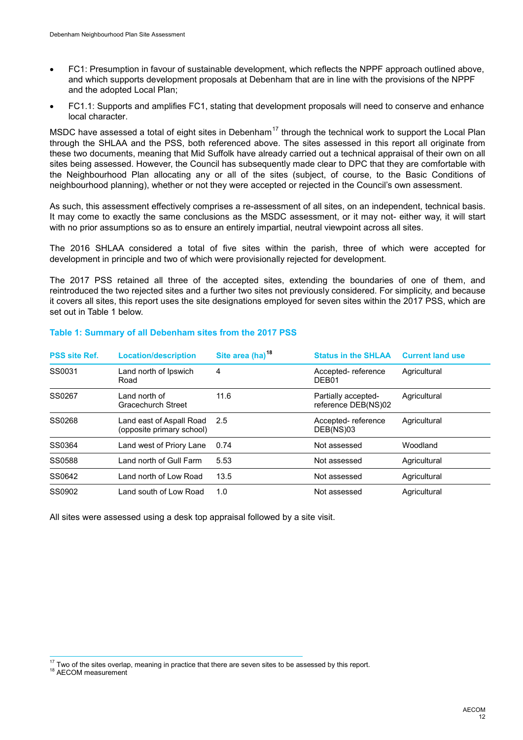- FC1: Presumption in favour of sustainable development, which reflects the NPPF approach outlined above, and which supports development proposals at Debenham that are in line with the provisions of the NPPF and the adopted Local Plan;
- FC1.1: Supports and amplifies FC1, stating that development proposals will need to conserve and enhance local character.

MSDC have assessed a total of eight sites in Debenham[17] through the technical work to support the Local Plan through the SHLAA and the PSS, both referenced above. The sites assessed in this report all originate from these two documents, meaning that Mid Suffolk have already carried out a technical appraisal of their own on all sites being assessed. However, the Council has subsequently made clear to DPC that they are comfortable with the Neighbourhood Plan allocating any or all of the sites (subject, of course, to the Basic Conditions of neighbourhood planning), whether or not they were accepted or rejected in the Council's own assessment.

As such, this assessment effectively comprises a re-assessment of all sites, on an independent, technical basis. It may come to exactly the same conclusions as the MSDC assessment, or it may not- either way, it will start with no prior assumptions so as to ensure an entirely impartial, neutral viewpoint across all sites.

The 2016 SHLAA considered a total of five sites within the parish, three of which were accepted for development in principle and two of which were provisionally rejected for development.

The 2017 PSS retained all three of the accepted sites, extending the boundaries of one of them, and reintroduced the two rejected sites and a further two sites not previously considered. For simplicity, and because it covers all sites, this report uses the site designations employed for seven sites within the 2017 PSS, which are set out in Table 1 below.

**Table 1: Summary of all Debenham sites from the 2017 PSS**

| PSS site Ref. | Location/description | Site area (ha)[18] | Status in the SHLAA | Current land use |
|---|---|---|---|---|
| SS0031 | Land north of Ipswich Road | 4 | Accepted- reference DEB01 | Agricultural |
| SS0267 | Land north of Gracechurch Street | 11.6 | Partially accepted- reference DEB(NS)02 | Agricultural |
| SS0268 | Land east of Aspall Road (opposite primary school) | 2.5 | Accepted- reference DEB(NS)03 | Agricultural |
| SS0364 | Land west of Priory Lane | 0.74 | Not assessed | Woodland |
| SS0588 | Land north of Gull Farm | 5.53 | Not assessed | Agricultural |
| SS0642 | Land north of Low Road | 13.5 | Not assessed | Agricultural |
| SS0902 | Land south of Low Road | 1.0 | Not assessed | Agricultural |

All sites were assessed using a desk top appraisal followed by a site visit.

[17] Two of the sites overlap, meaning in practice that there are seven sites to be assessed by this report.

[18] AECOM measurement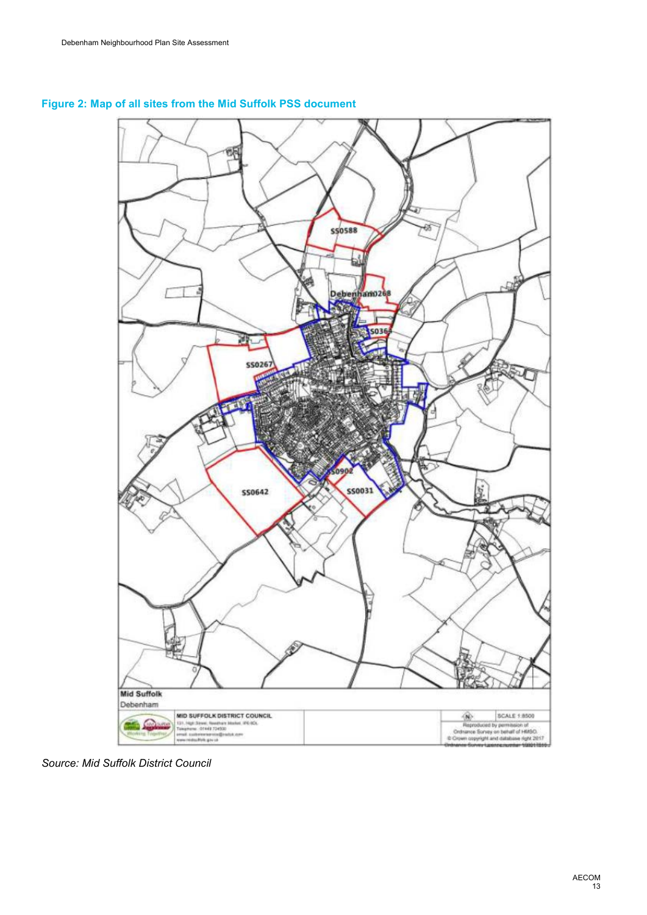## Figure 2: Map of all sites from the Mid Suffolk PSS document

*Source: Mid Suffolk District Council*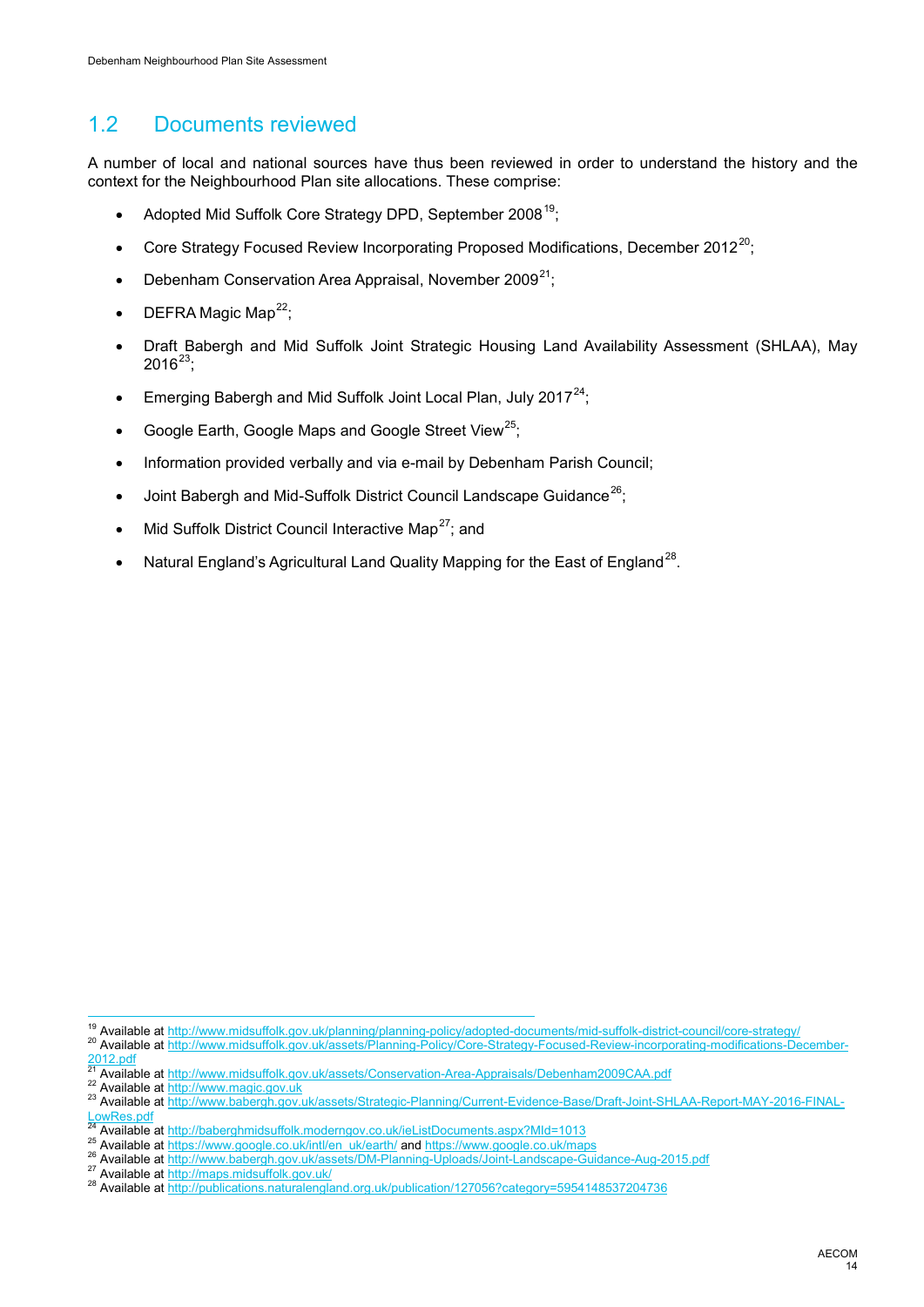## 1.2 Documents reviewed

A number of local and national sources have thus been reviewed in order to understand the history and the context for the Neighbourhood Plan site allocations. These comprise:

- Adopted Mid Suffolk Core Strategy DPD, September 2008[19];
- Core Strategy Focused Review Incorporating Proposed Modifications, December 2012[20];
- Debenham Conservation Area Appraisal, November 2009[21];
- DEFRA Magic Map[22];
- Draft Babergh and Mid Suffolk Joint Strategic Housing Land Availability Assessment (SHLAA), May 2016[23];
- Emerging Babergh and Mid Suffolk Joint Local Plan, July 2017[24];
- Google Earth, Google Maps and Google Street View[25];
- Information provided verbally and via e-mail by Debenham Parish Council;
- Joint Babergh and Mid-Suffolk District Council Landscape Guidance[26];
- Mid Suffolk District Council Interactive Map[27]; and
- Natural England's Agricultural Land Quality Mapping for the East of England[28].

---

[19] Available at http://www.midsuffolk.gov.uk/planning/planning-policy/adopted-documents/mid-suffolk-district-council/core-strategy/

[20] Available at http://www.midsuffolk.gov.uk/assets/Planning-Policy/Core-Strategy-Focused-Review-incorporating-modifications-December-2012.pdf

[21] Available at http://www.midsuffolk.gov.uk/assets/Conservation-Area-Appraisals/Debenham2009CAA.pdf

[22] Available at http://www.magic.gov.uk

[23] Available at http://www.babergh.gov.uk/assets/Strategic-Planning/Current-Evidence-Base/Draft-Joint-SHLAA-Report-MAY-2016-FINAL-LowRes.pdf

[24] Available at http://baberghmidsuffolk.moderngov.co.uk/ieListDocuments.aspx?MId=1013

[25] Available at https://www.google.co.uk/intl/en_uk/earth/ and https://www.google.co.uk/maps

[26] Available at http://www.babergh.gov.uk/assets/DM-Planning-Uploads/Joint-Landscape-Guidance-Aug-2015.pdf

[27] Available at http://maps.midsuffolk.gov.uk/

[28] Available at http://publications.naturalengland.org.uk/publication/127056?category=5954148537204736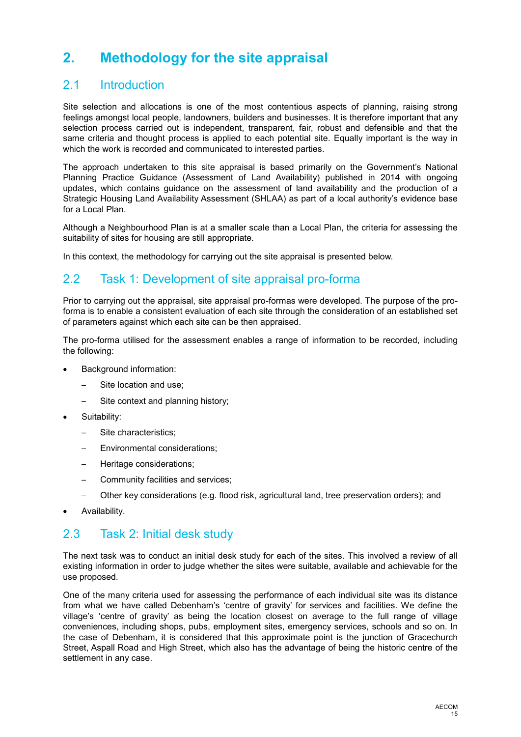# 2. Methodology for the site appraisal

## 2.1 Introduction

Site selection and allocations is one of the most contentious aspects of planning, raising strong feelings amongst local people, landowners, builders and businesses. It is therefore important that any selection process carried out is independent, transparent, fair, robust and defensible and that the same criteria and thought process is applied to each potential site. Equally important is the way in which the work is recorded and communicated to interested parties.

The approach undertaken to this site appraisal is based primarily on the Government's National Planning Practice Guidance (Assessment of Land Availability) published in 2014 with ongoing updates, which contains guidance on the assessment of land availability and the production of a Strategic Housing Land Availability Assessment (SHLAA) as part of a local authority's evidence base for a Local Plan.

Although a Neighbourhood Plan is at a smaller scale than a Local Plan, the criteria for assessing the suitability of sites for housing are still appropriate.

In this context, the methodology for carrying out the site appraisal is presented below.

## 2.2 Task 1: Development of site appraisal pro-forma

Prior to carrying out the appraisal, site appraisal pro-formas were developed. The purpose of the pro-forma is to enable a consistent evaluation of each site through the consideration of an established set of parameters against which each site can be then appraised.

The pro-forma utilised for the assessment enables a range of information to be recorded, including the following:

- Background information:
  - Site location and use;
  - Site context and planning history;
- Suitability:
  - Site characteristics;
  - Environmental considerations;
  - Heritage considerations;
  - Community facilities and services;
  - Other key considerations (e.g. flood risk, agricultural land, tree preservation orders); and
- Availability.

## 2.3 Task 2: Initial desk study

The next task was to conduct an initial desk study for each of the sites. This involved a review of all existing information in order to judge whether the sites were suitable, available and achievable for the use proposed.

One of the many criteria used for assessing the performance of each individual site was its distance from what we have called Debenham's 'centre of gravity' for services and facilities. We define the village's 'centre of gravity' as being the location closest on average to the full range of village conveniences, including shops, pubs, employment sites, emergency services, schools and so on. In the case of Debenham, it is considered that this approximate point is the junction of Gracechurch Street, Aspall Road and High Street, which also has the advantage of being the historic centre of the settlement in any case.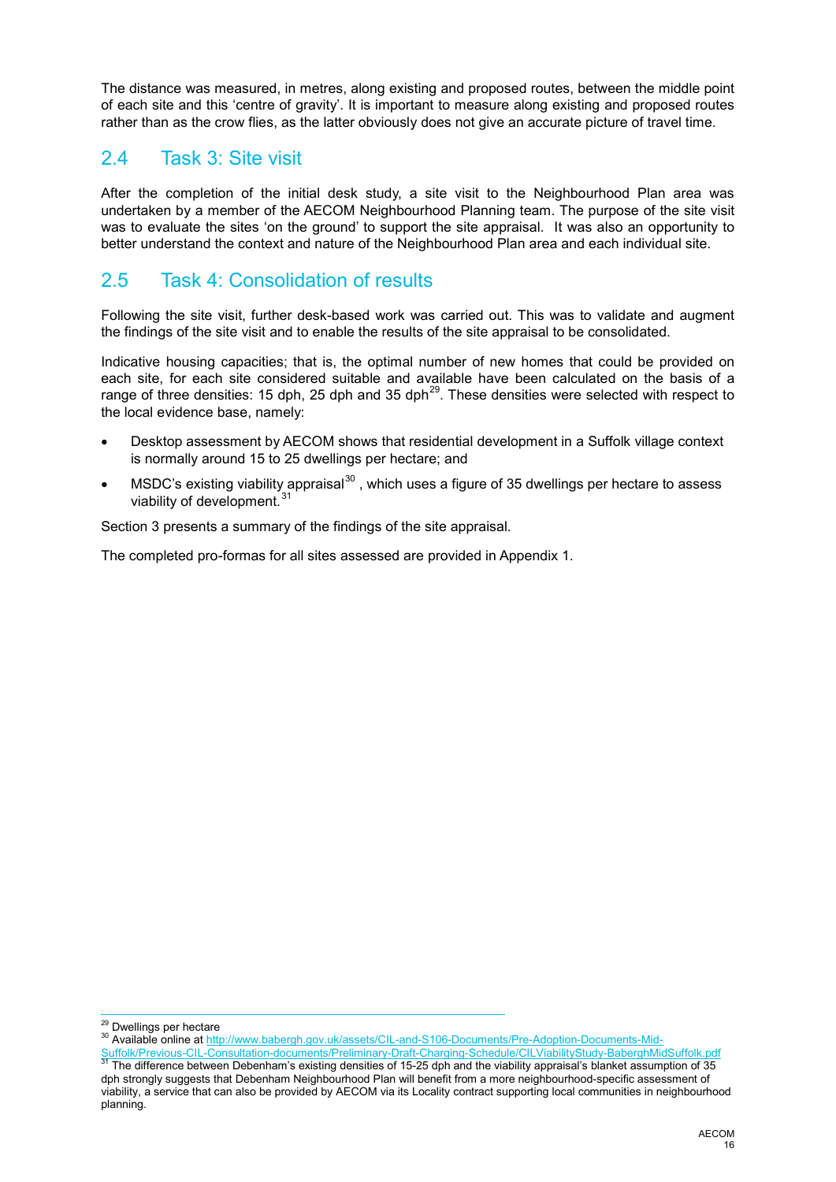The distance was measured, in metres, along existing and proposed routes, between the middle point of each site and this 'centre of gravity'. It is important to measure along existing and proposed routes rather than as the crow flies, as the latter obviously does not give an accurate picture of travel time.

## 2.4 Task 3: Site visit

After the completion of the initial desk study, a site visit to the Neighbourhood Plan area was undertaken by a member of the AECOM Neighbourhood Planning team. The purpose of the site visit was to evaluate the sites 'on the ground' to support the site appraisal. It was also an opportunity to better understand the context and nature of the Neighbourhood Plan area and each individual site.

## 2.5 Task 4: Consolidation of results

Following the site visit, further desk-based work was carried out. This was to validate and augment the findings of the site visit and to enable the results of the site appraisal to be consolidated.

Indicative housing capacities; that is, the optimal number of new homes that could be provided on each site, for each site considered suitable and available have been calculated on the basis of a range of three densities: 15 dph, 25 dph and 35 dph[29]. These densities were selected with respect to the local evidence base, namely:

- Desktop assessment by AECOM shows that residential development in a Suffolk village context is normally around 15 to 25 dwellings per hectare; and
- MSDC's existing viability appraisal[30] , which uses a figure of 35 dwellings per hectare to assess viability of development.[31]

Section 3 presents a summary of the findings of the site appraisal.

The completed pro-formas for all sites assessed are provided in Appendix 1.

---

[29] Dwellings per hectare

[30] Available online at http://www.babergh.gov.uk/assets/CIL-and-S106-Documents/Pre-Adoption-Documents-Mid-Suffolk/Previous-CIL-Consultation-documents/Preliminary-Draft-Charging-Schedule/CILViabilityStudy-BaberghMidSuffolk.pdf

[31] The difference between Debenham's existing densities of 15-25 dph and the viability appraisal's blanket assumption of 35 dph strongly suggests that Debenham Neighbourhood Plan will benefit from a more neighbourhood-specific assessment of viability, a service that can also be provided by AECOM via its Locality contract supporting local communities in neighbourhood planning.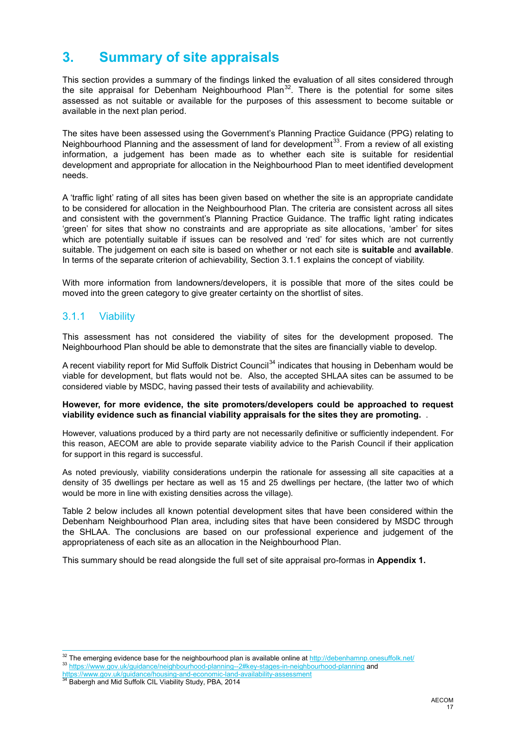# 3. Summary of site appraisals

This section provides a summary of the findings linked the evaluation of all sites considered through the site appraisal for Debenham Neighbourhood Plan[32]. There is the potential for some sites assessed as not suitable or available for the purposes of this assessment to become suitable or available in the next plan period.

The sites have been assessed using the Government's Planning Practice Guidance (PPG) relating to Neighbourhood Planning and the assessment of land for development[33]. From a review of all existing information, a judgement has been made as to whether each site is suitable for residential development and appropriate for allocation in the Neighbourhood Plan to meet identified development needs.

A 'traffic light' rating of all sites has been given based on whether the site is an appropriate candidate to be considered for allocation in the Neighbourhood Plan. The criteria are consistent across all sites and consistent with the government's Planning Practice Guidance. The traffic light rating indicates 'green' for sites that show no constraints and are appropriate as site allocations, 'amber' for sites which are potentially suitable if issues can be resolved and 'red' for sites which are not currently suitable. The judgement on each site is based on whether or not each site is **suitable** and **available**. In terms of the separate criterion of achievability, Section 3.1.1 explains the concept of viability.

With more information from landowners/developers, it is possible that more of the sites could be moved into the green category to give greater certainty on the shortlist of sites.

## 3.1.1 Viability

This assessment has not considered the viability of sites for the development proposed. The Neighbourhood Plan should be able to demonstrate that the sites are financially viable to develop.

A recent viability report for Mid Suffolk District Council[34] indicates that housing in Debenham would be viable for development, but flats would not be. Also, the accepted SHLAA sites can be assumed to be considered viable by MSDC, having passed their tests of availability and achievability.

**However, for more evidence, the site promoters/developers could be approached to request viability evidence such as financial viability appraisals for the sites they are promoting.** .

However, valuations produced by a third party are not necessarily definitive or sufficiently independent. For this reason, AECOM are able to provide separate viability advice to the Parish Council if their application for support in this regard is successful.

As noted previously, viability considerations underpin the rationale for assessing all site capacities at a density of 35 dwellings per hectare as well as 15 and 25 dwellings per hectare, (the latter two of which would be more in line with existing densities across the village).

Table 2 below includes all known potential development sites that have been considered within the Debenham Neighbourhood Plan area, including sites that have been considered by MSDC through the SHLAA. The conclusions are based on our professional experience and judgement of the appropriateness of each site as an allocation in the Neighbourhood Plan.

This summary should be read alongside the full set of site appraisal pro-formas in **Appendix 1.**

---

[32] The emerging evidence base for the neighbourhood plan is available online at http://debenhamnp.onesuffolk.net/

[33] https://www.gov.uk/guidance/neighbourhood-planning--2#key-stages-in-neighbourhood-planning and https://www.gov.uk/guidance/housing-and-economic-land-availability-assessment

[34] Babergh and Mid Suffolk CIL Viability Study, PBA, 2014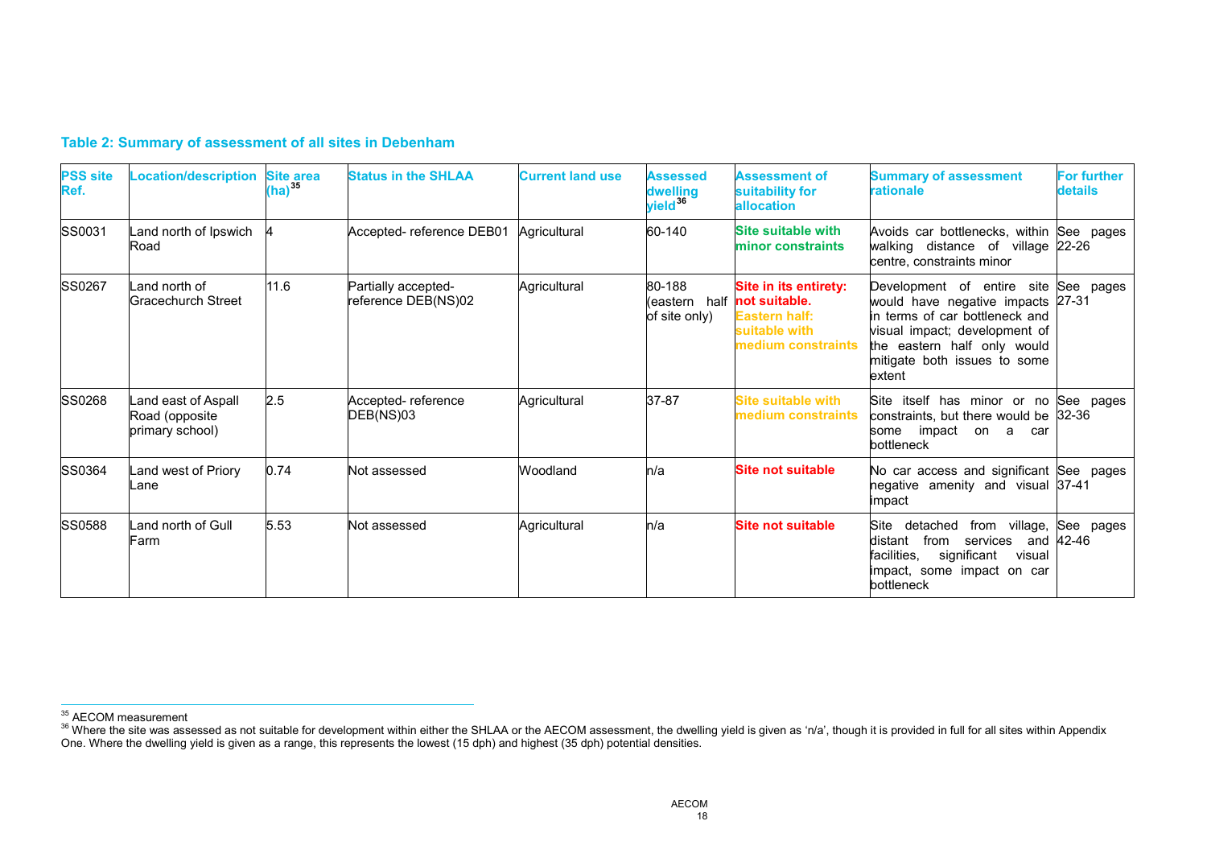### Table 2: Summary of assessment of all sites in Debenham

| PSS site Ref. | Location/description | Site area (ha)[35] | Status in the SHLAA | Current land use | Assessed dwelling yield[36] | Assessment of suitability for allocation | Summary of assessment rationale | For further details |
|---|---|---|---|---|---|---|---|---|
| SS0031 | Land north of Ipswich Road | 4 | Accepted- reference DEB01 | Agricultural | 60-140 | Site suitable with minor constraints | Avoids car bottlenecks, within walking distance of village centre, constraints minor | See pages 22-26 |
| SS0267 | Land north of Gracechurch Street | 11.6 | Partially accepted- reference DEB(NS)02 | Agricultural | 80-188 (eastern half of site only) | Site in its entirety: not suitable. Eastern half: suitable with medium constraints | Development of entire site would have negative impacts in terms of car bottleneck and visual impact; development of the eastern half only would mitigate both issues to some extent | See pages 27-31 |
| SS0268 | Land east of Aspall Road (opposite primary school) | 2.5 | Accepted- reference DEB(NS)03 | Agricultural | 37-87 | Site suitable with medium constraints | Site itself has minor or no constraints, but there would be some impact on a car bottleneck | See pages 32-36 |
| SS0364 | Land west of Priory Lane | 0.74 | Not assessed | Woodland | n/a | Site not suitable | No car access and significant negative amenity and visual impact | See pages 37-41 |
| SS0588 | Land north of Gull Farm | 5.53 | Not assessed | Agricultural | n/a | Site not suitable | Site detached from village, distant from services and facilities, significant visual impact, some impact on car bottleneck | See pages 42-46 |

[35] AECOM measurement

[36] Where the site was assessed as not suitable for development within either the SHLAA or the AECOM assessment, the dwelling yield is given as 'n/a', though it is provided in full for all sites within Appendix One. Where the dwelling yield is given as a range, this represents the lowest (15 dph) and highest (35 dph) potential densities.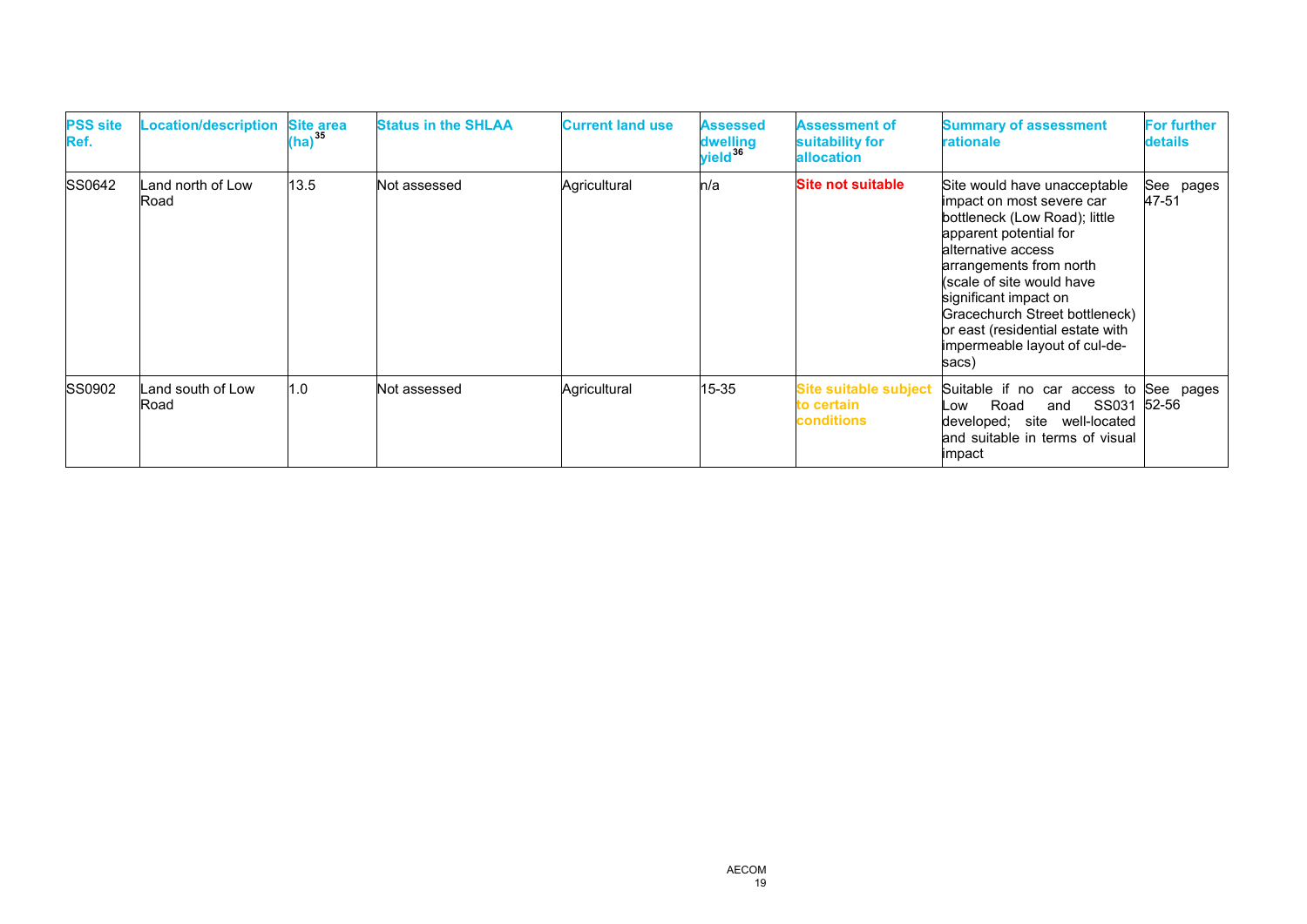| PSS site Ref. | Location/description | Site area (ha)[35] | Status in the SHLAA | Current land use | Assessed dwelling yield[36] | Assessment of suitability for allocation | Summary of assessment rationale | For further details |
|---|---|---|---|---|---|---|---|---|
| SS0642 | Land north of Low Road | 13.5 | Not assessed | Agricultural | n/a | **Site not suitable** | Site would have unacceptable impact on most severe car bottleneck (Low Road); little apparent potential for alternative access arrangements from north (scale of site would have significant impact on Gracechurch Street bottleneck) or east (residential estate with impermeable layout of cul-de-sacs) | See pages 47-51 |
| SS0902 | Land south of Low Road | 1.0 | Not assessed | Agricultural | 15-35 | **Site suitable subject to certain conditions** | Suitable if no car access to Low Road and SS031 developed; site well-located and suitable in terms of visual impact | See pages 52-56 |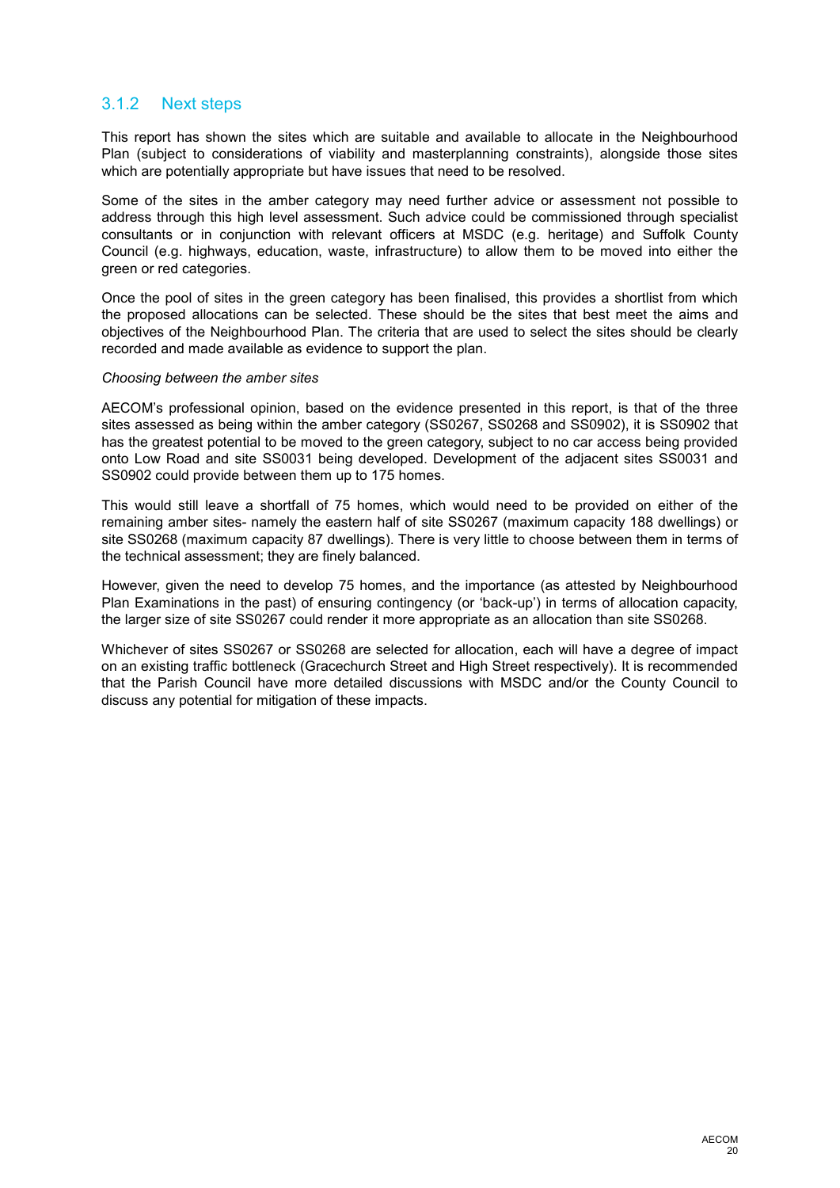### 3.1.2 Next steps

This report has shown the sites which are suitable and available to allocate in the Neighbourhood Plan (subject to considerations of viability and masterplanning constraints), alongside those sites which are potentially appropriate but have issues that need to be resolved.

Some of the sites in the amber category may need further advice or assessment not possible to address through this high level assessment. Such advice could be commissioned through specialist consultants or in conjunction with relevant officers at MSDC (e.g. heritage) and Suffolk County Council (e.g. highways, education, waste, infrastructure) to allow them to be moved into either the green or red categories.

Once the pool of sites in the green category has been finalised, this provides a shortlist from which the proposed allocations can be selected. These should be the sites that best meet the aims and objectives of the Neighbourhood Plan. The criteria that are used to select the sites should be clearly recorded and made available as evidence to support the plan.

*Choosing between the amber sites*

AECOM's professional opinion, based on the evidence presented in this report, is that of the three sites assessed as being within the amber category (SS0267, SS0268 and SS0902), it is SS0902 that has the greatest potential to be moved to the green category, subject to no car access being provided onto Low Road and site SS0031 being developed. Development of the adjacent sites SS0031 and SS0902 could provide between them up to 175 homes.

This would still leave a shortfall of 75 homes, which would need to be provided on either of the remaining amber sites- namely the eastern half of site SS0267 (maximum capacity 188 dwellings) or site SS0268 (maximum capacity 87 dwellings). There is very little to choose between them in terms of the technical assessment; they are finely balanced.

However, given the need to develop 75 homes, and the importance (as attested by Neighbourhood Plan Examinations in the past) of ensuring contingency (or 'back-up') in terms of allocation capacity, the larger size of site SS0267 could render it more appropriate as an allocation than site SS0268.

Whichever of sites SS0267 or SS0268 are selected for allocation, each will have a degree of impact on an existing traffic bottleneck (Gracechurch Street and High Street respectively). It is recommended that the Parish Council have more detailed discussions with MSDC and/or the County Council to discuss any potential for mitigation of these impacts.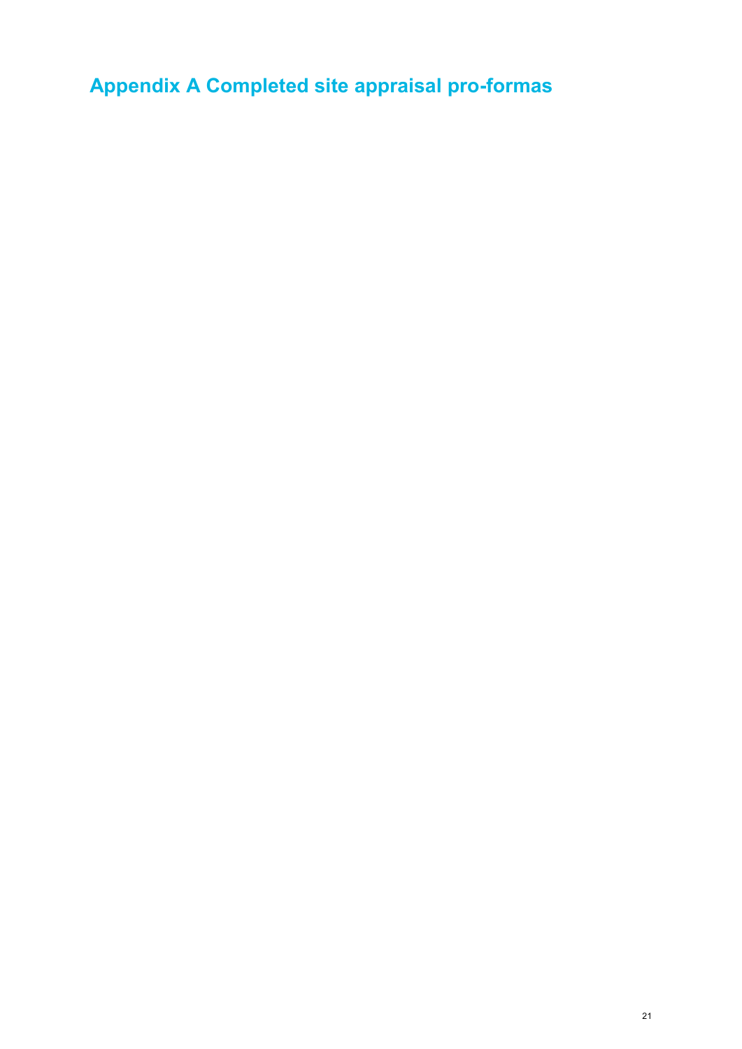# Appendix A Completed site appraisal pro-formas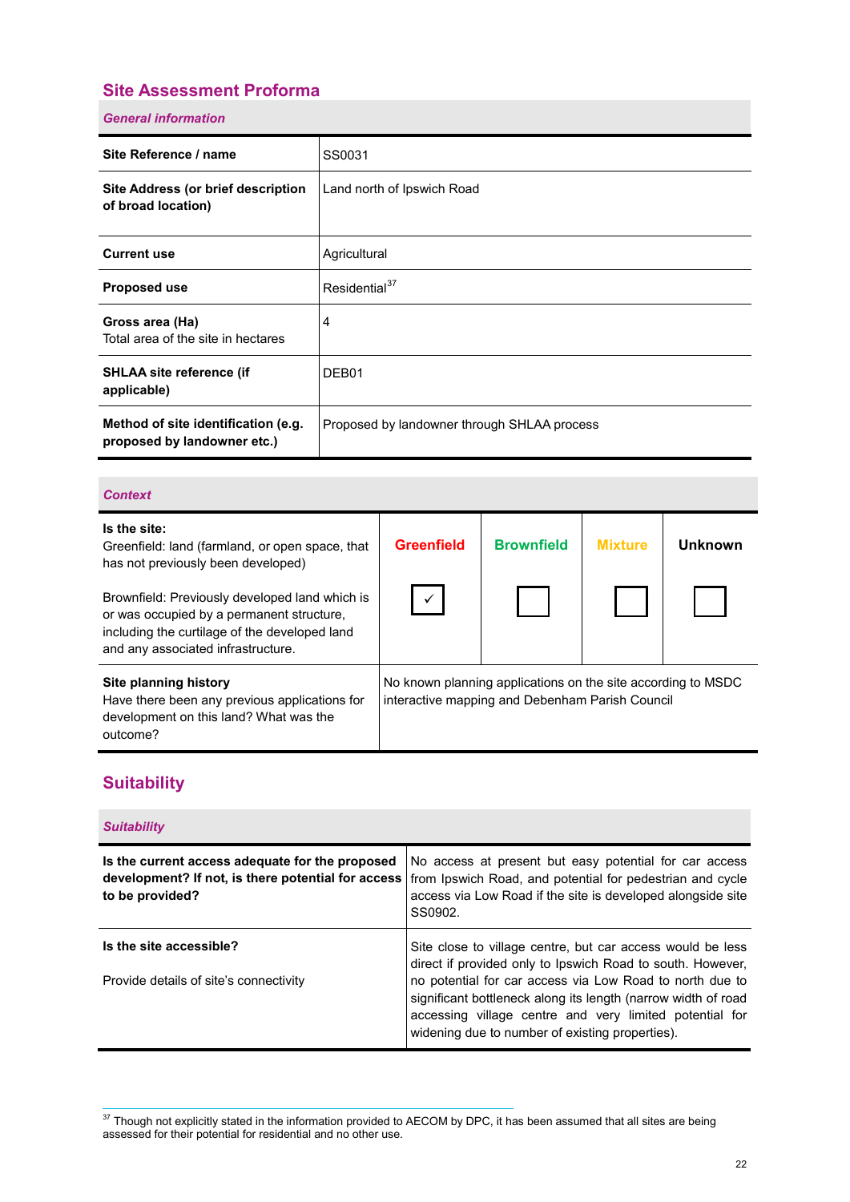## Site Assessment Proforma

### *General information*

| | |
|---|---|
| **Site Reference / name** | SS0031 |
| **Site Address (or brief description of broad location)** | Land north of Ipswich Road |
| **Current use** | Agricultural |
| **Proposed use** | Residential[37] |
| **Gross area (Ha)** Total area of the site in hectares | 4 |
| **SHLAA site reference (if applicable)** | DEB01 |
| **Method of site identification (e.g. proposed by landowner etc.)** | Proposed by landowner through SHLAA process |

### *Context*

| | Greenfield | Brownfield | Mixture | Unknown |
|---|---|---|---|---|
| **Is the site:** Greenfield: land (farmland, or open space, that has not previously been developed) Brownfield: Previously developed land which is or was occupied by a permanent structure, including the curtilage of the developed land and any associated infrastructure. | ✓ | ☐ | ☐ | ☐ |
| **Site planning history** Have there been any previous applications for development on this land? What was the outcome? | No known planning applications on the site according to MSDC interactive mapping and Debenham Parish Council | | | |

## Suitability

### *Suitability*

| | |
|---|---|
| **Is the current access adequate for the proposed development? If not, is there potential for access to be provided?** | No access at present but easy potential for car access from Ipswich Road, and potential for pedestrian and cycle access via Low Road if the site is developed alongside site SS0902. |
| **Is the site accessible?** Provide details of site's connectivity | Site close to village centre, but car access would be less direct if provided only to Ipswich Road to south. However, no potential for car access via Low Road to north due to significant bottleneck along its length (narrow width of road accessing village centre and very limited potential for widening due to number of existing properties). |

[37] Though not explicitly stated in the information provided to AECOM by DPC, it has been assumed that all sites are being assessed for their potential for residential and no other use.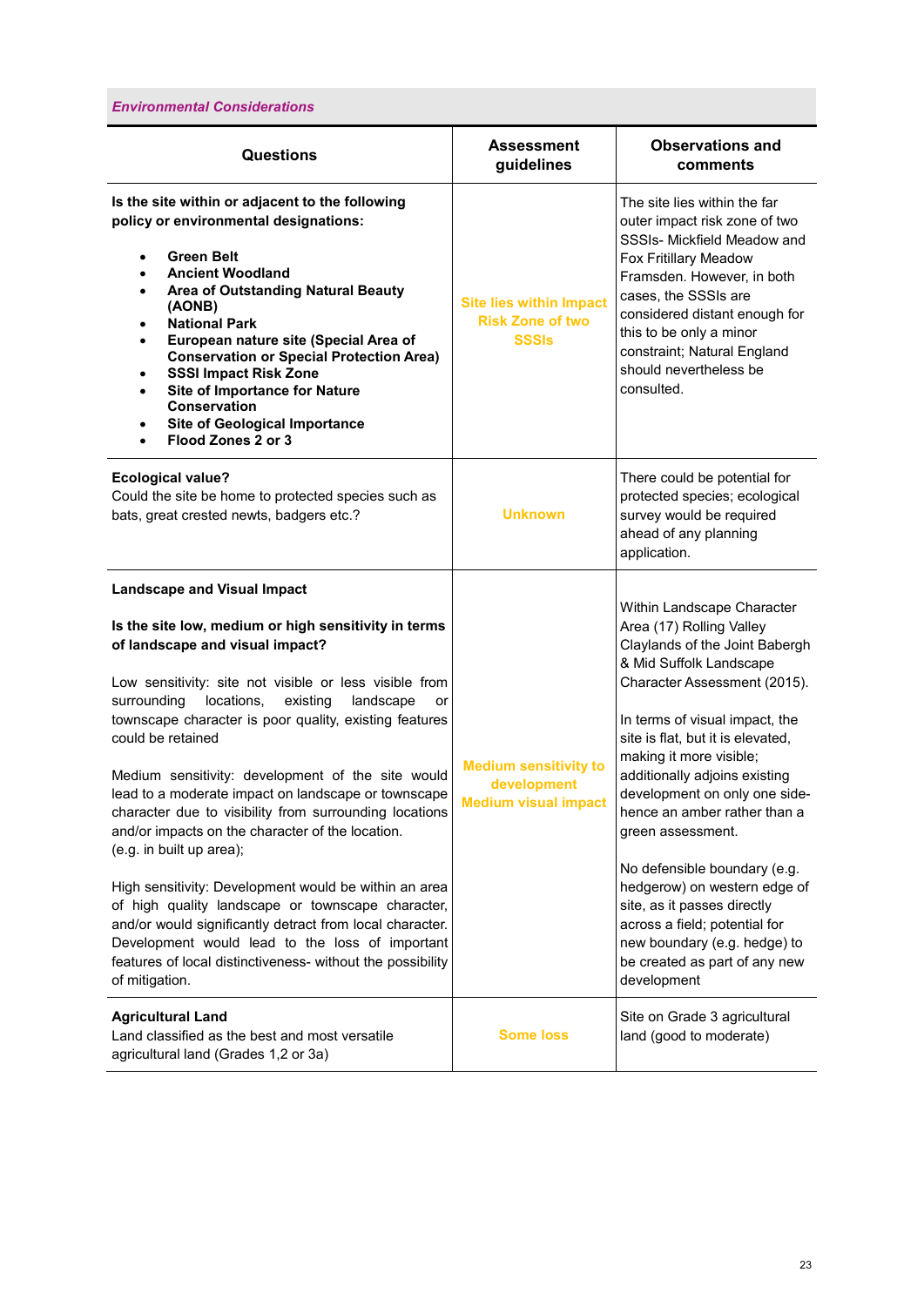*Environmental Considerations*

| Questions | Assessment guidelines | Observations and comments |
|---|---|---|
| **Is the site within or adjacent to the following policy or environmental designations:**<br><br>• **Green Belt**<br>• **Ancient Woodland**<br>• **Area of Outstanding Natural Beauty (AONB)**<br>• **National Park**<br>• **European nature site (Special Area of Conservation or Special Protection Area)**<br>• **SSSI Impact Risk Zone**<br>• **Site of Importance for Nature Conservation**<br>• **Site of Geological Importance**<br>• **Flood Zones 2 or 3** | **Site lies within Impact Risk Zone of two SSSIs** | The site lies within the far outer impact risk zone of two SSSIs- Mickfield Meadow and Fox Fritillary Meadow Framsden. However, in both cases, the SSSIs are considered distant enough for this to be only a minor constraint; Natural England should nevertheless be consulted. |
| **Ecological value?**<br>Could the site be home to protected species such as bats, great crested newts, badgers etc.? | **Unknown** | There could be potential for protected species; ecological survey would be required ahead of any planning application. |
| **Landscape and Visual Impact**<br><br>**Is the site low, medium or high sensitivity in terms of landscape and visual impact?**<br><br>Low sensitivity: site not visible or less visible from surrounding locations, existing landscape or townscape character is poor quality, existing features could be retained<br><br>Medium sensitivity: development of the site would lead to a moderate impact on landscape or townscape character due to visibility from surrounding locations and/or impacts on the character of the location. (e.g. in built up area);<br><br>High sensitivity: Development would be within an area of high quality landscape or townscape character, and/or would significantly detract from local character. Development would lead to the loss of important features of local distinctiveness- without the possibility of mitigation. | **Medium sensitivity to development**<br>**Medium visual impact** | Within Landscape Character Area (17) Rolling Valley Claylands of the Joint Babergh & Mid Suffolk Landscape Character Assessment (2015).<br><br>In terms of visual impact, the site is flat, but it is elevated, making it more visible; additionally adjoins existing development on only one side- hence an amber rather than a green assessment.<br><br>No defensible boundary (e.g. hedgerow) on western edge of site, as it passes directly across a field; potential for new boundary (e.g. hedge) to be created as part of any new development |
| **Agricultural Land**<br>Land classified as the best and most versatile agricultural land (Grades 1,2 or 3a) | **Some loss** | Site on Grade 3 agricultural land (good to moderate) |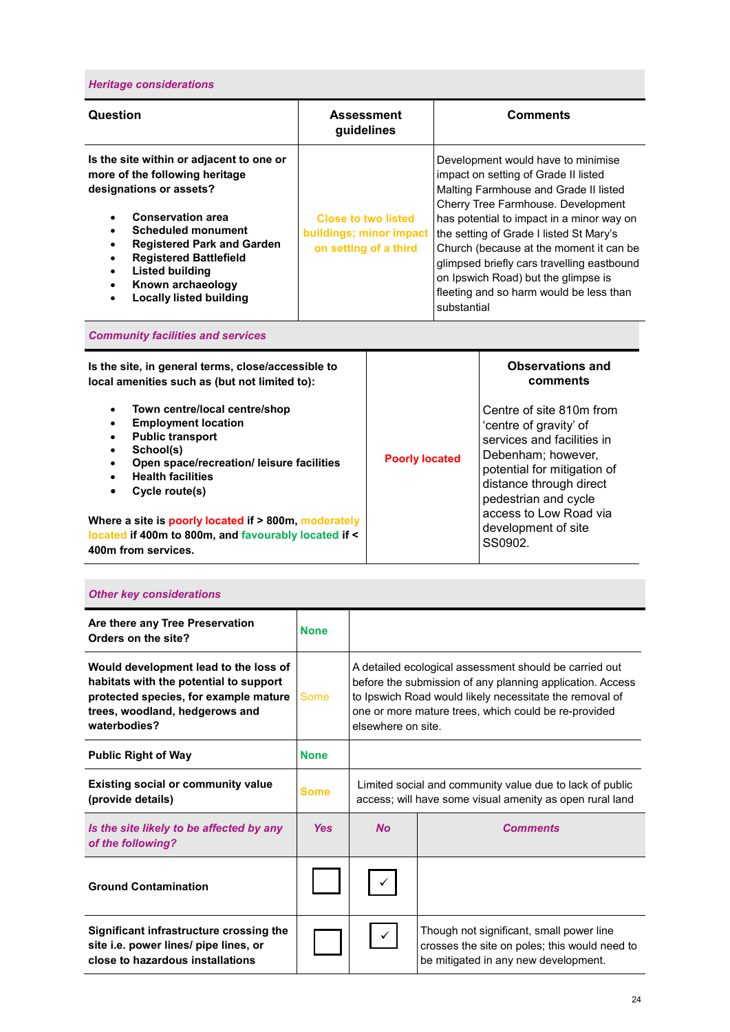### *Heritage considerations*

| Question | Assessment guidelines | Comments |
|---|---|---|
| **Is the site within or adjacent to one or more of the following heritage designations or assets?**<br><br>• **Conservation area**<br>• **Scheduled monument**<br>• **Registered Park and Garden**<br>• **Registered Battlefield**<br>• **Listed building**<br>• **Known archaeology**<br>• **Locally listed building** | Close to two listed buildings; minor impact on setting of a third | Development would have to minimise impact on setting of Grade II listed Malting Farmhouse and Grade II listed Cherry Tree Farmhouse. Development has potential to impact in a minor way on the setting of Grade I listed St Mary's Church (because at the moment it can be glimpsed briefly cars travelling eastbound on Ipswich Road) but the glimpse is fleeting and so harm would be less than substantial |

### *Community facilities and services*

| | | Observations and comments |
|---|---|---|
| **Is the site, in general terms, close/accessible to local amenities such as (but not limited to):**<br><br>• **Town centre/local centre/shop**<br>• **Employment location**<br>• **Public transport**<br>• **School(s)**<br>• **Open space/recreation/ leisure facilities**<br>• **Health facilities**<br>• **Cycle route(s)**<br><br>**Where a site is poorly located if > 800m, moderately located if 400m to 800m, and favourably located if < 400m from services.** | Poorly located | Centre of site 810m from 'centre of gravity' of services and facilities in Debenham; however, potential for mitigation of distance through direct pedestrian and cycle access to Low Road via development of site SS0902. |

### *Other key considerations*

| | | | |
|---|---|---|---|
| **Are there any Tree Preservation Orders on the site?** | None | | |
| **Would development lead to the loss of habitats with the potential to support protected species, for example mature trees, woodland, hedgerows and waterbodies?** | Some | A detailed ecological assessment should be carried out before the submission of any planning application. Access to Ipswich Road would likely necessitate the removal of one or more mature trees, which could be re-provided elsewhere on site. | |
| **Public Right of Way** | None | | |
| **Existing social or community value (provide details)** | Some | Limited social and community value due to lack of public access; will have some visual amenity as open rural land | |
| ***Is the site likely to be affected by any of the following?*** | ***Yes*** | ***No*** | ***Comments*** |
| **Ground Contamination** | ☐ | ✓ | |
| **Significant infrastructure crossing the site i.e. power lines/ pipe lines, or close to hazardous installations** | ☐ | ✓ | Though not significant, small power line crosses the site on poles; this would need to be mitigated in any new development. |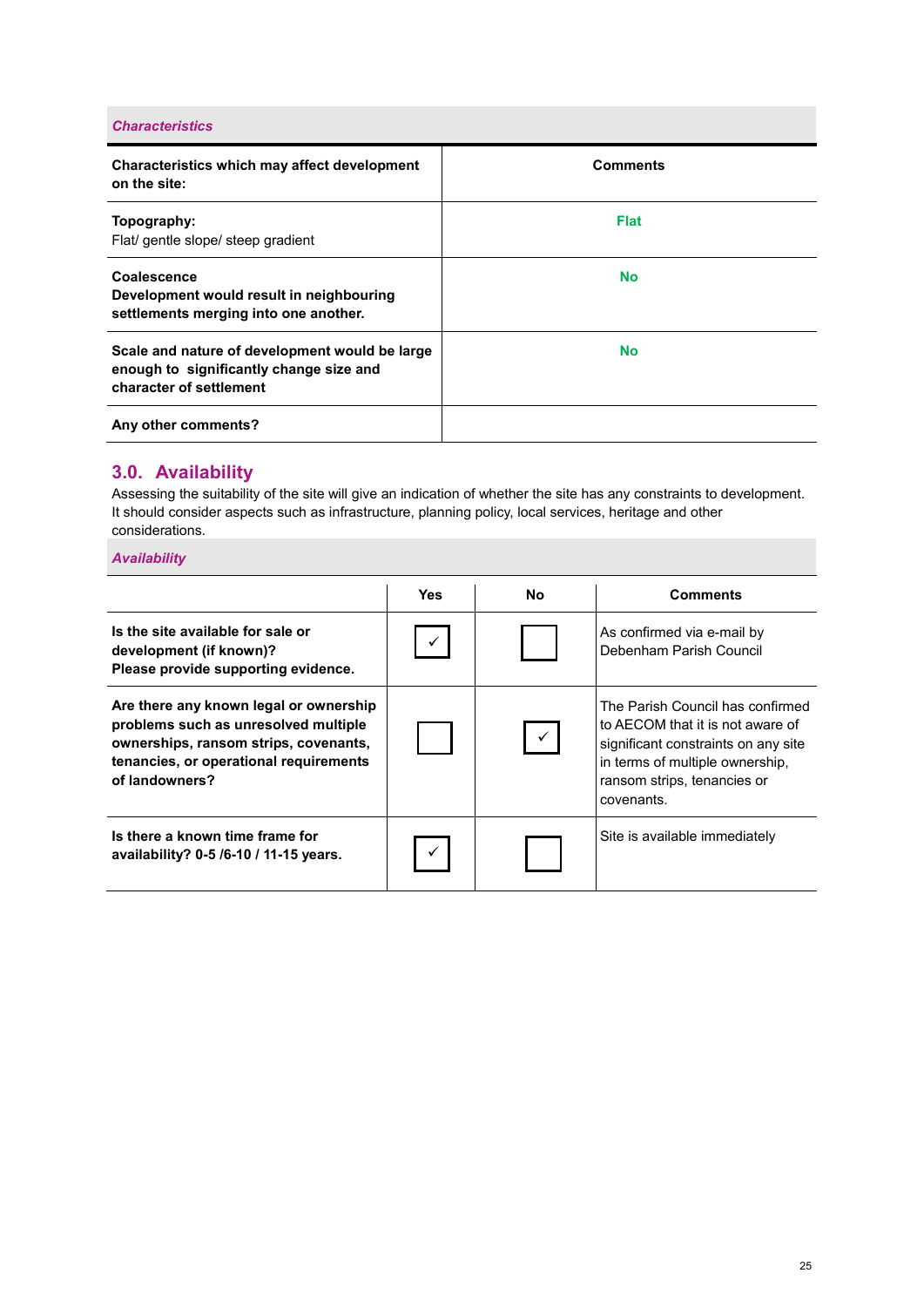***Characteristics***

| **Characteristics which may affect development on the site:** | **Comments** |
|---|---|
| **Topography:**<br>Flat/ gentle slope/ steep gradient | **Flat** |
| **Coalescence**<br>**Development would result in neighbouring settlements merging into one another.** | **No** |
| **Scale and nature of development would be large enough to significantly change size and character of settlement** | **No** |
| **Any other comments?** | |

## 3.0. Availability

Assessing the suitability of the site will give an indication of whether the site has any constraints to development. It should consider aspects such as infrastructure, planning policy, local services, heritage and other considerations.

***Availability***

| | **Yes** | **No** | **Comments** |
|---|---|---|---|
| **Is the site available for sale or development (if known)?**<br>**Please provide supporting evidence.** | ✓ | | As confirmed via e-mail by Debenham Parish Council |
| **Are there any known legal or ownership problems such as unresolved multiple ownerships, ransom strips, covenants, tenancies, or operational requirements of landowners?** | | ✓ | The Parish Council has confirmed to AECOM that it is not aware of significant constraints on any site in terms of multiple ownership, ransom strips, tenancies or covenants. |
| **Is there a known time frame for availability? 0-5 /6-10 / 11-15 years.** | ✓ | | Site is available immediately |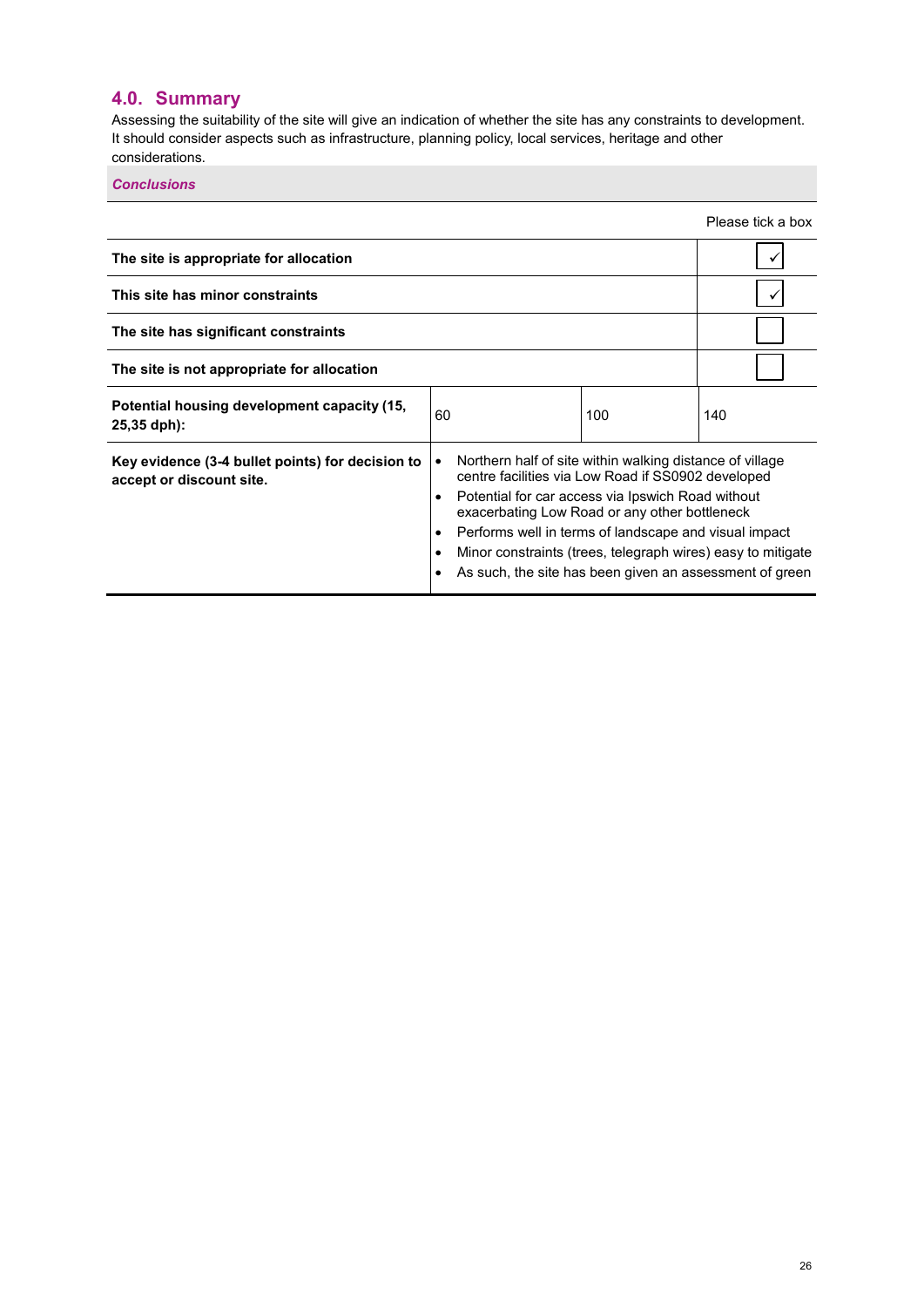## 4.0. Summary

Assessing the suitability of the site will give an indication of whether the site has any constraints to development. It should consider aspects such as infrastructure, planning policy, local services, heritage and other considerations.

***Conclusions***

| | | | Please tick a box |
|---|---|---|---|
| **The site is appropriate for allocation** | | | ✓ |
| **This site has minor constraints** | | | ✓ |
| **The site has significant constraints** | | | ☐ |
| **The site is not appropriate for allocation** | | | ☐ |
| **Potential housing development capacity (15, 25,35 dph):** | 60 | 100 | 140 |
| **Key evidence (3-4 bullet points) for decision to accept or discount site.** | • Northern half of site within walking distance of village centre facilities via Low Road if SS0902 developed<br>• Potential for car access via Ipswich Road without exacerbating Low Road or any other bottleneck<br>• Performs well in terms of landscape and visual impact<br>• Minor constraints (trees, telegraph wires) easy to mitigate<br>• As such, the site has been given an assessment of green | | |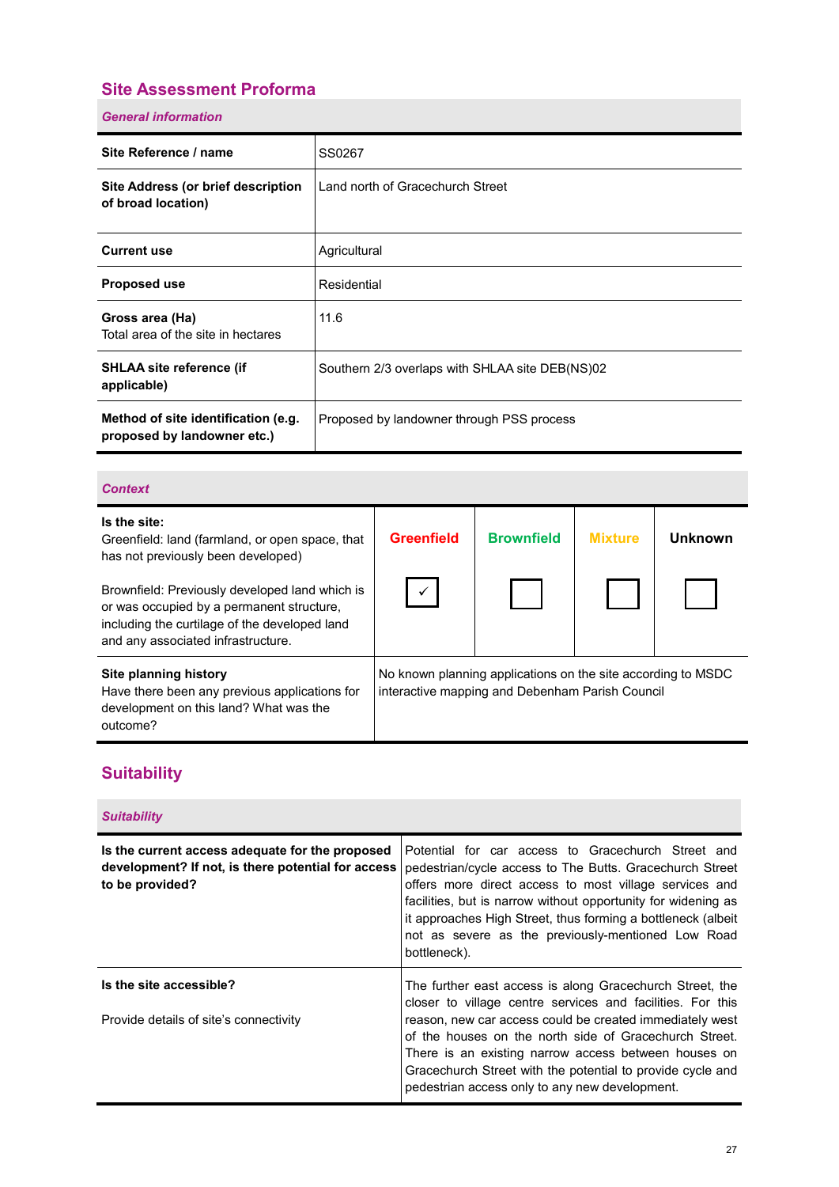## Site Assessment Proforma

### *General information*

| | |
|---|---|
| **Site Reference / name** | SS0267 |
| **Site Address (or brief description of broad location)** | Land north of Gracechurch Street |
| **Current use** | Agricultural |
| **Proposed use** | Residential |
| **Gross area (Ha)** Total area of the site in hectares | 11.6 |
| **SHLAA site reference (if applicable)** | Southern 2/3 overlaps with SHLAA site DEB(NS)02 |
| **Method of site identification (e.g. proposed by landowner etc.)** | Proposed by landowner through PSS process |

### *Context*

| **Is the site:** Greenfield: land (farmland, or open space, that has not previously been developed) Brownfield: Previously developed land which is or was occupied by a permanent structure, including the curtilage of the developed land and any associated infrastructure. | **Greenfield** | **Brownfield** | **Mixture** | **Unknown** |
|---|---|---|---|---|
| | ✓ | ☐ | ☐ | ☐ |
| **Site planning history** Have there been any previous applications for development on this land? What was the outcome? | No known planning applications on the site according to MSDC interactive mapping and Debenham Parish Council | | | |

## Suitability

### *Suitability*

| | |
|---|---|
| **Is the current access adequate for the proposed development? If not, is there potential for access to be provided?** | Potential for car access to Gracechurch Street and pedestrian/cycle access to The Butts. Gracechurch Street offers more direct access to most village services and facilities, but is narrow without opportunity for widening as it approaches High Street, thus forming a bottleneck (albeit not as severe as the previously-mentioned Low Road bottleneck). |
| **Is the site accessible?** Provide details of site's connectivity | The further east access is along Gracechurch Street, the closer to village centre services and facilities. For this reason, new car access could be created immediately west of the houses on the north side of Gracechurch Street. There is an existing narrow access between houses on Gracechurch Street with the potential to provide cycle and pedestrian access only to any new development. |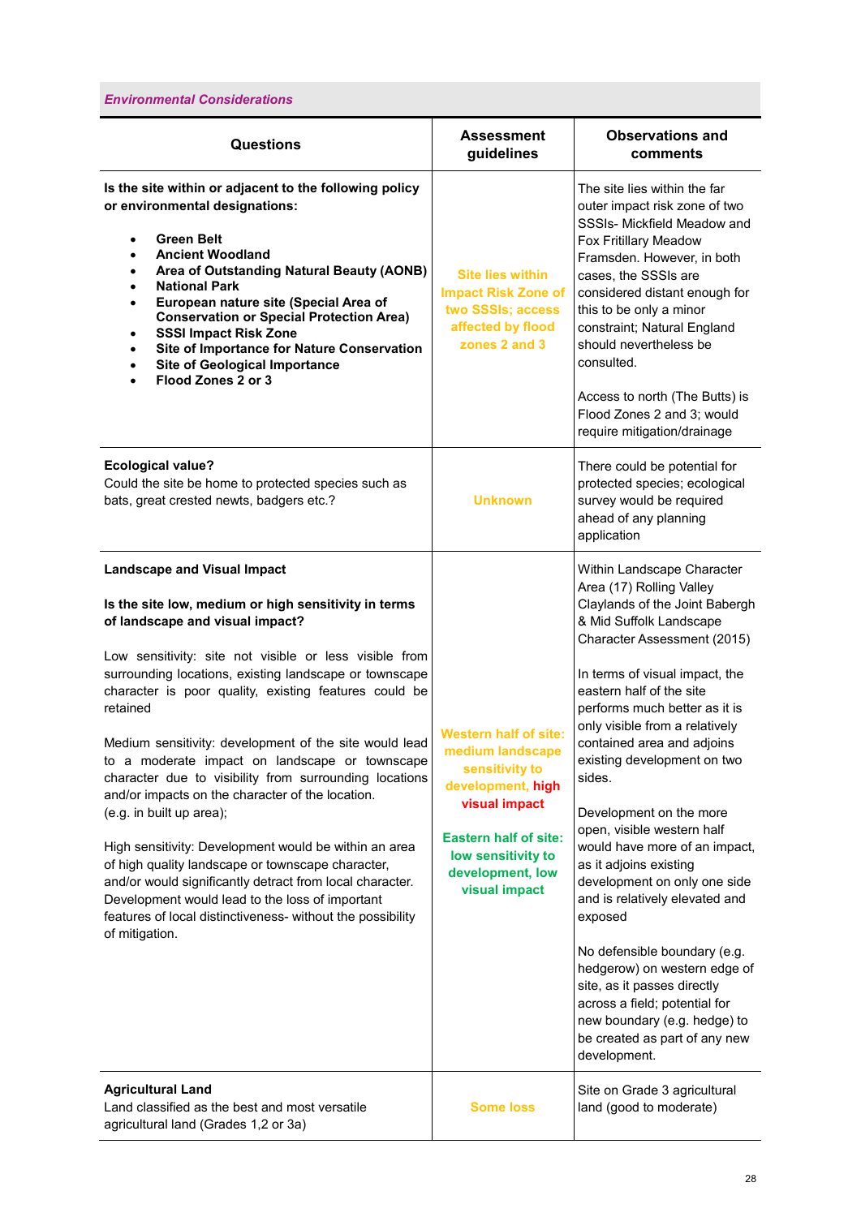*Environmental Considerations*

| Questions | Assessment guidelines | Observations and comments |
|---|---|---|
| **Is the site within or adjacent to the following policy or environmental designations:**<br><br>• **Green Belt**<br>• **Ancient Woodland**<br>• **Area of Outstanding Natural Beauty (AONB)**<br>• **National Park**<br>• **European nature site (Special Area of Conservation or Special Protection Area)**<br>• **SSSI Impact Risk Zone**<br>• **Site of Importance for Nature Conservation**<br>• **Site of Geological Importance**<br>• **Flood Zones 2 or 3** | **Site lies within Impact Risk Zone of two SSSIs; access affected by flood zones 2 and 3** | The site lies within the far outer impact risk zone of two SSSIs- Mickfield Meadow and Fox Fritillary Meadow Framsden. However, in both cases, the SSSIs are considered distant enough for this to be only a minor constraint; Natural England should nevertheless be consulted.<br><br>Access to north (The Butts) is Flood Zones 2 and 3; would require mitigation/drainage |
| **Ecological value?**<br>Could the site be home to protected species such as bats, great crested newts, badgers etc.? | **Unknown** | There could be potential for protected species; ecological survey would be required ahead of any planning application |
| **Landscape and Visual Impact**<br><br>**Is the site low, medium or high sensitivity in terms of landscape and visual impact?**<br><br>Low sensitivity: site not visible or less visible from surrounding locations, existing landscape or townscape character is poor quality, existing features could be retained<br><br>Medium sensitivity: development of the site would lead to a moderate impact on landscape or townscape character due to visibility from surrounding locations and/or impacts on the character of the location. (e.g. in built up area);<br><br>High sensitivity: Development would be within an area of high quality landscape or townscape character, and/or would significantly detract from local character. Development would lead to the loss of important features of local distinctiveness- without the possibility of mitigation. | **Western half of site: medium landscape sensitivity to development, high visual impact**<br><br>**Eastern half of site: low sensitivity to development, low visual impact** | Within Landscape Character Area (17) Rolling Valley Claylands of the Joint Babergh & Mid Suffolk Landscape Character Assessment (2015)<br><br>In terms of visual impact, the eastern half of the site performs much better as it is only visible from a relatively contained area and adjoins existing development on two sides.<br><br>Development on the more open, visible western half would have more of an impact, as it adjoins existing development on only one side and is relatively elevated and exposed<br><br>No defensible boundary (e.g. hedgerow) on western edge of site, as it passes directly across a field; potential for new boundary (e.g. hedge) to be created as part of any new development. |
| **Agricultural Land**<br>Land classified as the best and most versatile agricultural land (Grades 1,2 or 3a) | **Some loss** | Site on Grade 3 agricultural land (good to moderate) |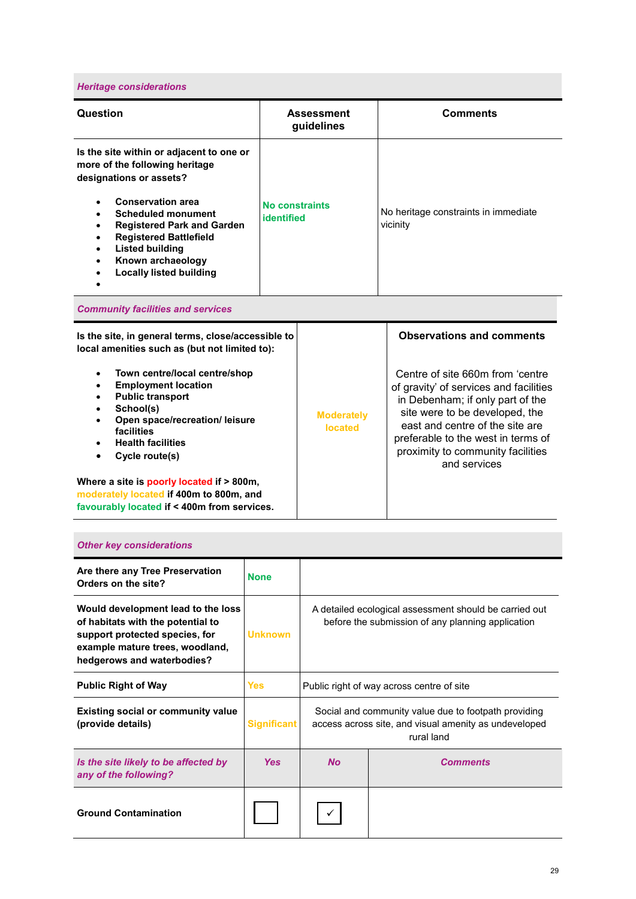### *Heritage considerations*

| Question | Assessment guidelines | Comments |
|---|---|---|
| **Is the site within or adjacent to one or more of the following heritage designations or assets?**<br><br>• **Conservation area**<br>• **Scheduled monument**<br>• **Registered Park and Garden**<br>• **Registered Battlefield**<br>• **Listed building**<br>• **Known archaeology**<br>• **Locally listed building**<br>• | **No constraints identified** | No heritage constraints in immediate vicinity |

### *Community facilities and services*

| Question | Assessment | Observations and comments |
|---|---|---|
| **Is the site, in general terms, close/accessible to local amenities such as (but not limited to):**<br><br>• **Town centre/local centre/shop**<br>• **Employment location**<br>• **Public transport**<br>• **School(s)**<br>• **Open space/recreation/ leisure facilities**<br>• **Health facilities**<br>• **Cycle route(s)**<br><br>**Where a site is poorly located if > 800m, moderately located if 400m to 800m, and favourably located if < 400m from services.** | **Moderately located** | Centre of site 660m from 'centre of gravity' of services and facilities in Debenham; if only part of the site were to be developed, the east and centre of the site are preferable to the west in terms of proximity to community facilities and services |

### *Other key considerations*

| Question | Assessment | Comments | |
|---|---|---|---|
| **Are there any Tree Preservation Orders on the site?** | **None** | | |
| **Would development lead to the loss of habitats with the potential to support protected species, for example mature trees, woodland, hedgerows and waterbodies?** | **Unknown** | A detailed ecological assessment should be carried out before the submission of any planning application | |
| **Public Right of Way** | **Yes** | Public right of way across centre of site | |
| **Existing social or community value (provide details)** | **Significant** | Social and community value due to footpath providing access across site, and visual amenity as undeveloped rural land | |
| ***Is the site likely to be affected by any of the following?*** | ***Yes*** | ***No*** | ***Comments*** |
| **Ground Contamination** | ☐ | ☑ | |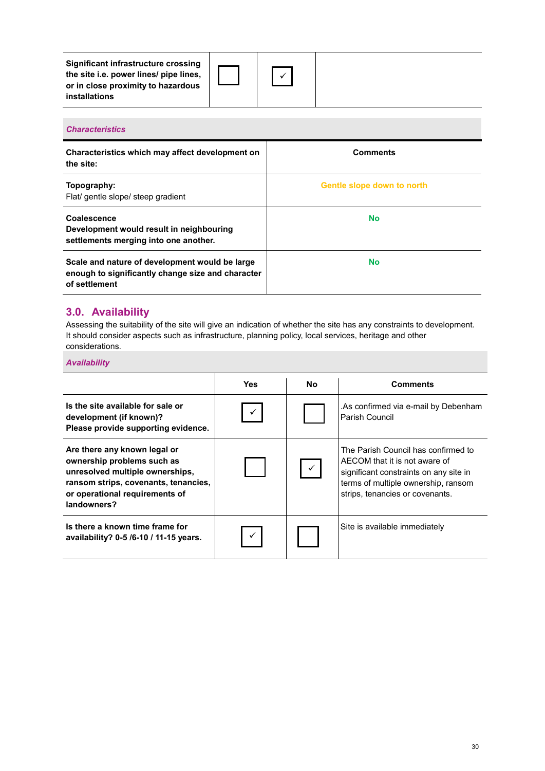| **Significant infrastructure crossing the site i.e. power lines/ pipe lines, or in close proximity to hazardous installations** | ☐ | ✓ | |
|---|---|---|---|

*Characteristics*

| **Characteristics which may affect development on the site:** | **Comments** |
|---|---|
| **Topography:** Flat/ gentle slope/ steep gradient | **Gentle slope down to north** |
| **Coalescence** **Development would result in neighbouring settlements merging into one another.** | **No** |
| **Scale and nature of development would be large enough to significantly change size and character of settlement** | **No** |

## 3.0. Availability

Assessing the suitability of the site will give an indication of whether the site has any constraints to development. It should consider aspects such as infrastructure, planning policy, local services, heritage and other considerations.

*Availability*

| | **Yes** | **No** | **Comments** |
|---|---|---|---|
| **Is the site available for sale or development (if known)? Please provide supporting evidence.** | ✓ | ☐ | .As confirmed via e-mail by Debenham Parish Council |
| **Are there any known legal or ownership problems such as unresolved multiple ownerships, ransom strips, covenants, tenancies, or operational requirements of landowners?** | ☐ | ✓ | The Parish Council has confirmed to AECOM that it is not aware of significant constraints on any site in terms of multiple ownership, ransom strips, tenancies or covenants. |
| **Is there a known time frame for availability? 0-5 /6-10 / 11-15 years.** | ✓ | ☐ | Site is available immediately |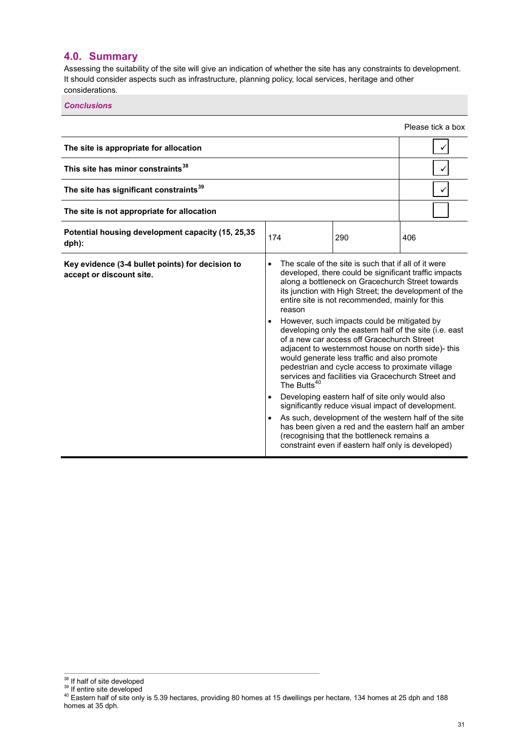## 4.0. Summary

Assessing the suitability of the site will give an indication of whether the site has any constraints to development. It should consider aspects such as infrastructure, planning policy, local services, heritage and other considerations.

***Conclusions***

| | | | Please tick a box |
|---|---|---|---|
| **The site is appropriate for allocation** | | | ✓ |
| **This site has minor constraints**[38] | | | ✓ |
| **The site has significant constraints**[39] | | | ✓ |
| **The site is not appropriate for allocation** | | | |
| **Potential housing development capacity (15, 25,35 dph):** | 174 | 290 | 406 |
| **Key evidence (3-4 bullet points) for decision to accept or discount site.** | • The scale of the site is such that if all of it were developed, there could be significant traffic impacts along a bottleneck on Gracechurch Street towards its junction with High Street; the development of the entire site is not recommended, mainly for this reason<br>• However, such impacts could be mitigated by developing only the eastern half of the site (i.e. east of a new car access off Gracechurch Street adjacent to westernmost house on north side)- this would generate less traffic and also promote pedestrian and cycle access to proximate village services and facilities via Gracechurch Street and The Butts[40]<br>• Developing eastern half of site only would also significantly reduce visual impact of development.<br>• As such, development of the western half of the site has been given a red and the eastern half an amber (recognising that the bottleneck remains a constraint even if eastern half only is developed) | | |

[38] If half of site developed
[39] If entire site developed
[40] Eastern half of site only is 5.39 hectares, providing 80 homes at 15 dwellings per hectare, 134 homes at 25 dph and 188 homes at 35 dph.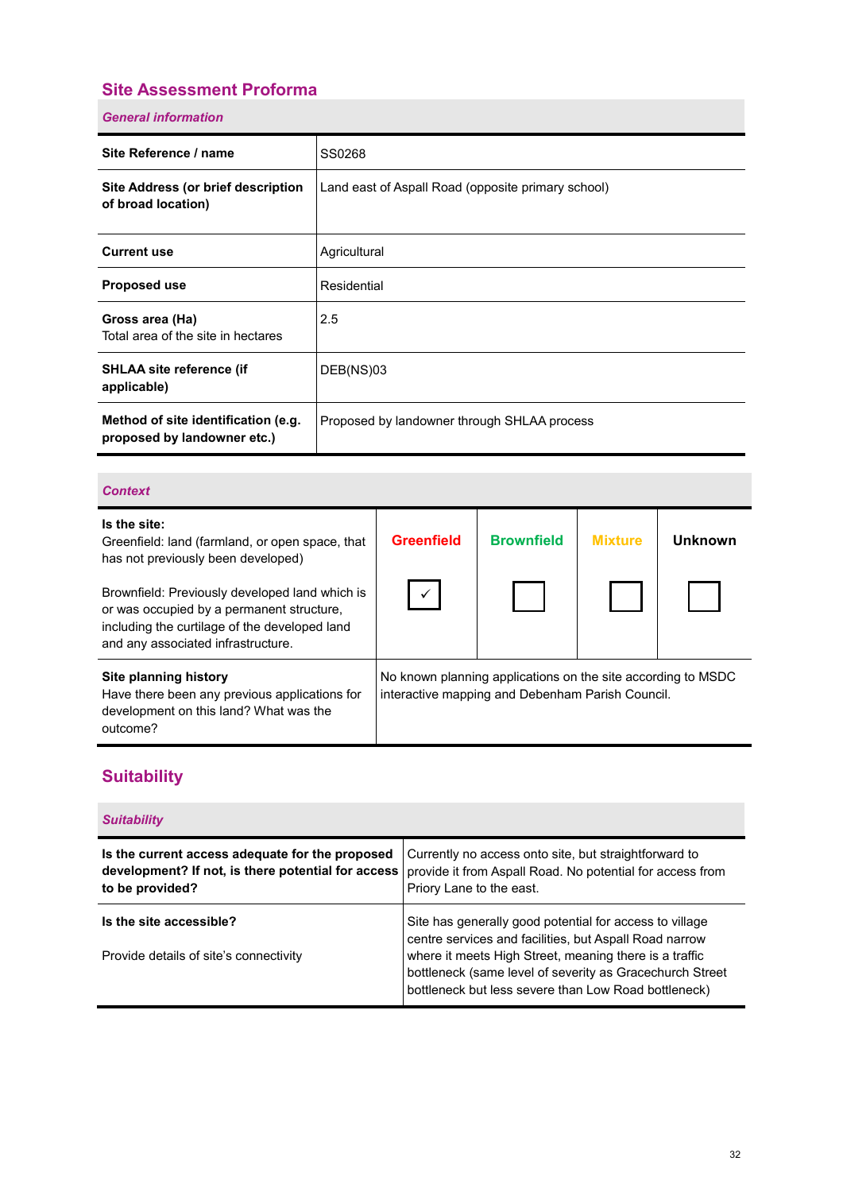## Site Assessment Proforma

### *General information*

| | |
|---|---|
| **Site Reference / name** | SS0268 |
| **Site Address (or brief description of broad location)** | Land east of Aspall Road (opposite primary school) |
| **Current use** | Agricultural |
| **Proposed use** | Residential |
| **Gross area (Ha)**<br>Total area of the site in hectares | 2.5 |
| **SHLAA site reference (if applicable)** | DEB(NS)03 |
| **Method of site identification (e.g. proposed by landowner etc.)** | Proposed by landowner through SHLAA process |

### *Context*

| | Greenfield | Brownfield | Mixture | Unknown |
|---|---|---|---|---|
| **Is the site:**<br>Greenfield: land (farmland, or open space, that has not previously been developed)<br><br>Brownfield: Previously developed land which is or was occupied by a permanent structure, including the curtilage of the developed land and any associated infrastructure. | ☑ | ☐ | ☐ | ☐ |
| **Site planning history**<br>Have there been any previous applications for development on this land? What was the outcome? | No known planning applications on the site according to MSDC interactive mapping and Debenham Parish Council. | | | |

## Suitability

### *Suitability*

| | |
|---|---|
| **Is the current access adequate for the proposed development? If not, is there potential for access to be provided?** | Currently no access onto site, but straightforward to provide it from Aspall Road. No potential for access from Priory Lane to the east. |
| **Is the site accessible?**<br><br>Provide details of site's connectivity | Site has generally good potential for access to village centre services and facilities, but Aspall Road narrow where it meets High Street, meaning there is a traffic bottleneck (same level of severity as Gracechurch Street bottleneck but less severe than Low Road bottleneck) |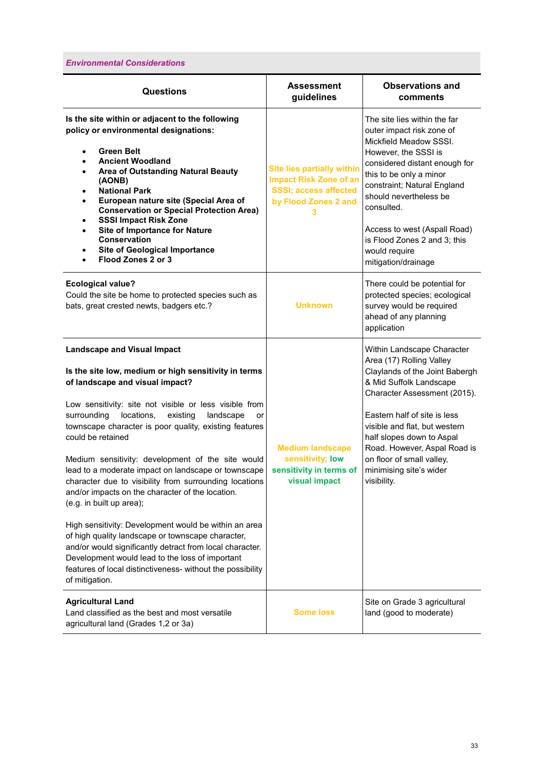***Environmental Considerations***

| Questions | Assessment guidelines | Observations and comments |
|---|---|---|
| **Is the site within or adjacent to the following policy or environmental designations:**<br><br>• **Green Belt**<br>• **Ancient Woodland**<br>• **Area of Outstanding Natural Beauty (AONB)**<br>• **National Park**<br>• **European nature site (Special Area of Conservation or Special Protection Area)**<br>• **SSSI Impact Risk Zone**<br>• **Site of Importance for Nature Conservation**<br>• **Site of Geological Importance**<br>• **Flood Zones 2 or 3** | **Site lies partially within Impact Risk Zone of an SSSI; access affected by Flood Zones 2 and 3** | The site lies within the far outer impact risk zone of Mickfield Meadow SSSI. However, the SSSI is considered distant enough for this to be only a minor constraint; Natural England should nevertheless be consulted.<br><br>Access to west (Aspall Road) is Flood Zones 2 and 3; this would require mitigation/drainage |
| **Ecological value?**<br>Could the site be home to protected species such as bats, great crested newts, badgers etc.? | **Unknown** | There could be potential for protected species; ecological survey would be required ahead of any planning application |
| **Landscape and Visual Impact**<br><br>**Is the site low, medium or high sensitivity in terms of landscape and visual impact?**<br><br>Low sensitivity: site not visible or less visible from surrounding locations, existing landscape or townscape character is poor quality, existing features could be retained<br><br>Medium sensitivity: development of the site would lead to a moderate impact on landscape or townscape character due to visibility from surrounding locations and/or impacts on the character of the location. (e.g. in built up area);<br><br>High sensitivity: Development would be within an area of high quality landscape or townscape character, and/or would significantly detract from local character. Development would lead to the loss of important features of local distinctiveness- without the possibility of mitigation. | **Medium landscape sensitivity; low sensitivity in terms of visual impact** | Within Landscape Character Area (17) Rolling Valley Claylands of the Joint Babergh & Mid Suffolk Landscape Character Assessment (2015).<br><br>Eastern half of site is less visible and flat, but western half slopes down to Aspal Road. However, Aspal Road is on floor of small valley, minimising site's wider visibility. |
| **Agricultural Land**<br>Land classified as the best and most versatile agricultural land (Grades 1,2 or 3a) | **Some loss** | Site on Grade 3 agricultural land (good to moderate) |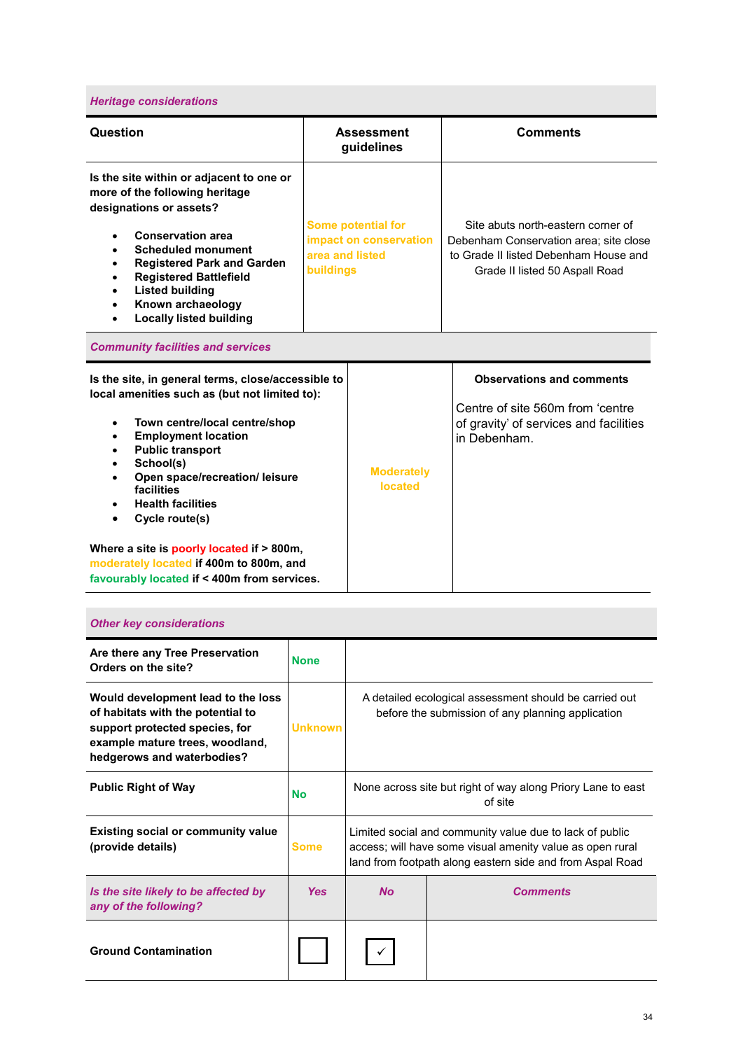| *Heritage considerations* | | |
|---|---|---|
| **Question** | **Assessment guidelines** | **Comments** |
| **Is the site within or adjacent to one or more of the following heritage designations or assets?**<br>• **Conservation area**<br>• **Scheduled monument**<br>• **Registered Park and Garden**<br>• **Registered Battlefield**<br>• **Listed building**<br>• **Known archaeology**<br>• **Locally listed building** | Some potential for impact on conservation area and listed buildings | Site abuts north-eastern corner of Debenham Conservation area; site close to Grade II listed Debenham House and Grade II listed 50 Aspall Road |

| *Community facilities and services* | | |
|---|---|---|
| **Is the site, in general terms, close/accessible to local amenities such as (but not limited to):**<br>• **Town centre/local centre/shop**<br>• **Employment location**<br>• **Public transport**<br>• **School(s)**<br>• **Open space/recreation/ leisure facilities**<br>• **Health facilities**<br>• **Cycle route(s)**<br><br>**Where a site is poorly located if > 800m, moderately located if 400m to 800m, and favourably located if < 400m from services.** | Moderately located | **Observations and comments**<br><br>Centre of site 560m from 'centre of gravity' of services and facilities in Debenham. |

| *Other key considerations* | | | |
|---|---|---|---|
| **Are there any Tree Preservation Orders on the site?** | None | | |
| **Would development lead to the loss of habitats with the potential to support protected species, for example mature trees, woodland, hedgerows and waterbodies?** | Unknown | A detailed ecological assessment should be carried out before the submission of any planning application | |
| **Public Right of Way** | No | None across site but right of way along Priory Lane to east of site | |
| **Existing social or community value (provide details)** | Some | Limited social and community value due to lack of public access; will have some visual amenity value as open rural land from footpath along eastern side and from Aspal Road | |
| ***Is the site likely to be affected by any of the following?*** | ***Yes*** | ***No*** | ***Comments*** |
| **Ground Contamination** | ☐ | ☑ | |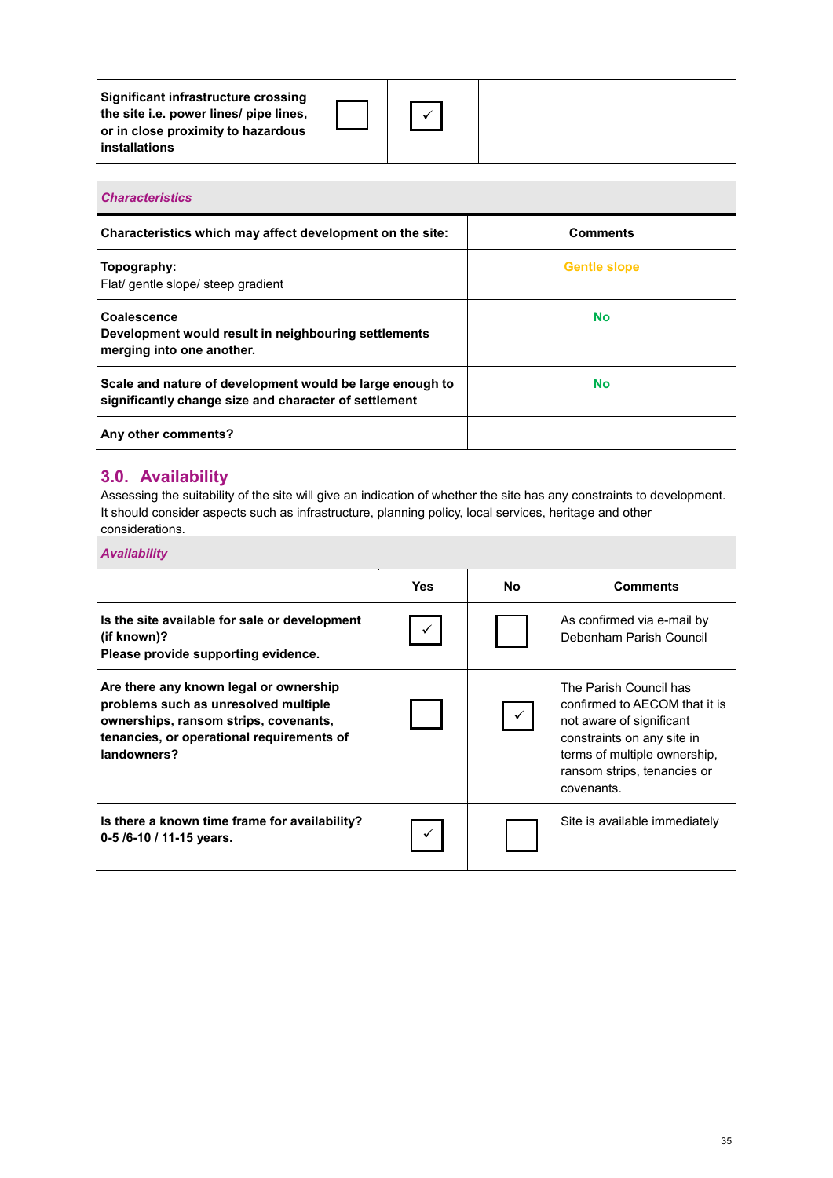| | | | |
|---|---|---|---|
| **Significant infrastructure crossing the site i.e. power lines/ pipe lines, or in close proximity to hazardous installations** | ☐ | ✓ | |

***Characteristics***

| **Characteristics which may affect development on the site:** | **Comments** |
|---|---|
| **Topography:**<br>Flat/ gentle slope/ steep gradient | Gentle slope |
| **Coalescence**<br>**Development would result in neighbouring settlements merging into one another.** | No |
| **Scale and nature of development would be large enough to significantly change size and character of settlement** | No |
| **Any other comments?** | |

## 3.0. Availability

Assessing the suitability of the site will give an indication of whether the site has any constraints to development. It should consider aspects such as infrastructure, planning policy, local services, heritage and other considerations.

***Availability***

| | **Yes** | **No** | **Comments** |
|---|---|---|---|
| **Is the site available for sale or development (if known)?**<br>**Please provide supporting evidence.** | ✓ | ☐ | As confirmed via e-mail by Debenham Parish Council |
| **Are there any known legal or ownership problems such as unresolved multiple ownerships, ransom strips, covenants, tenancies, or operational requirements of landowners?** | ☐ | ✓ | The Parish Council has confirmed to AECOM that it is not aware of significant constraints on any site in terms of multiple ownership, ransom strips, tenancies or covenants. |
| **Is there a known time frame for availability? 0-5 /6-10 / 11-15 years.** | ✓ | ☐ | Site is available immediately |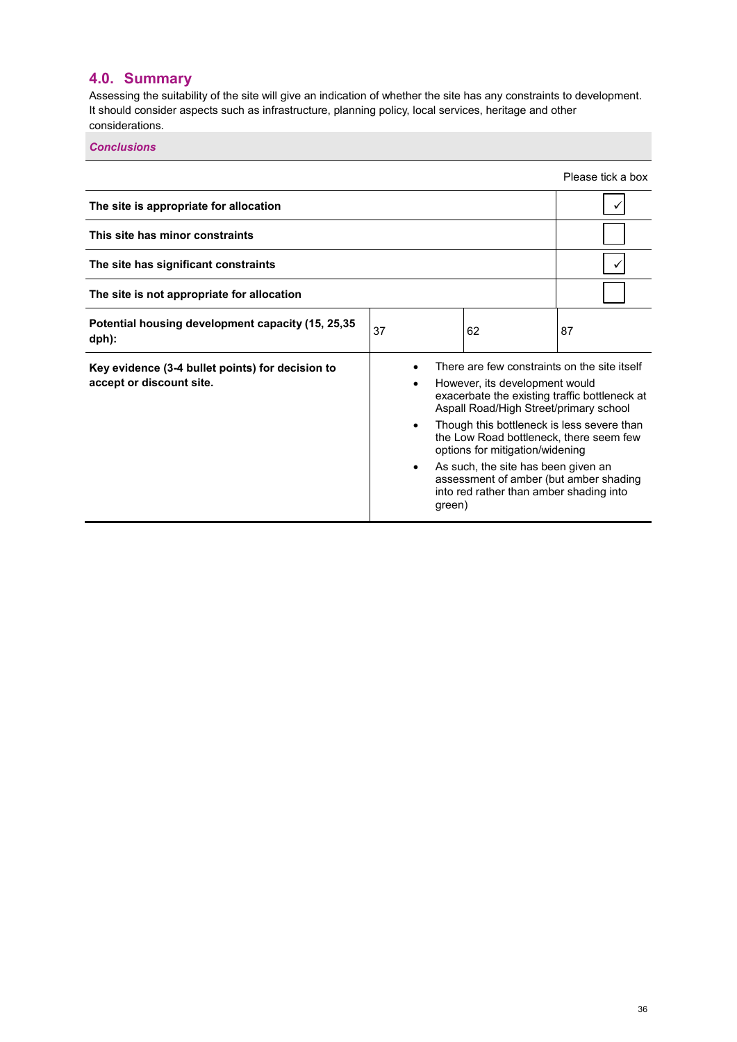## 4.0. Summary

Assessing the suitability of the site will give an indication of whether the site has any constraints to development. It should consider aspects such as infrastructure, planning policy, local services, heritage and other considerations.

***Conclusions***

| | | | Please tick a box |
|---|---|---|---|
| **The site is appropriate for allocation** | | | ✓ |
| **This site has minor constraints** | | | |
| **The site has significant constraints** | | | ✓ |
| **The site is not appropriate for allocation** | | | |
| **Potential housing development capacity (15, 25,35 dph):** | 37 | 62 | 87 |
| **Key evidence (3-4 bullet points) for decision to accept or discount site.** | • There are few constraints on the site itself<br>• However, its development would exacerbate the existing traffic bottleneck at Aspall Road/High Street/primary school<br>• Though this bottleneck is less severe than the Low Road bottleneck, there seem few options for mitigation/widening<br>• As such, the site has been given an assessment of amber (but amber shading into red rather than amber shading into green) | | |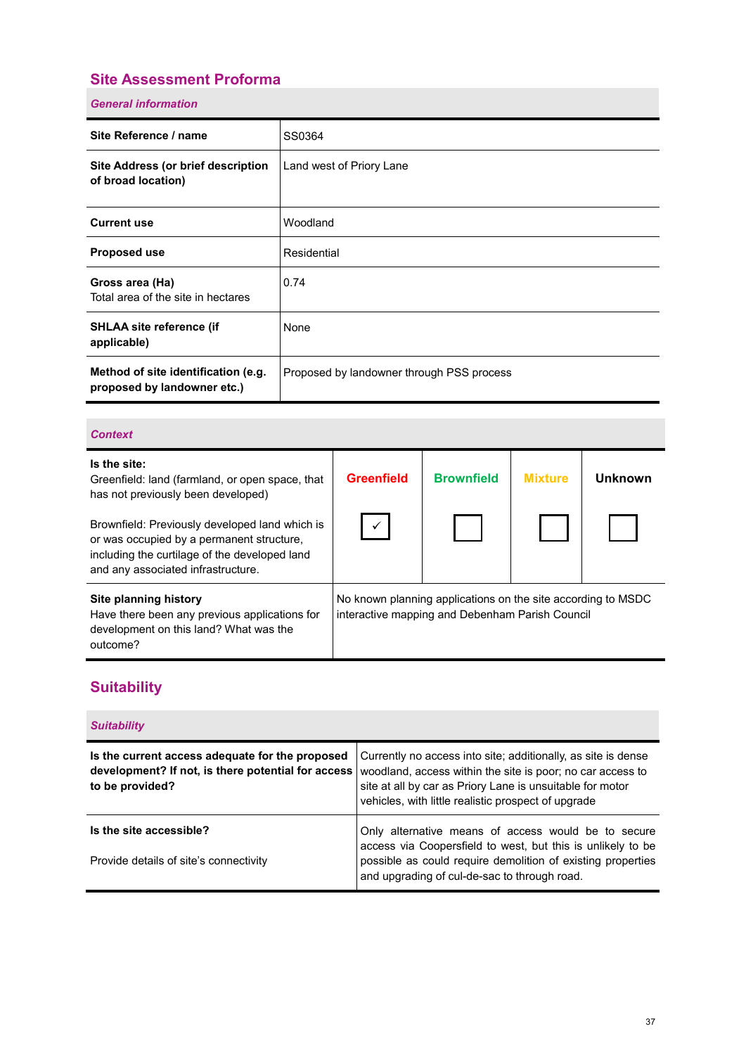## Site Assessment Proforma

### *General information*

| | |
|---|---|
| **Site Reference / name** | SS0364 |
| **Site Address (or brief description of broad location)** | Land west of Priory Lane |
| **Current use** | Woodland |
| **Proposed use** | Residential |
| **Gross area (Ha)** Total area of the site in hectares | 0.74 |
| **SHLAA site reference (if applicable)** | None |
| **Method of site identification (e.g. proposed by landowner etc.)** | Proposed by landowner through PSS process |

### *Context*

| | **Greenfield** | **Brownfield** | **Mixture** | **Unknown** |
|---|---|---|---|---|
| **Is the site:** Greenfield: land (farmland, or open space, that has not previously been developed) Brownfield: Previously developed land which is or was occupied by a permanent structure, including the curtilage of the developed land and any associated infrastructure. | ☑ | ☐ | ☐ | ☐ |
| **Site planning history** Have there been any previous applications for development on this land? What was the outcome? | No known planning applications on the site according to MSDC interactive mapping and Debenham Parish Council | | | |

## Suitability

### *Suitability*

| | |
|---|---|
| **Is the current access adequate for the proposed development? If not, is there potential for access to be provided?** | Currently no access into site; additionally, as site is dense woodland, access within the site is poor; no car access to site at all by car as Priory Lane is unsuitable for motor vehicles, with little realistic prospect of upgrade |
| **Is the site accessible?** Provide details of site's connectivity | Only alternative means of access would be to secure access via Coopersfield to west, but this is unlikely to be possible as could require demolition of existing properties and upgrading of cul-de-sac to through road. |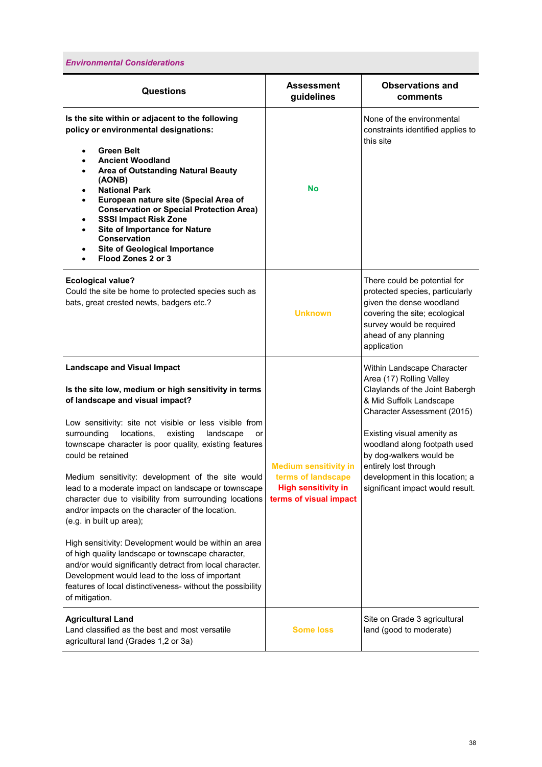*Environmental Considerations*

| Questions | Assessment guidelines | Observations and comments |
|---|---|---|
| **Is the site within or adjacent to the following policy or environmental designations:**<br><br>• **Green Belt**<br>• **Ancient Woodland**<br>• **Area of Outstanding Natural Beauty (AONB)**<br>• **National Park**<br>• **European nature site (Special Area of Conservation or Special Protection Area)**<br>• **SSSI Impact Risk Zone**<br>• **Site of Importance for Nature Conservation**<br>• **Site of Geological Importance**<br>• **Flood Zones 2 or 3** | **No** | None of the environmental constraints identified applies to this site |
| **Ecological value?**<br>Could the site be home to protected species such as bats, great crested newts, badgers etc.? | **Unknown** | There could be potential for protected species, particularly given the dense woodland covering the site; ecological survey would be required ahead of any planning application |
| **Landscape and Visual Impact**<br><br>**Is the site low, medium or high sensitivity in terms of landscape and visual impact?**<br><br>Low sensitivity: site not visible or less visible from surrounding locations, existing landscape or townscape character is poor quality, existing features could be retained<br><br>Medium sensitivity: development of the site would lead to a moderate impact on landscape or townscape character due to visibility from surrounding locations and/or impacts on the character of the location. (e.g. in built up area);<br><br>High sensitivity: Development would be within an area of high quality landscape or townscape character, and/or would significantly detract from local character. Development would lead to the loss of important features of local distinctiveness- without the possibility of mitigation. | **Medium sensitivity in terms of landscape**<br>**High sensitivity in terms of visual impact** | Within Landscape Character Area (17) Rolling Valley Claylands of the Joint Babergh & Mid Suffolk Landscape Character Assessment (2015)<br><br>Existing visual amenity as woodland along footpath used by dog-walkers would be entirely lost through development in this location; a significant impact would result. |
| **Agricultural Land**<br>Land classified as the best and most versatile agricultural land (Grades 1,2 or 3a) | **Some loss** | Site on Grade 3 agricultural land (good to moderate) |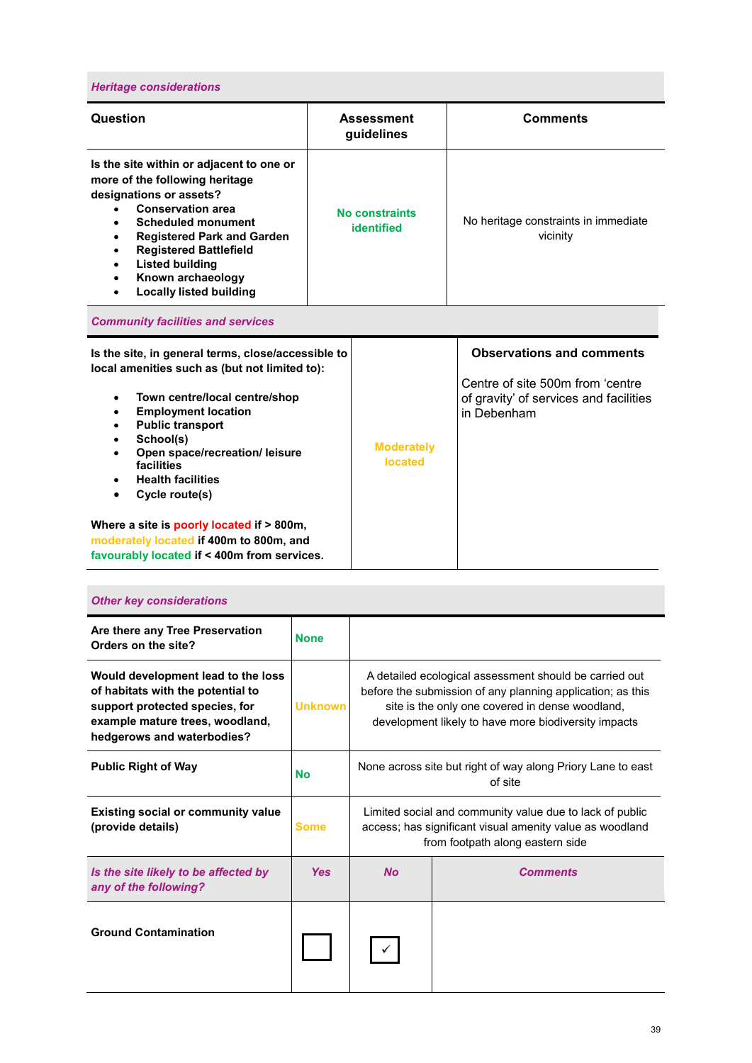*Heritage considerations*

| Question | Assessment guidelines | Comments |
|---|---|---|
| **Is the site within or adjacent to one or more of the following heritage designations or assets?**<br>• **Conservation area**<br>• **Scheduled monument**<br>• **Registered Park and Garden**<br>• **Registered Battlefield**<br>• **Listed building**<br>• **Known archaeology**<br>• **Locally listed building** | **No constraints identified** | No heritage constraints in immediate vicinity |

*Community facilities and services*

| Question | Assessment | Observations and comments |
|---|---|---|
| **Is the site, in general terms, close/accessible to local amenities such as (but not limited to):**<br>• **Town centre/local centre/shop**<br>• **Employment location**<br>• **Public transport**<br>• **School(s)**<br>• **Open space/recreation/ leisure facilities**<br>• **Health facilities**<br>• **Cycle route(s)**<br><br>**Where a site is poorly located if > 800m, moderately located if 400m to 800m, and favourably located if < 400m from services.** | **Moderately located** | Centre of site 500m from 'centre of gravity' of services and facilities in Debenham |

*Other key considerations*

| Question | Assessment | Comments |
|---|---|---|
| **Are there any Tree Preservation Orders on the site?** | **None** | |
| **Would development lead to the loss of habitats with the potential to support protected species, for example mature trees, woodland, hedgerows and waterbodies?** | **Unknown** | A detailed ecological assessment should be carried out before the submission of any planning application; as this site is the only one covered in dense woodland, development likely to have more biodiversity impacts |
| **Public Right of Way** | **No** | None across site but right of way along Priory Lane to east of site |
| **Existing social or community value (provide details)** | **Some** | Limited social and community value due to lack of public access; has significant visual amenity value as woodland from footpath along eastern side |

| *Is the site likely to be affected by any of the following?* | *Yes* | *No* | *Comments* |
|---|---|---|---|
| **Ground Contamination** | ☐ | ✓ | |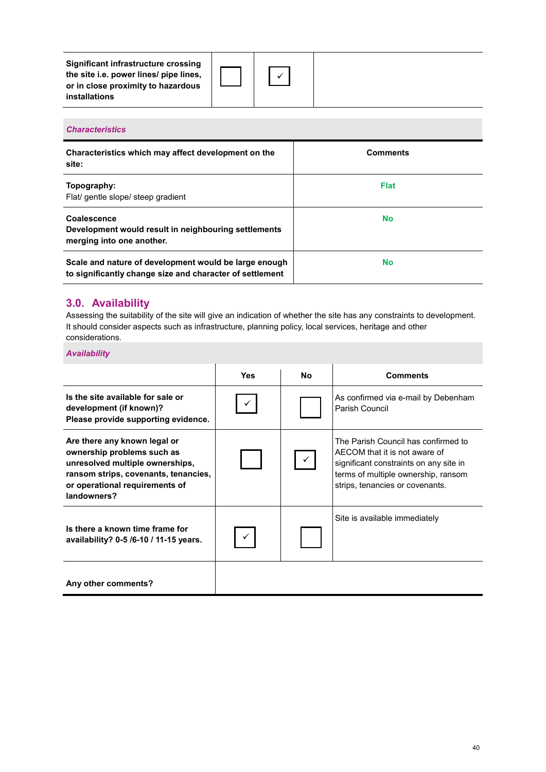| | | | |
|---|---|---|---|
| **Significant infrastructure crossing the site i.e. power lines/ pipe lines, or in close proximity to hazardous installations** | ☐ | ✓ | |

*Characteristics*

| Characteristics which may affect development on the site: | Comments |
|---|---|
| **Topography:** Flat/ gentle slope/ steep gradient | **Flat** |
| **Coalescence** **Development would result in neighbouring settlements merging into one another.** | **No** |
| **Scale and nature of development would be large enough to significantly change size and character of settlement** | **No** |

## 3.0. Availability

Assessing the suitability of the site will give an indication of whether the site has any constraints to development. It should consider aspects such as infrastructure, planning policy, local services, heritage and other considerations.

*Availability*

| | Yes | No | Comments |
|---|---|---|---|
| **Is the site available for sale or development (if known)? Please provide supporting evidence.** | ✓ | ☐ | As confirmed via e-mail by Debenham Parish Council |
| **Are there any known legal or ownership problems such as unresolved multiple ownerships, ransom strips, covenants, tenancies, or operational requirements of landowners?** | ☐ | ✓ | The Parish Council has confirmed to AECOM that it is not aware of significant constraints on any site in terms of multiple ownership, ransom strips, tenancies or covenants. |
| **Is there a known time frame for availability? 0-5 /6-10 / 11-15 years.** | ✓ | ☐ | Site is available immediately |
| **Any other comments?** | | | |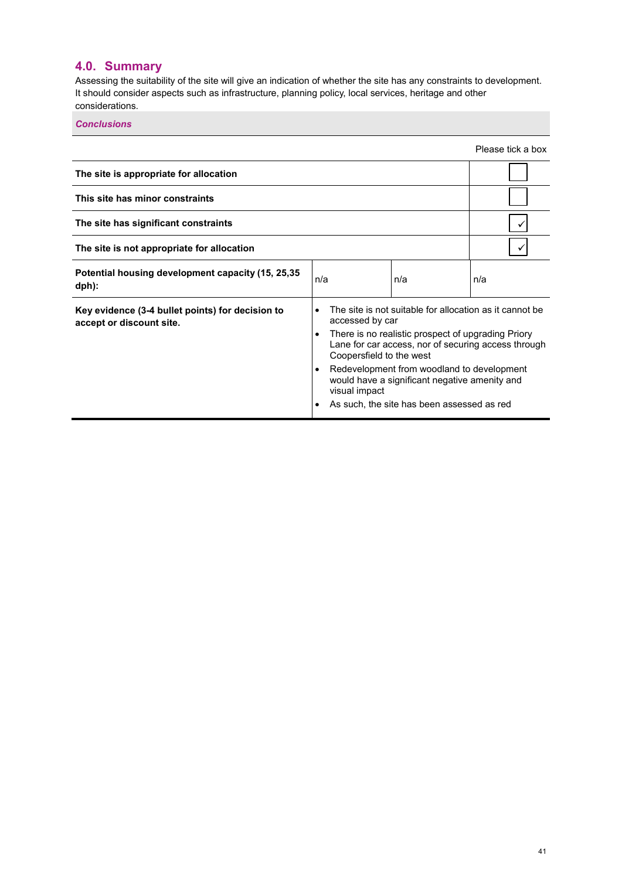## 4.0. Summary

Assessing the suitability of the site will give an indication of whether the site has any constraints to development. It should consider aspects such as infrastructure, planning policy, local services, heritage and other considerations.

***Conclusions***

| | | | Please tick a box |
|---|---|---|---|
| **The site is appropriate for allocation** | | | ☐ |
| **This site has minor constraints** | | | ☐ |
| **The site has significant constraints** | | | ✓ |
| **The site is not appropriate for allocation** | | | ✓ |
| **Potential housing development capacity (15, 25,35 dph):** | n/a | n/a | n/a |
| **Key evidence (3-4 bullet points) for decision to accept or discount site.** | • The site is not suitable for allocation as it cannot be accessed by car<br>• There is no realistic prospect of upgrading Priory Lane for car access, nor of securing access through Coopersfield to the west<br>• Redevelopment from woodland to development would have a significant negative amenity and visual impact<br>• As such, the site has been assessed as red | | |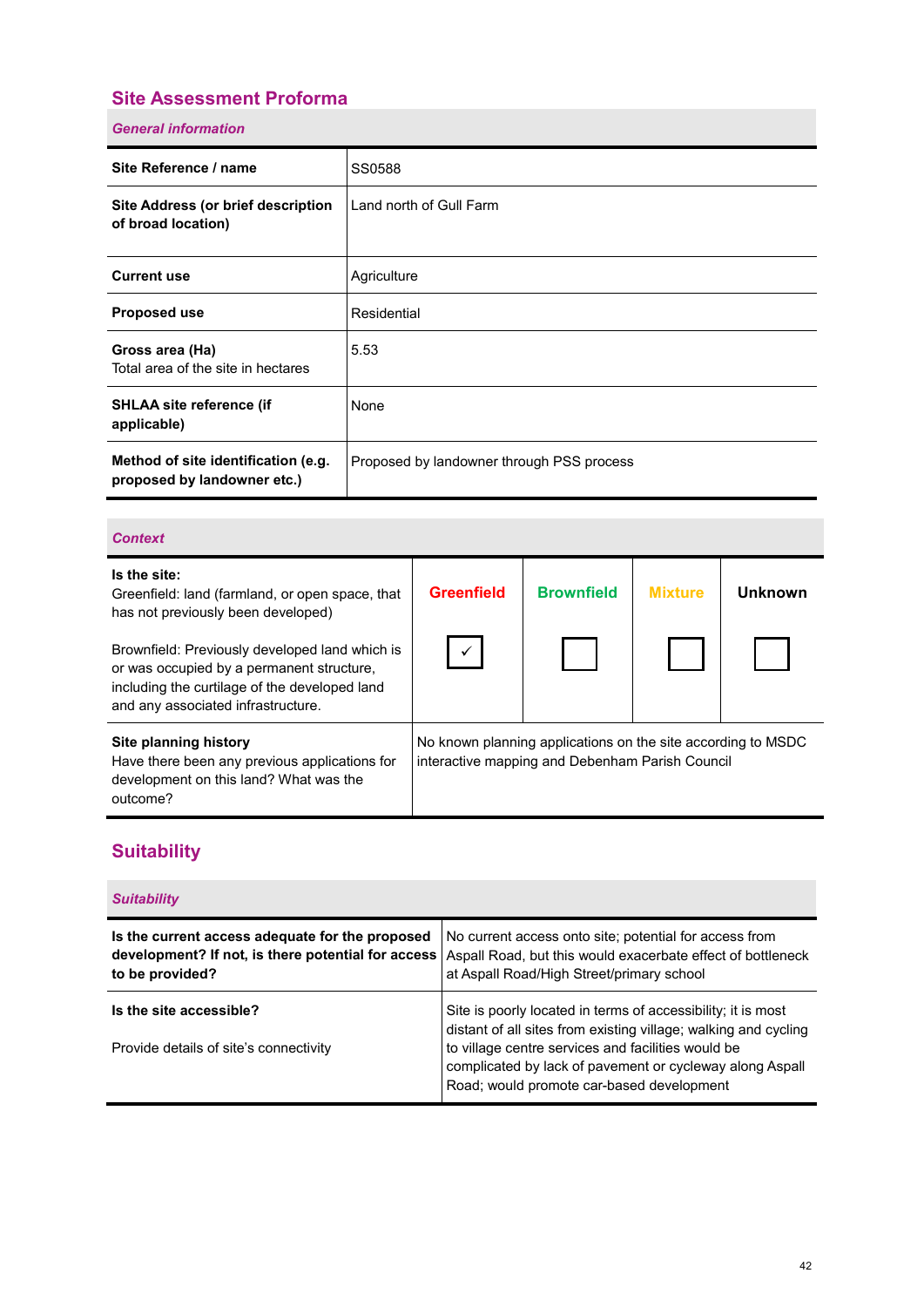## Site Assessment Proforma

### *General information*

| Site Reference / name | SS0588 |
|---|---|
| **Site Address (or brief description of broad location)** | Land north of Gull Farm |
| **Current use** | Agriculture |
| **Proposed use** | Residential |
| **Gross area (Ha)** Total area of the site in hectares | 5.53 |
| **SHLAA site reference (if applicable)** | None |
| **Method of site identification (e.g. proposed by landowner etc.)** | Proposed by landowner through PSS process |

### *Context*

| Is the site: | Greenfield | Brownfield | Mixture | Unknown |
|---|---|---|---|---|
| Greenfield: land (farmland, or open space, that has not previously been developed)<br><br>Brownfield: Previously developed land which is or was occupied by a permanent structure, including the curtilage of the developed land and any associated infrastructure. | ✓ | ☐ | ☐ | ☐ |
| **Site planning history** Have there been any previous applications for development on this land? What was the outcome? | No known planning applications on the site according to MSDC interactive mapping and Debenham Parish Council | | | |

## Suitability

### *Suitability*

| Is the current access adequate for the proposed development? If not, is there potential for access to be provided? | No current access onto site; potential for access from Aspall Road, but this would exacerbate effect of bottleneck at Aspall Road/High Street/primary school |
|---|---|
| **Is the site accessible?**<br><br>Provide details of site's connectivity | Site is poorly located in terms of accessibility; it is most distant of all sites from existing village; walking and cycling to village centre services and facilities would be complicated by lack of pavement or cycleway along Aspall Road; would promote car-based development |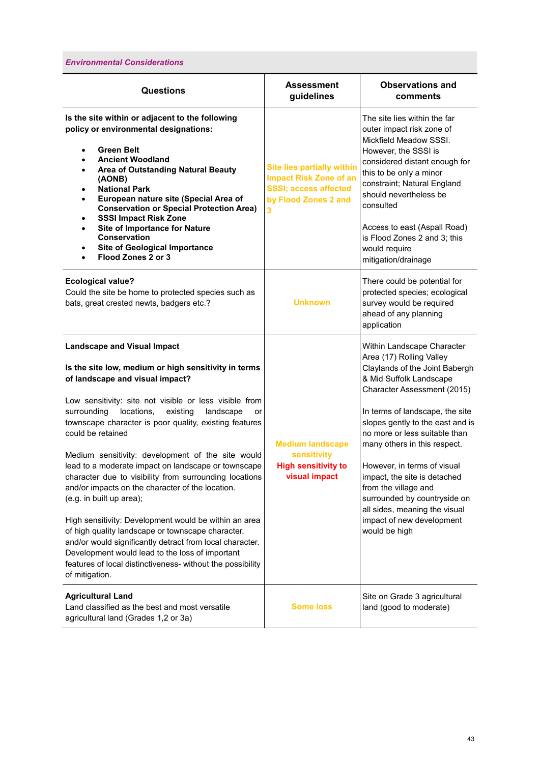*Environmental Considerations*

| Questions | Assessment guidelines | Observations and comments |
|---|---|---|
| **Is the site within or adjacent to the following policy or environmental designations:**<br><br>• **Green Belt**<br>• **Ancient Woodland**<br>• **Area of Outstanding Natural Beauty (AONB)**<br>• **National Park**<br>• **European nature site (Special Area of Conservation or Special Protection Area)**<br>• **SSSI Impact Risk Zone**<br>• **Site of Importance for Nature Conservation**<br>• **Site of Geological Importance**<br>• **Flood Zones 2 or 3** | **Site lies partially within Impact Risk Zone of an SSSI; access affected by Flood Zones 2 and 3** | The site lies within the far outer impact risk zone of Mickfield Meadow SSSI. However, the SSSI is considered distant enough for this to be only a minor constraint; Natural England should nevertheless be consulted<br><br>Access to east (Aspall Road) is Flood Zones 2 and 3; this would require mitigation/drainage |
| **Ecological value?**<br>Could the site be home to protected species such as bats, great crested newts, badgers etc.? | **Unknown** | There could be potential for protected species; ecological survey would be required ahead of any planning application |
| **Landscape and Visual Impact**<br><br>**Is the site low, medium or high sensitivity in terms of landscape and visual impact?**<br><br>Low sensitivity: site not visible or less visible from surrounding locations, existing landscape or townscape character is poor quality, existing features could be retained<br><br>Medium sensitivity: development of the site would lead to a moderate impact on landscape or townscape character due to visibility from surrounding locations and/or impacts on the character of the location. (e.g. in built up area);<br><br>High sensitivity: Development would be within an area of high quality landscape or townscape character, and/or would significantly detract from local character. Development would lead to the loss of important features of local distinctiveness- without the possibility of mitigation. | **Medium landscape sensitivity**<br>**High sensitivity to visual impact** | Within Landscape Character Area (17) Rolling Valley Claylands of the Joint Babergh & Mid Suffolk Landscape Character Assessment (2015)<br><br>In terms of landscape, the site slopes gently to the east and is no more or less suitable than many others in this respect.<br><br>However, in terms of visual impact, the site is detached from the village and surrounded by countryside on all sides, meaning the visual impact of new development would be high |
| **Agricultural Land**<br>Land classified as the best and most versatile agricultural land (Grades 1,2 or 3a) | **Some loss** | Site on Grade 3 agricultural land (good to moderate) |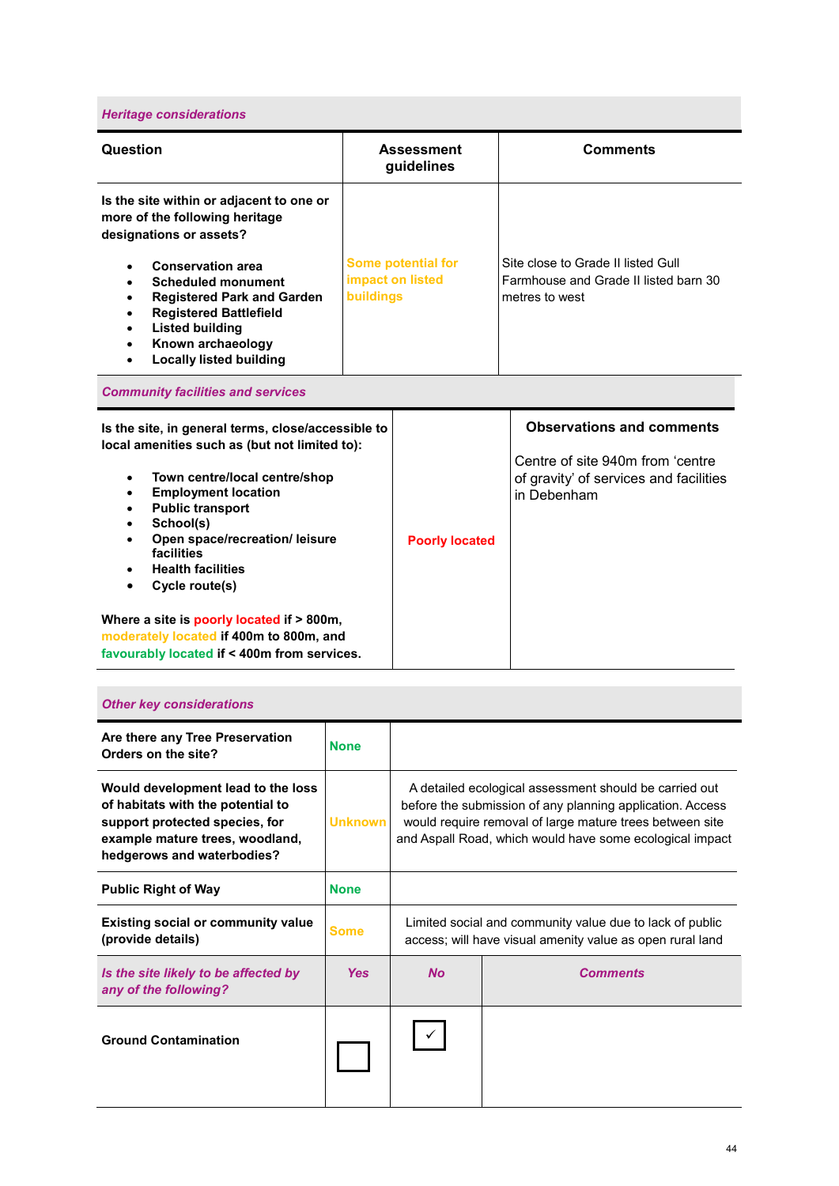### *Heritage considerations*

| Question | Assessment guidelines | Comments |
|---|---|---|
| **Is the site within or adjacent to one or more of the following heritage designations or assets?**<br><br>• **Conservation area**<br>• **Scheduled monument**<br>• **Registered Park and Garden**<br>• **Registered Battlefield**<br>• **Listed building**<br>• **Known archaeology**<br>• **Locally listed building** | Some potential for impact on listed buildings | Site close to Grade II listed Gull Farmhouse and Grade II listed barn 30 metres to west |

### *Community facilities and services*

| | | |
|---|---|---|
| **Is the site, in general terms, close/accessible to local amenities such as (but not limited to):**<br><br>• **Town centre/local centre/shop**<br>• **Employment location**<br>• **Public transport**<br>• **School(s)**<br>• **Open space/recreation/ leisure facilities**<br>• **Health facilities**<br>• **Cycle route(s)**<br><br>**Where a site is poorly located if > 800m, moderately located if 400m to 800m, and favourably located if < 400m from services.** | **Poorly located** | **Observations and comments**<br><br>Centre of site 940m from 'centre of gravity' of services and facilities in Debenham |

### *Other key considerations*

| | | |
|---|---|---|
| **Are there any Tree Preservation Orders on the site?** | **None** | |
| **Would development lead to the loss of habitats with the potential to support protected species, for example mature trees, woodland, hedgerows and waterbodies?** | **Unknown** | A detailed ecological assessment should be carried out before the submission of any planning application. Access would require removal of large mature trees between site and Aspall Road, which would have some ecological impact |
| **Public Right of Way** | **None** | |
| **Existing social or community value (provide details)** | **Some** | Limited social and community value due to lack of public access; will have visual amenity value as open rural land |

| ***Is the site likely to be affected by any of the following?*** | ***Yes*** | ***No*** | ***Comments*** |
|---|---|---|---|
| **Ground Contamination** | ☐ | ✓ | |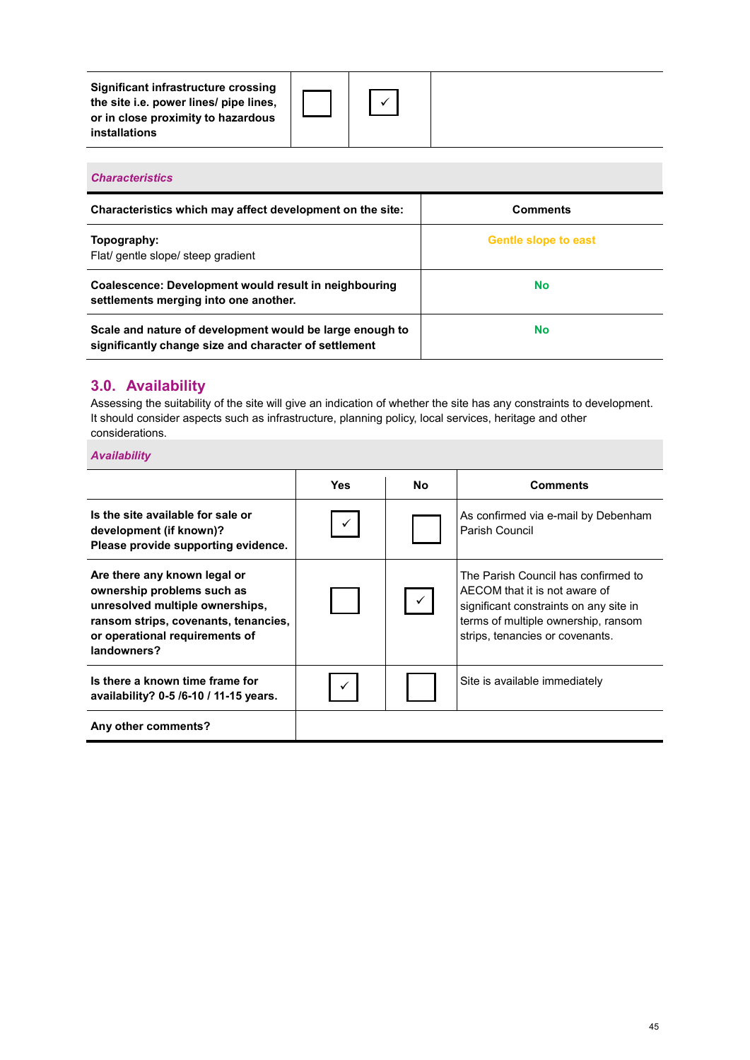| Significant infrastructure crossing the site i.e. power lines/ pipe lines, or in close proximity to hazardous installations | ☐ | ✓ | |
|---|---|---|---|

*Characteristics*

| Characteristics which may affect development on the site: | Comments |
|---|---|
| **Topography:** Flat/ gentle slope/ steep gradient | Gentle slope to east |
| **Coalescence: Development would result in neighbouring settlements merging into one another.** | No |
| **Scale and nature of development would be large enough to significantly change size and character of settlement** | No |

## 3.0. Availability

Assessing the suitability of the site will give an indication of whether the site has any constraints to development. It should consider aspects such as infrastructure, planning policy, local services, heritage and other considerations.

*Availability*

| | Yes | No | Comments |
|---|---|---|---|
| **Is the site available for sale or development (if known)? Please provide supporting evidence.** | ✓ | ☐ | As confirmed via e-mail by Debenham Parish Council |
| **Are there any known legal or ownership problems such as unresolved multiple ownerships, ransom strips, covenants, tenancies, or operational requirements of landowners?** | ☐ | ✓ | The Parish Council has confirmed to AECOM that it is not aware of significant constraints on any site in terms of multiple ownership, ransom strips, tenancies or covenants. |
| **Is there a known time frame for availability? 0-5 /6-10 / 11-15 years.** | ✓ | ☐ | Site is available immediately |
| **Any other comments?** | | | |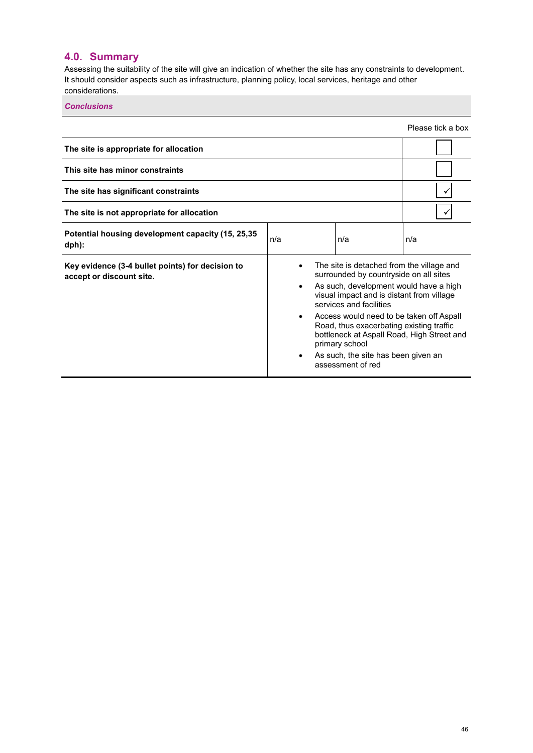## 4.0. Summary

Assessing the suitability of the site will give an indication of whether the site has any constraints to development. It should consider aspects such as infrastructure, planning policy, local services, heritage and other considerations.

***Conclusions***

| | | | Please tick a box |
|---|---|---|---|
| **The site is appropriate for allocation** | | | ☐ |
| **This site has minor constraints** | | | ☐ |
| **The site has significant constraints** | | | ✓ |
| **The site is not appropriate for allocation** | | | ✓ |
| **Potential housing development capacity (15, 25,35 dph):** | n/a | n/a | n/a |
| **Key evidence (3-4 bullet points) for decision to accept or discount site.** | • The site is detached from the village and surrounded by countryside on all sites<br>• As such, development would have a high visual impact and is distant from village services and facilities<br>• Access would need to be taken off Aspall Road, thus exacerbating existing traffic bottleneck at Aspall Road, High Street and primary school<br>• As such, the site has been given an assessment of red | | |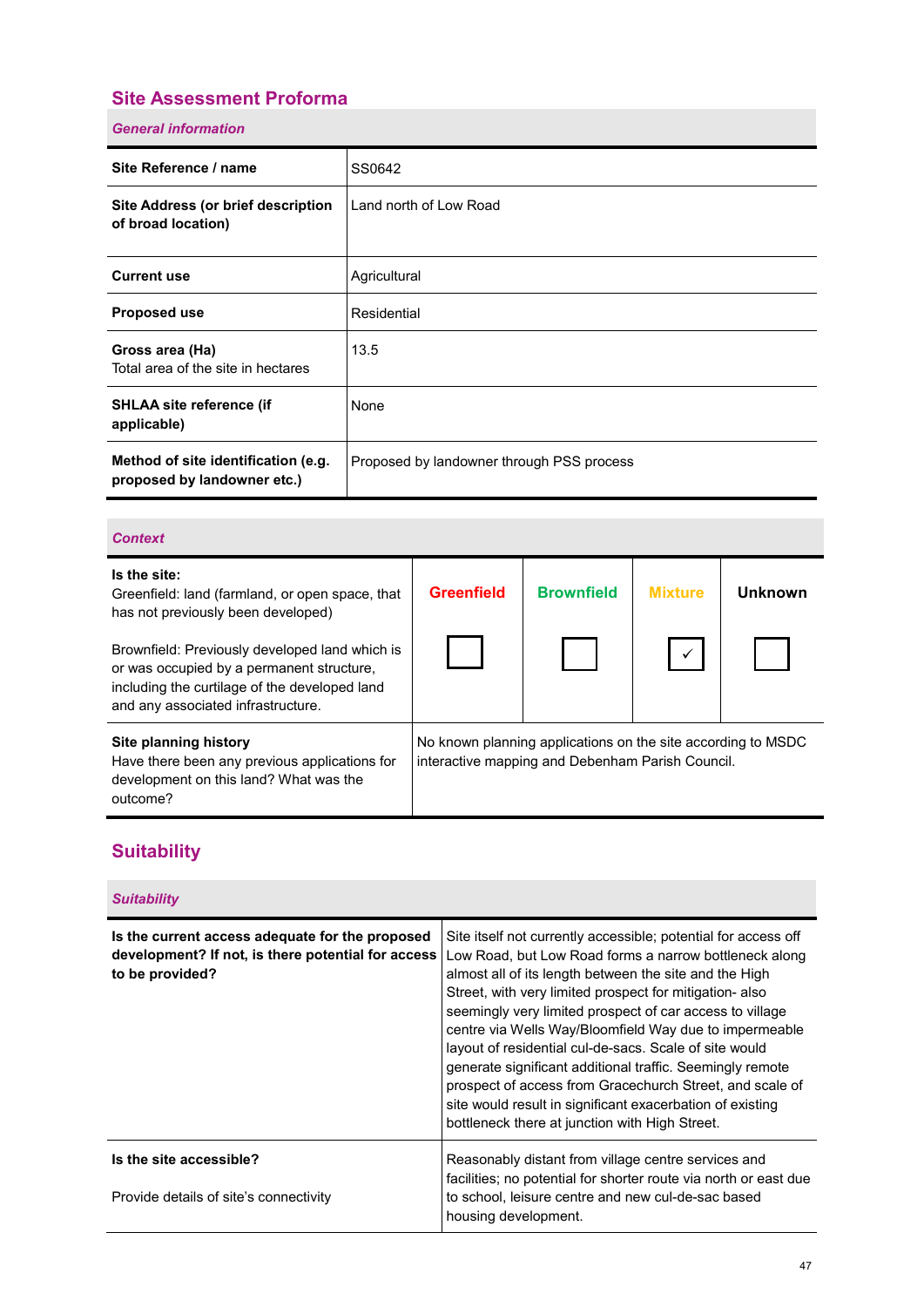## Site Assessment Proforma

### *General information*

| | |
|---|---|
| **Site Reference / name** | SS0642 |
| **Site Address (or brief description of broad location)** | Land north of Low Road |
| **Current use** | Agricultural |
| **Proposed use** | Residential |
| **Gross area (Ha)** Total area of the site in hectares | 13.5 |
| **SHLAA site reference (if applicable)** | None |
| **Method of site identification (e.g. proposed by landowner etc.)** | Proposed by landowner through PSS process |

### *Context*

| | Greenfield | Brownfield | Mixture | Unknown |
|---|---|---|---|---|
| **Is the site:** Greenfield: land (farmland, or open space, that has not previously been developed) Brownfield: Previously developed land which is or was occupied by a permanent structure, including the curtilage of the developed land and any associated infrastructure. | ☐ | ☐ | ☑ | ☐ |
| **Site planning history** Have there been any previous applications for development on the site? What was the outcome? | No known planning applications on the site according to MSDC interactive mapping and Debenham Parish Council. | | | |

## Suitability

### *Suitability*

| | |
|---|---|
| **Is the current access adequate for the proposed development? If not, is there potential for access to be provided?** | Site itself not currently accessible; potential for access off Low Road, but Low Road forms a narrow bottleneck along almost all of its length between the site and the High Street, with very limited prospect for mitigation- also seemingly very limited prospect of car access to village centre via Wells Way/Bloomfield Way due to impermeable layout of residential cul-de-sacs. Scale of site would generate significant additional traffic. Seemingly remote prospect of access from Gracechurch Street, and scale of site would result in significant exacerbation of existing bottleneck there at junction with High Street. |
| **Is the site accessible?** Provide details of site's connectivity | Reasonably distant from village centre services and facilities; no potential for shorter route via north or east due to school, leisure centre and new cul-de-sac based housing development. |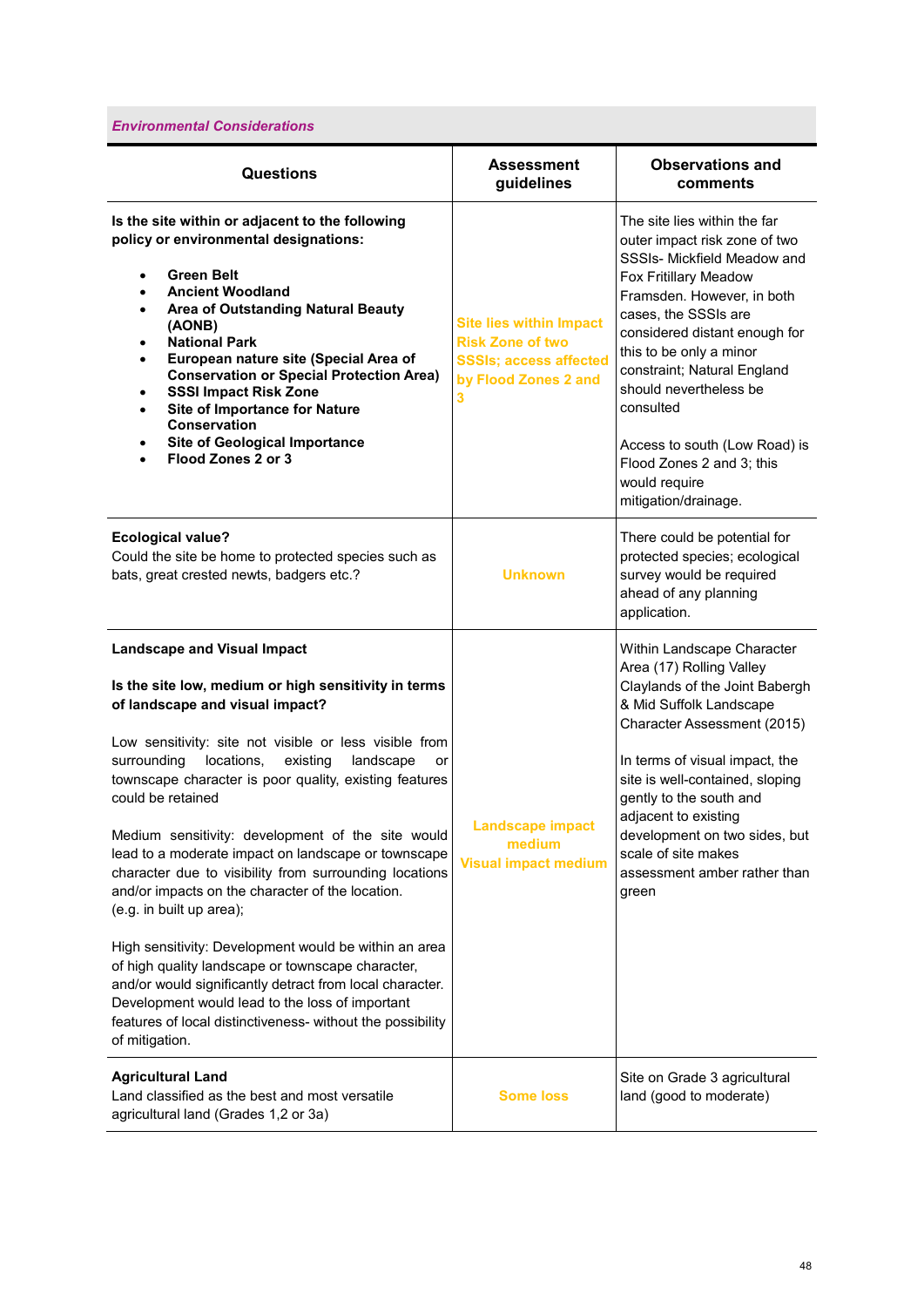***Environmental Considerations***

| Questions | Assessment guidelines | Observations and comments |
|---|---|---|
| **Is the site within or adjacent to the following policy or environmental designations:**<br>• **Green Belt**<br>• **Ancient Woodland**<br>• **Area of Outstanding Natural Beauty (AONB)**<br>• **National Park**<br>• **European nature site (Special Area of Conservation or Special Protection Area)**<br>• **SSSI Impact Risk Zone**<br>• **Site of Importance for Nature Conservation**<br>• **Site of Geological Importance**<br>• **Flood Zones 2 or 3** | **Site lies within Impact Risk Zone of two SSSIs; access affected by Flood Zones 2 and 3** | The site lies within the far outer impact risk zone of two SSSIs- Mickfield Meadow and Fox Fritillary Meadow Framsden. However, in both cases, the SSSIs are considered distant enough for this to be only a minor constraint; Natural England should nevertheless be consulted<br><br>Access to south (Low Road) is Flood Zones 2 and 3; this would require mitigation/drainage. |
| **Ecological value?**<br>Could the site be home to protected species such as bats, great crested newts, badgers etc.? | **Unknown** | There could be potential for protected species; ecological survey would be required ahead of any planning application. |
| **Landscape and Visual Impact**<br><br>**Is the site low, medium or high sensitivity in terms of landscape and visual impact?**<br><br>Low sensitivity: site not visible or less visible from surrounding locations, existing landscape or townscape character is poor quality, existing features could be retained<br><br>Medium sensitivity: development of the site would lead to a moderate impact on landscape or townscape character due to visibility from surrounding locations and/or impacts on the character of the location. (e.g. in built up area);<br><br>High sensitivity: Development would be within an area of high quality landscape or townscape character, and/or would significantly detract from local character. Development would lead to the loss of important features of local distinctiveness- without the possibility of mitigation. | **Landscape impact medium**<br>**Visual impact medium** | Within Landscape Character Area (17) Rolling Valley Claylands of the Joint Babergh & Mid Suffolk Landscape Character Assessment (2015)<br><br>In terms of visual impact, the site is well-contained, sloping gently to the south and adjacent to existing development on two sides, but scale of site makes assessment amber rather than green |
| **Agricultural Land**<br>Land classified as the best and most versatile agricultural land (Grades 1,2 or 3a) | **Some loss** | Site on Grade 3 agricultural land (good to moderate) |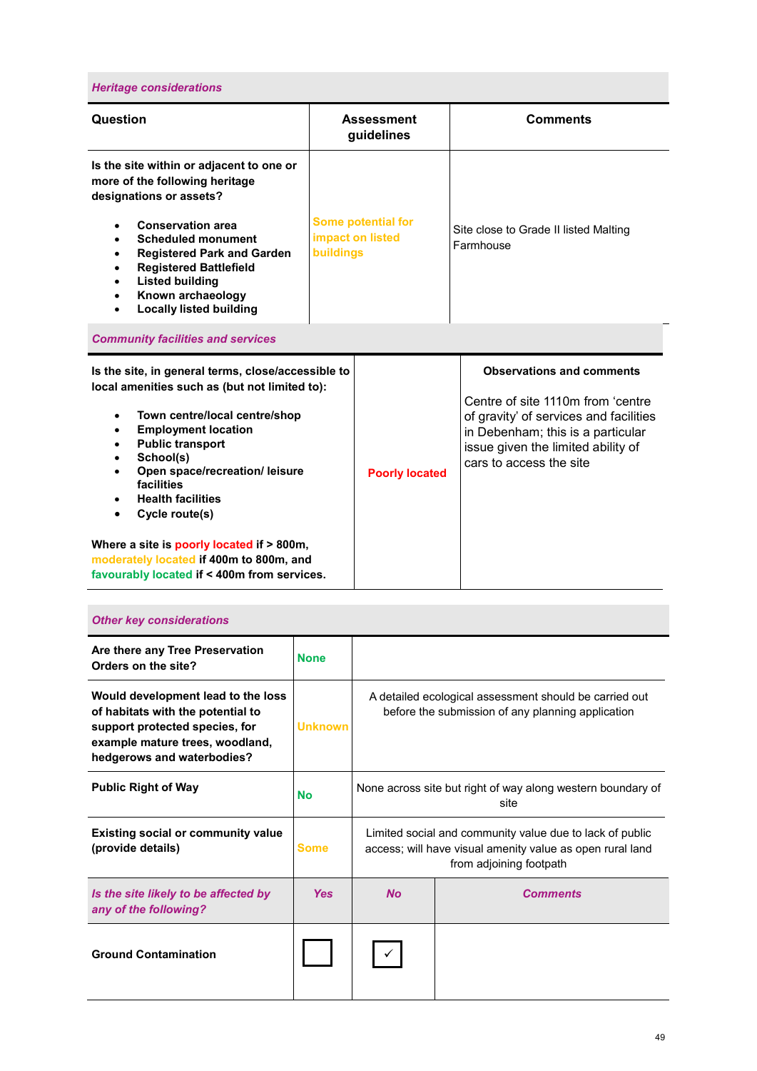### *Heritage considerations*

| Question | Assessment guidelines | Comments |
|---|---|---|
| **Is the site within or adjacent to one or more of the following heritage designations or assets?**<br><br>• **Conservation area**<br>• **Scheduled monument**<br>• **Registered Park and Garden**<br>• **Registered Battlefield**<br>• **Listed building**<br>• **Known archaeology**<br>• **Locally listed building** | Some potential for impact on listed buildings | Site close to Grade II listed Malting Farmhouse |

### *Community facilities and services*

| | | |
|---|---|---|
| **Is the site, in general terms, close/accessible to local amenities such as (but not limited to):**<br><br>• **Town centre/local centre/shop**<br>• **Employment location**<br>• **Public transport**<br>• **School(s)**<br>• **Open space/recreation/ leisure facilities**<br>• **Health facilities**<br>• **Cycle route(s)**<br><br>**Where a site is poorly located if > 800m, moderately located if 400m to 800m, and favourably located if < 400m from services.** | **Poorly located** | **Observations and comments**<br><br>Centre of site 1110m from 'centre of gravity' of services and facilities in Debenham; this is a particular issue given the limited ability of cars to access the site |

### *Other key considerations*

| | | | |
|---|---|---|---|
| **Are there any Tree Preservation Orders on the site?** | **None** | | |
| **Would development lead to the loss of habitats with the potential to support protected species, for example mature trees, woodland, hedgerows and waterbodies?** | **Unknown** | A detailed ecological assessment should be carried out before the submission of any planning application | |
| **Public Right of Way** | **No** | None across site but right of way along western boundary of site | |
| **Existing social or community value (provide details)** | **Some** | Limited social and community value due to lack of public access; will have visual amenity value as open rural land from adjoining footpath | |
| ***Is the site likely to be affected by any of the following?*** | ***Yes*** | ***No*** | ***Comments*** |
| **Ground Contamination** | ☐ | ✓ | |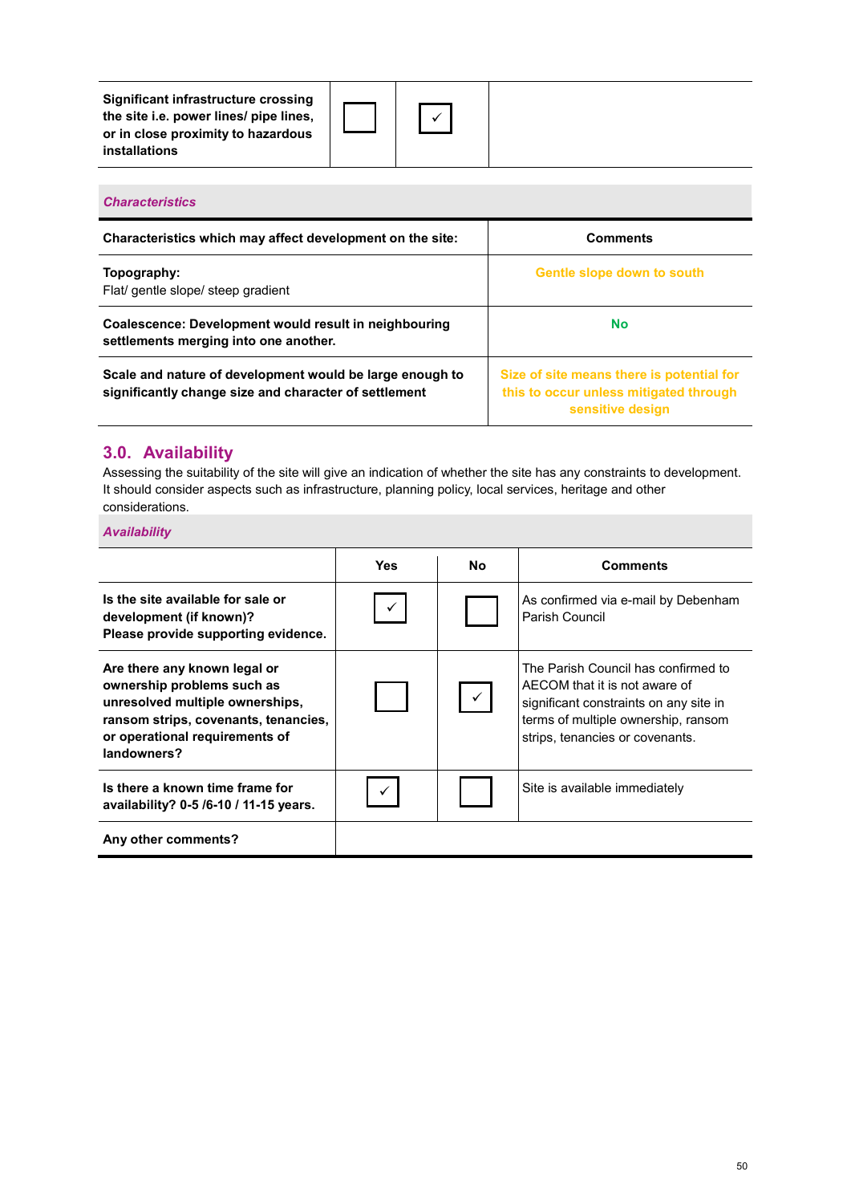| | | | |
|---|---|---|---|
| **Significant infrastructure crossing the site i.e. power lines/ pipe lines, or in close proximity to hazardous installations** | ☐ | ☑ | |

***Characteristics***

| **Characteristics which may affect development on the site:** | **Comments** |
|---|---|
| **Topography:** Flat/ gentle slope/ steep gradient | **Gentle slope down to south** |
| **Coalescence: Development would result in neighbouring settlements merging into one another.** | **No** |
| **Scale and nature of development would be large enough to significantly change size and character of settlement** | **Size of site means there is potential for this to occur unless mitigated through sensitive design** |

## 3.0. Availability

Assessing the suitability of the site will give an indication of whether the site has any constraints to development. It should consider aspects such as infrastructure, planning policy, local services, heritage and other considerations.

***Availability***

| | **Yes** | **No** | **Comments** |
|---|---|---|---|
| **Is the site available for sale or development (if known)? Please provide supporting evidence.** | ☑ | ☐ | As confirmed via e-mail by Debenham Parish Council |
| **Are there any known legal or ownership problems such as unresolved multiple ownerships, ransom strips, covenants, tenancies, or operational requirements of landowners?** | ☐ | ☑ | The Parish Council has confirmed to AECOM that it is not aware of significant constraints on any site in terms of multiple ownership, ransom strips, tenancies or covenants. |
| **Is there a known time frame for availability? 0-5 /6-10 / 11-15 years.** | ☑ | ☐ | Site is available immediately |
| **Any other comments?** | | | |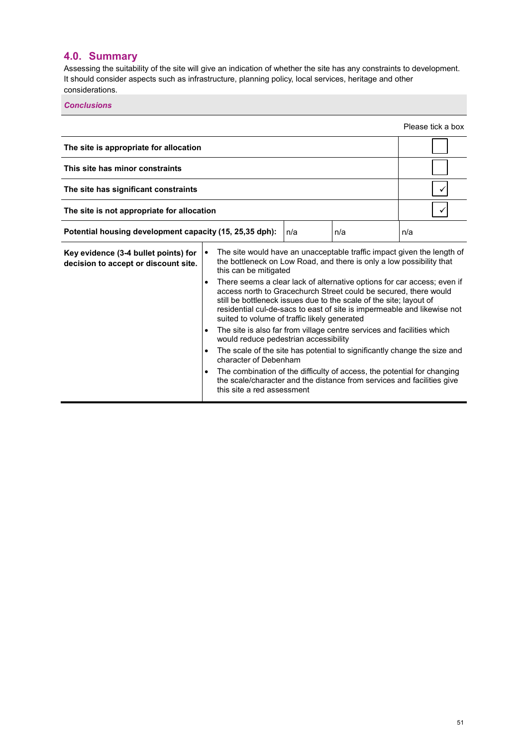## 4.0. Summary

Assessing the suitability of the site will give an indication of whether the site has any constraints to development. It should consider aspects such as infrastructure, planning policy, local services, heritage and other considerations.

***Conclusions***

| | | | Please tick a box |
|---|---|---|---|
| **The site is appropriate for allocation** | | | ☐ |
| **This site has minor constraints** | | | ☐ |
| **The site has significant constraints** | | | ✓ |
| **The site is not appropriate for allocation** | | | ✓ |
| **Potential housing development capacity (15, 25,35 dph):** | n/a | n/a | n/a |

| | |
|---|---|
| **Key evidence (3-4 bullet points) for decision to accept or discount site.** | • The site would have an unacceptable traffic impact given the length of the bottleneck on Low Road, and there is only a low possibility that this can be mitigated<br>• There seems a clear lack of alternative options for car access; even if access north to Gracechurch Street could be secured, there would still be bottleneck issues due to the scale of the site; layout of residential cul-de-sacs to east of site is impermeable and likewise not suited to volume of traffic likely generated<br>• The site is also far from village centre services and facilities which would reduce pedestrian accessibility<br>• The scale of the site has potential to significantly change the size and character of Debenham<br>• The combination of the difficulty of access, the potential for changing the scale/character and the distance from services and facilities give this site a red assessment |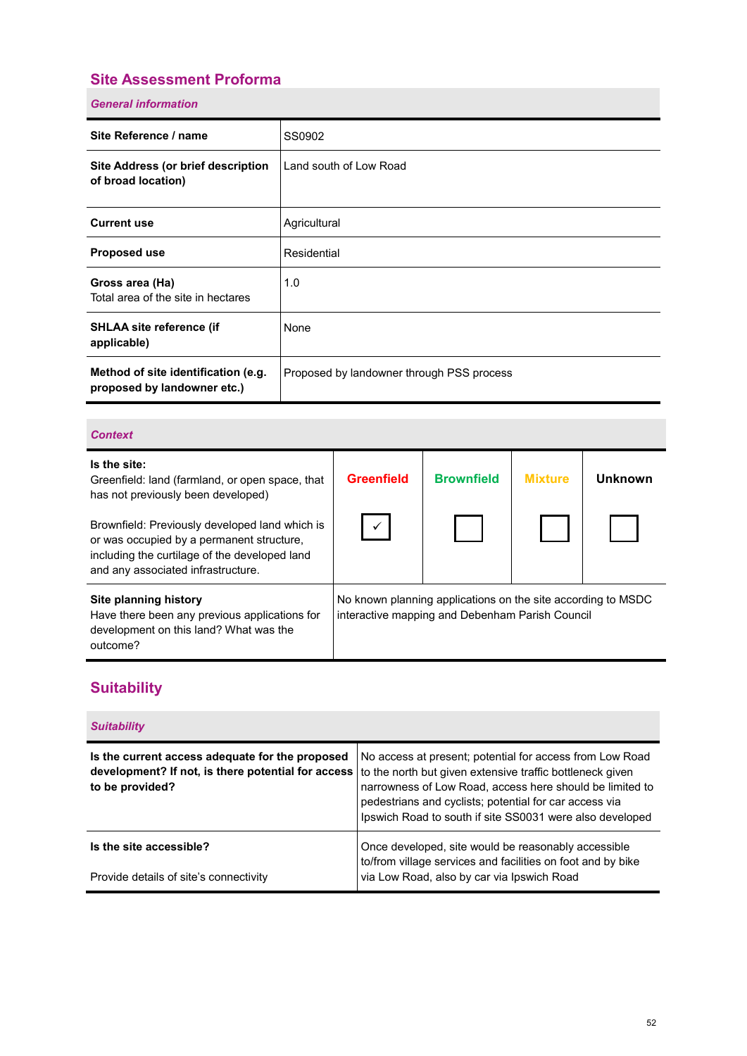## Site Assessment Proforma

### *General information*

| | |
|---|---|
| **Site Reference / name** | SS0902 |
| **Site Address (or brief description of broad location)** | Land south of Low Road |
| **Current use** | Agricultural |
| **Proposed use** | Residential |
| **Gross area (Ha)** Total area of the site in hectares | 1.0 |
| **SHLAA site reference (if applicable)** | None |
| **Method of site identification (e.g. proposed by landowner etc.)** | Proposed by landowner through PSS process |

### *Context*

| | Greenfield | Brownfield | Mixture | Unknown |
|---|---|---|---|---|
| **Is the site:** Greenfield: land (farmland, or open space, that has not previously been developed) Brownfield: Previously developed land which is or was occupied by a permanent structure, including the curtilage of the developed land and any associated infrastructure. | ✓ | ☐ | ☐ | ☐ |
| **Site planning history** Have there been any previous applications for development on this land? What was the outcome? | No known planning applications on the site according to MSDC interactive mapping and Debenham Parish Council | | | |

## Suitability

### *Suitability*

| | |
|---|---|
| **Is the current access adequate for the proposed development? If not, is there potential for access to be provided?** | No access at present; potential for access from Low Road to the north but given extensive traffic bottleneck given narrowness of Low Road, access here should be limited to pedestrians and cyclists; potential for car access via Ipswich Road to south if site SS0031 were also developed |
| **Is the site accessible?** Provide details of site's connectivity | Once developed, site would be reasonably accessible to/from village services and facilities on foot and by bike via Low Road, also by car via Ipswich Road |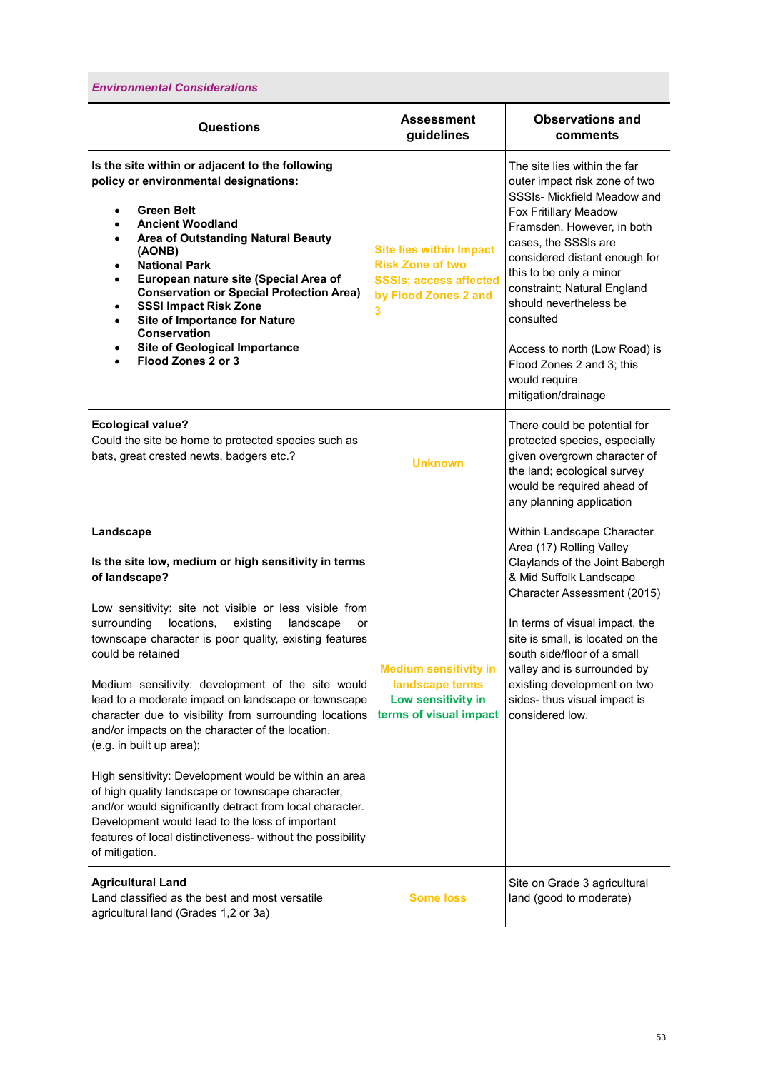***Environmental Considerations***

| Questions | Assessment guidelines | Observations and comments |
|---|---|---|
| **Is the site within or adjacent to the following policy or environmental designations:**<br><br>• **Green Belt**<br>• **Ancient Woodland**<br>• **Area of Outstanding Natural Beauty (AONB)**<br>• **National Park**<br>• **European nature site (Special Area of Conservation or Special Protection Area)**<br>• **SSSI Impact Risk Zone**<br>• **Site of Importance for Nature Conservation**<br>• **Site of Geological Importance**<br>• **Flood Zones 2 or 3** | **Site lies within Impact Risk Zone of two SSSIs; access affected by Flood Zones 2 and 3** | The site lies within the far outer impact risk zone of two SSSIs- Mickfield Meadow and Fox Fritillary Meadow Framsden. However, in both cases, the SSSIs are considered distant enough for this to be only a minor constraint; Natural England should nevertheless be consulted<br><br>Access to north (Low Road) is Flood Zones 2 and 3; this would require mitigation/drainage |
| **Ecological value?**<br>Could the site be home to protected species such as bats, great crested newts, badgers etc.? | **Unknown** | There could be potential for protected species, especially given overgrown character of the land; ecological survey would be required ahead of any planning application |
| **Landscape**<br><br>**Is the site low, medium or high sensitivity in terms of landscape?**<br><br>Low sensitivity: site not visible or less visible from surrounding locations, existing landscape or townscape character is poor quality, existing features could be retained<br><br>Medium sensitivity: development of the site would lead to a moderate impact on landscape or townscape character due to visibility from surrounding locations and/or impacts on the character of the location. (e.g. in built up area);<br><br>High sensitivity: Development would be within an area of high quality landscape or townscape character, and/or would significantly detract from local character. Development would lead to the loss of important features of local distinctiveness- without the possibility of mitigation. | **Medium sensitivity in landscape terms**<br>**Low sensitivity in terms of visual impact** | Within Landscape Character Area (17) Rolling Valley Claylands of the Joint Babergh & Mid Suffolk Landscape Character Assessment (2015)<br><br>In terms of visual impact, the site is small, is located on the south side/floor of a small valley and is surrounded by existing development on two sides- thus visual impact is considered low. |
| **Agricultural Land**<br>Land classified as the best and most versatile agricultural land (Grades 1,2 or 3a) | **Some loss** | Site on Grade 3 agricultural land (good to moderate) |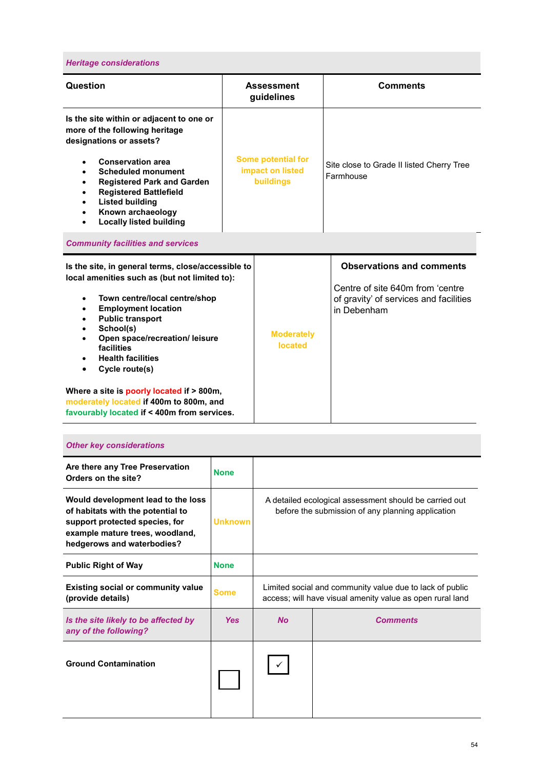### *Heritage considerations*

| Question | Assessment guidelines | Comments |
|---|---|---|
| **Is the site within or adjacent to one or more of the following heritage designations or assets?**<br><br>• **Conservation area**<br>• **Scheduled monument**<br>• **Registered Park and Garden**<br>• **Registered Battlefield**<br>• **Listed building**<br>• **Known archaeology**<br>• **Locally listed building** | Some potential for impact on listed buildings | Site close to Grade II listed Cherry Tree Farmhouse |

### *Community facilities and services*

| | | Observations and comments |
|---|---|---|
| **Is the site, in general terms, close/accessible to local amenities such as (but not limited to):**<br><br>• **Town centre/local centre/shop**<br>• **Employment location**<br>• **Public transport**<br>• **School(s)**<br>• **Open space/recreation/ leisure facilities**<br>• **Health facilities**<br>• **Cycle route(s)**<br><br>**Where a site is poorly located if > 800m, moderately located if 400m to 800m, and favourably located if < 400m from services.** | Moderately located | Centre of site 640m from 'centre of gravity' of services and facilities in Debenham |

### *Other key considerations*

| | | | |
|---|---|---|---|
| **Are there any Tree Preservation Orders on the site?** | None | | |
| **Would development lead to the loss of habitats with the potential to support protected species, for example mature trees, woodland, hedgerows and waterbodies?** | Unknown | A detailed ecological assessment should be carried out before the submission of any planning application | |
| **Public Right of Way** | None | | |
| **Existing social or community value (provide details)** | Some | Limited social and community value due to lack of public access; will have visual amenity value as open rural land | |
| ***Is the site likely to be affected by any of the following?*** | ***Yes*** | ***No*** | ***Comments*** |
| **Ground Contamination** | ☐ | ✓ | |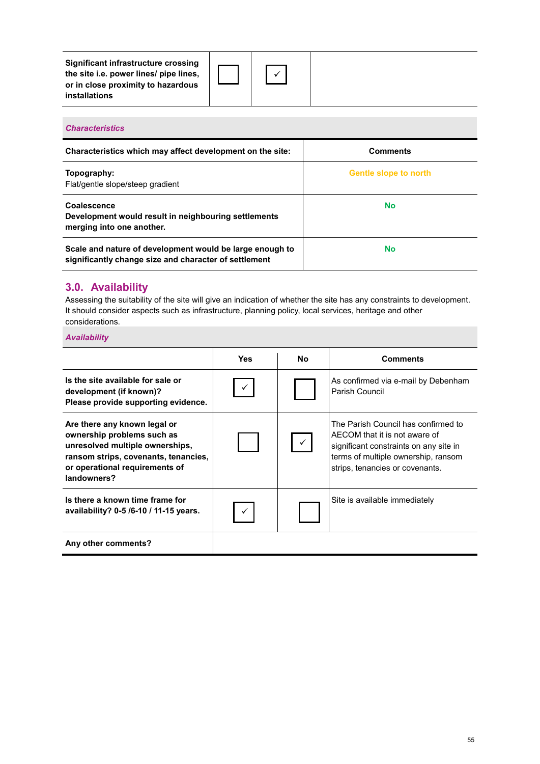| | | | |
|---|---|---|---|
| **Significant infrastructure crossing the site i.e. power lines/ pipe lines, or in close proximity to hazardous installations** | ☐ | ☑ | |

***Characteristics***

| **Characteristics which may affect development on the site:** | **Comments** |
|---|---|
| **Topography:**<br>Flat/gentle slope/steep gradient | Gentle slope to north |
| **Coalescence**<br>**Development would result in neighbouring settlements merging into one another.** | No |
| **Scale and nature of development would be large enough to significantly change size and character of settlement** | No |

## 3.0. Availability

Assessing the suitability of the site will give an indication of whether the site has any constraints to development. It should consider aspects such as infrastructure, planning policy, local services, heritage and other considerations.

***Availability***

| | **Yes** | **No** | **Comments** |
|---|---|---|---|
| **Is the site available for sale or development (if known)? Please provide supporting evidence.** | ☑ | ☐ | As confirmed via e-mail by Debenham Parish Council |
| **Are there any known legal or ownership problems such as unresolved multiple ownerships, ransom strips, covenants, tenancies, or operational requirements of landowners?** | ☐ | ☑ | The Parish Council has confirmed to AECOM that it is not aware of significant constraints on any site in terms of multiple ownership, ransom strips, tenancies or covenants. |
| **Is there a known time frame for availability? 0-5 /6-10 / 11-15 years.** | ☑ | ☐ | Site is available immediately |
| **Any other comments?** | | | |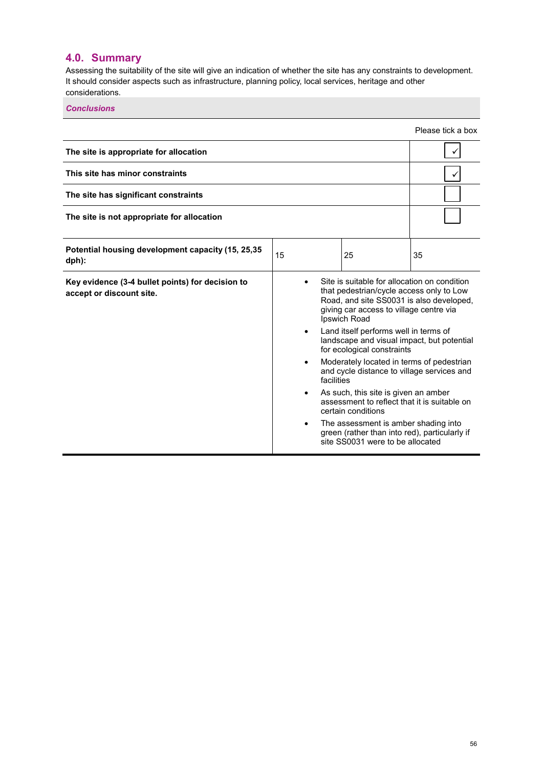## 4.0. Summary

Assessing the suitability of the site will give an indication of whether the site has any constraints to development. It should consider aspects such as infrastructure, planning policy, local services, heritage and other considerations.

***Conclusions***

| | Please tick a box |
|---|---|
| **The site is appropriate for allocation** | ✓ |
| **This site has minor constraints** | ✓ |
| **The site has significant constraints** | |
| **The site is not appropriate for allocation** | |

| **Potential housing development capacity (15, 25,35 dph):** | 15 | 25 | 35 |
|---|---|---|---|

**Key evidence (3-4 bullet points) for decision to accept or discount site.**

- Site is suitable for allocation on condition that pedestrian/cycle access only to Low Road, and site SS0031 is also developed, giving car access to village centre via Ipswich Road
- Land itself performs well in terms of landscape and visual impact, but potential for ecological constraints
- Moderately located in terms of pedestrian and cycle distance to village services and facilities
- As such, this site is given an amber assessment to reflect that it is suitable on certain conditions
- The assessment is amber shading into green (rather than into red), particularly if site SS0031 were to be allocated